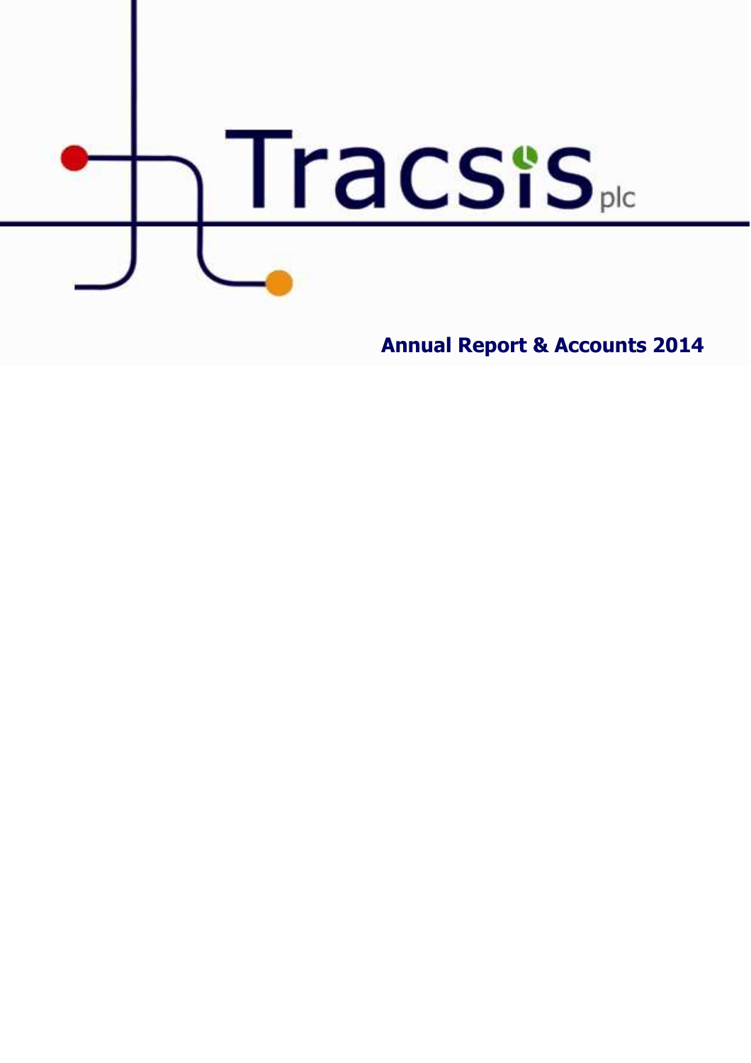# Tracsis plc

## Annual Report & Accounts 2014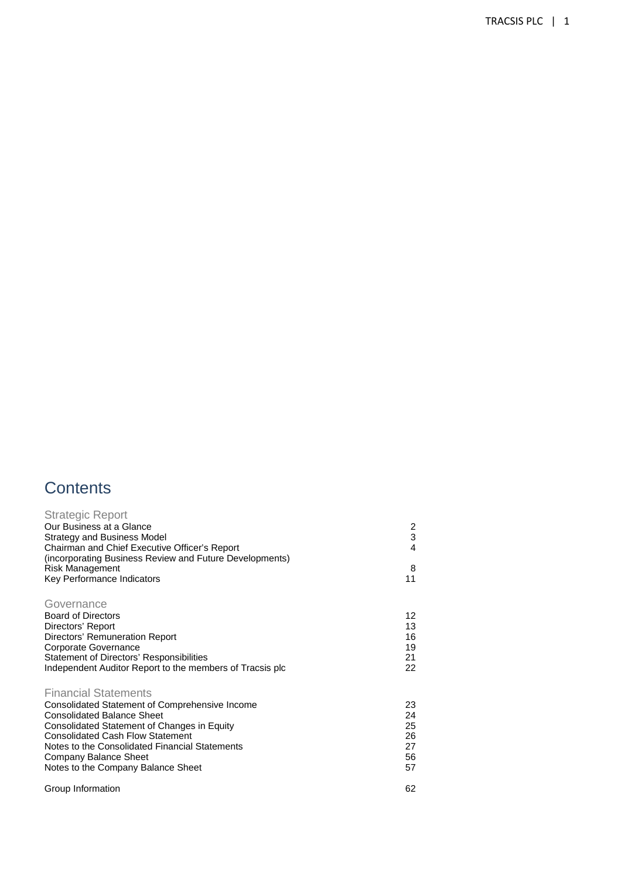# Contents

## Strategic Report

| | |
|---|---|
| Our Business at a Glance | 2 |
| Strategy and Business Model | 3 |
| Chairman and Chief Executive Officer's Report (incorporating Business Review and Future Developments) | 4 |
| Risk Management | 8 |
| Key Performance Indicators | 11 |

## Governance

| | |
|---|---|
| Board of Directors | 12 |
| Directors' Report | 13 |
| Directors' Remuneration Report | 16 |
| Corporate Governance | 19 |
| Statement of Directors' Responsibilities | 21 |
| Independent Auditor Report to the members of Tracsis plc | 22 |

## Financial Statements

| | |
|---|---|
| Consolidated Statement of Comprehensive Income | 23 |
| Consolidated Balance Sheet | 24 |
| Consolidated Statement of Changes in Equity | 25 |
| Consolidated Cash Flow Statement | 26 |
| Notes to the Consolidated Financial Statements | 27 |
| Company Balance Sheet | 56 |
| Notes to the Company Balance Sheet | 57 |

| | |
|---|---|
| Group Information | 62 |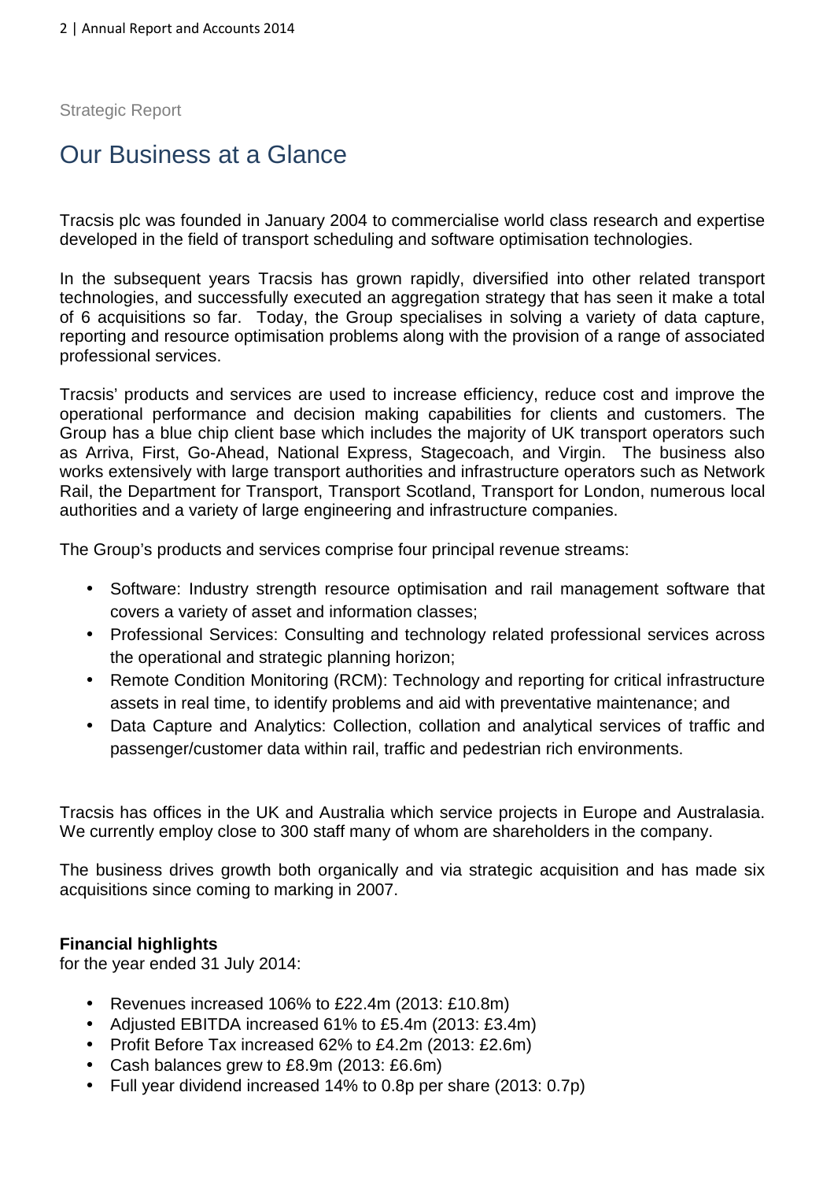Strategic Report

# Our Business at a Glance

Tracsis plc was founded in January 2004 to commercialise world class research and expertise developed in the field of transport scheduling and software optimisation technologies.

In the subsequent years Tracsis has grown rapidly, diversified into other related transport technologies, and successfully executed an aggregation strategy that has seen it make a total of 6 acquisitions so far. Today, the Group specialises in solving a variety of data capture, reporting and resource optimisation problems along with the provision of a range of associated professional services.

Tracsis' products and services are used to increase efficiency, reduce cost and improve the operational performance and decision making capabilities for clients and customers. The Group has a blue chip client base which includes the majority of UK transport operators such as Arriva, First, Go-Ahead, National Express, Stagecoach, and Virgin. The business also works extensively with large transport authorities and infrastructure operators such as Network Rail, the Department for Transport, Transport Scotland, Transport for London, numerous local authorities and a variety of large engineering and infrastructure companies.

The Group's products and services comprise four principal revenue streams:

- Software: Industry strength resource optimisation and rail management software that covers a variety of asset and information classes;
- Professional Services: Consulting and technology related professional services across the operational and strategic planning horizon;
- Remote Condition Monitoring (RCM): Technology and reporting for critical infrastructure assets in real time, to identify problems and aid with preventative maintenance; and
- Data Capture and Analytics: Collection, collation and analytical services of traffic and passenger/customer data within rail, traffic and pedestrian rich environments.

Tracsis has offices in the UK and Australia which service projects in Europe and Australasia. We currently employ close to 300 staff many of whom are shareholders in the company.

The business drives growth both organically and via strategic acquisition and has made six acquisitions since coming to marking in 2007.

**Financial highlights**
for the year ended 31 July 2014:

- Revenues increased 106% to £22.4m (2013: £10.8m)
- Adjusted EBITDA increased 61% to £5.4m (2013: £3.4m)
- Profit Before Tax increased 62% to £4.2m (2013: £2.6m)
- Cash balances grew to £8.9m (2013: £6.6m)
- Full year dividend increased 14% to 0.8p per share (2013: 0.7p)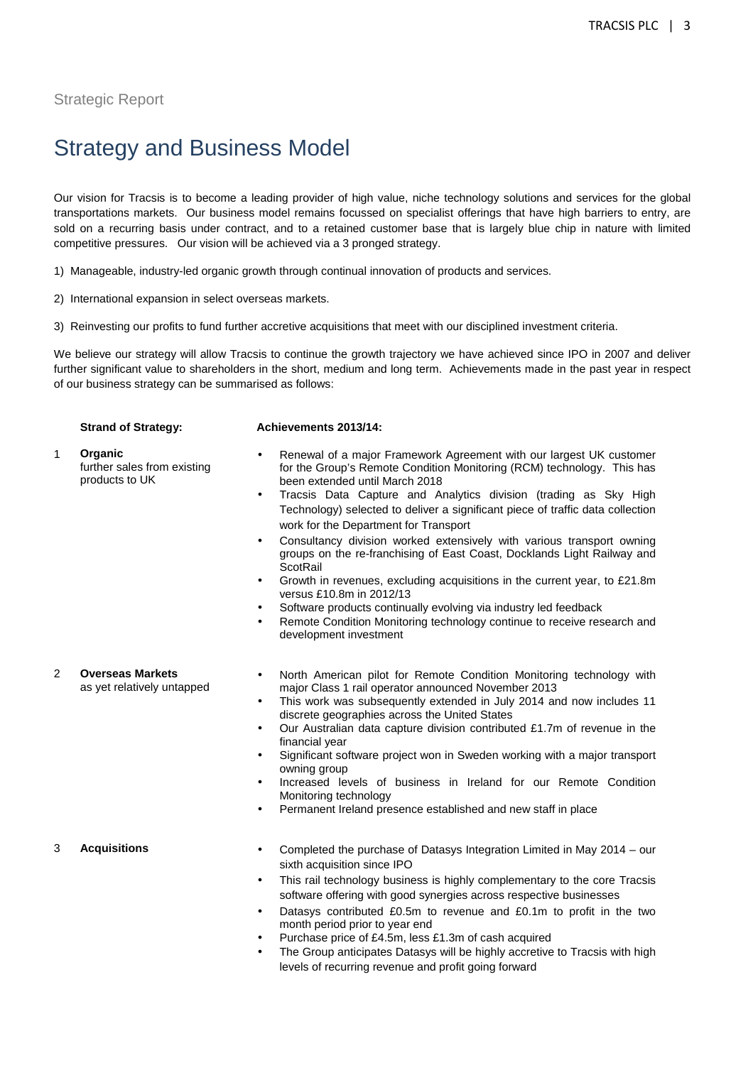Strategic Report

# Strategy and Business Model

Our vision for Tracsis is to become a leading provider of high value, niche technology solutions and services for the global transportations markets. Our business model remains focussed on specialist offerings that have high barriers to entry, are sold on a recurring basis under contract, and to a retained customer base that is largely blue chip in nature with limited competitive pressures. Our vision will be achieved via a 3 pronged strategy.

1) Manageable, industry-led organic growth through continual innovation of products and services.

2) International expansion in select overseas markets.

3) Reinvesting our profits to fund further accretive acquisitions that meet with our disciplined investment criteria.

We believe our strategy will allow Tracsis to continue the growth trajectory we have achieved since IPO in 2007 and deliver further significant value to shareholders in the short, medium and long term. Achievements made in the past year in respect of our business strategy can be summarised as follows:

| | **Strand of Strategy:** | **Achievements 2013/14:** |
|---|---|---|
| 1 | **Organic** further sales from existing products to UK | • Renewal of a major Framework Agreement with our largest UK customer for the Group's Remote Condition Monitoring (RCM) technology. This has been extended until March 2018<br>• Tracsis Data Capture and Analytics division (trading as Sky High Technology) selected to deliver a significant piece of traffic data collection work for the Department for Transport<br>• Consultancy division worked extensively with various transport owning groups on the re-franchising of East Coast, Docklands Light Railway and ScotRail<br>• Growth in revenues, excluding acquisitions in the current year, to £21.8m versus £10.8m in 2012/13<br>• Software products continually evolving via industry led feedback<br>• Remote Condition Monitoring technology continue to receive research and development investment |
| 2 | **Overseas Markets** as yet relatively untapped | • North American pilot for Remote Condition Monitoring technology with major Class 1 rail operator announced November 2013<br>• This work was subsequently extended in July 2014 and now includes 11 discrete geographies across the United States<br>• Our Australian data capture division contributed £1.7m of revenue in the financial year<br>• Significant software project won in Sweden working with a major transport owning group<br>• Increased levels of business in Ireland for our Remote Condition Monitoring technology<br>• Permanent Ireland presence established and new staff in place |
| 3 | **Acquisitions** | • Completed the purchase of Datasys Integration Limited in May 2014 – our sixth acquisition since IPO<br>• This rail technology business is highly complementary to the core Tracsis software offering with good synergies across respective businesses<br>• Datasys contributed £0.5m to revenue and £0.1m to profit in the two month period prior to year end<br>• Purchase price of £4.5m, less £1.3m of cash acquired<br>• The Group anticipates Datasys will be highly accretive to Tracsis with high levels of recurring revenue and profit going forward |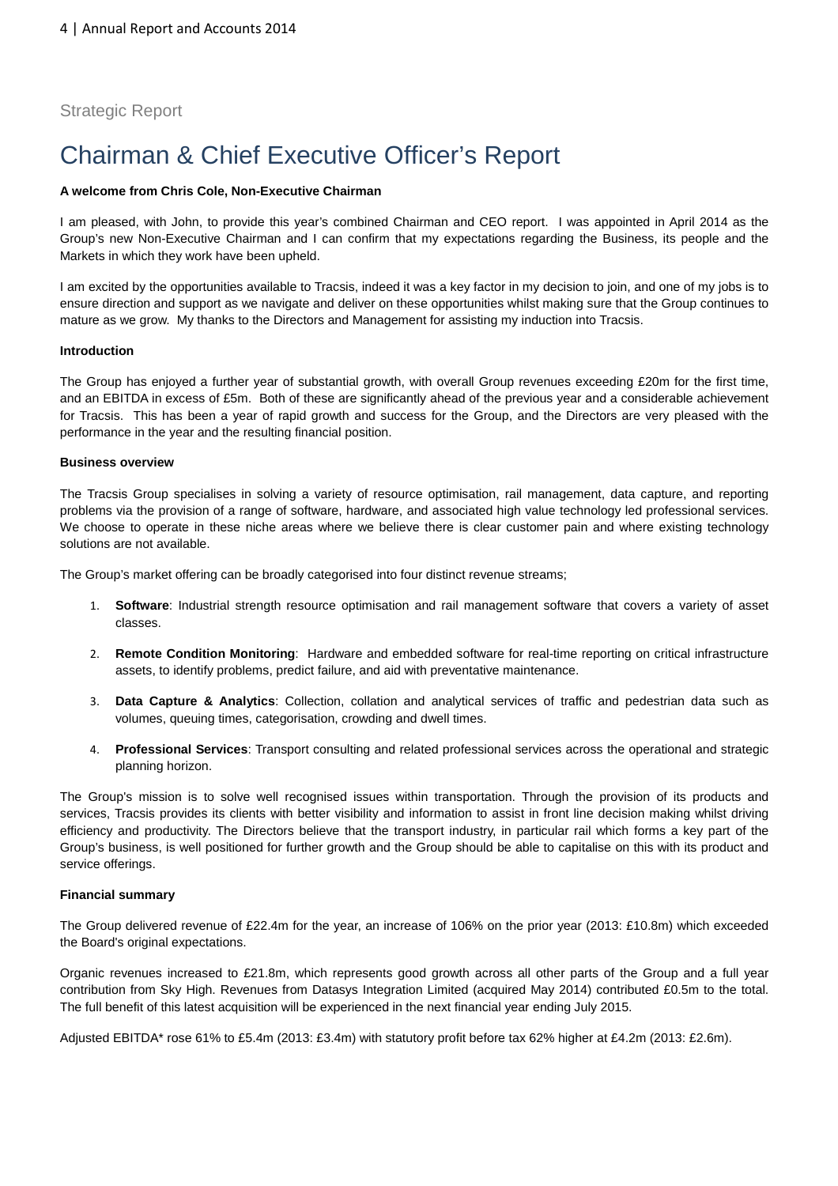Strategic Report

# Chairman & Chief Executive Officer's Report

**A welcome from Chris Cole, Non-Executive Chairman**

I am pleased, with John, to provide this year's combined Chairman and CEO report. I was appointed in April 2014 as the Group's new Non-Executive Chairman and I can confirm that my expectations regarding the Business, its people and the Markets in which they work have been upheld.

I am excited by the opportunities available to Tracsis, indeed it was a key factor in my decision to join, and one of my jobs is to ensure direction and support as we navigate and deliver on these opportunities whilst making sure that the Group continues to mature as we grow. My thanks to the Directors and Management for assisting my induction into Tracsis.

**Introduction**

The Group has enjoyed a further year of substantial growth, with overall Group revenues exceeding £20m for the first time, and an EBITDA in excess of £5m. Both of these are significantly ahead of the previous year and a considerable achievement for Tracsis. This has been a year of rapid growth and success for the Group, and the Directors are very pleased with the performance in the year and the resulting financial position.

**Business overview**

The Tracsis Group specialises in solving a variety of resource optimisation, rail management, data capture, and reporting problems via the provision of a range of software, hardware, and associated high value technology led professional services. We choose to operate in these niche areas where we believe there is clear customer pain and where existing technology solutions are not available.

The Group's market offering can be broadly categorised into four distinct revenue streams;

1. **Software**: Industrial strength resource optimisation and rail management software that covers a variety of asset classes.
2. **Remote Condition Monitoring**: Hardware and embedded software for real-time reporting on critical infrastructure assets, to identify problems, predict failure, and aid with preventative maintenance.
3. **Data Capture & Analytics**: Collection, collation and analytical services of traffic and pedestrian data such as volumes, queuing times, categorisation, crowding and dwell times.
4. **Professional Services**: Transport consulting and related professional services across the operational and strategic planning horizon.

The Group's mission is to solve well recognised issues within transportation. Through the provision of its products and services, Tracsis provides its clients with better visibility and information to assist in front line decision making whilst driving efficiency and productivity. The Directors believe that the transport industry, in particular rail which forms a key part of the Group's business, is well positioned for further growth and the Group should be able to capitalise on this with its product and service offerings.

**Financial summary**

The Group delivered revenue of £22.4m for the year, an increase of 106% on the prior year (2013: £10.8m) which exceeded the Board's original expectations.

Organic revenues increased to £21.8m, which represents good growth across all other parts of the Group and a full year contribution from Sky High. Revenues from Datasys Integration Limited (acquired May 2014) contributed £0.5m to the total. The full benefit of this latest acquisition will be experienced in the next financial year ending July 2015.

Adjusted EBITDA* rose 61% to £5.4m (2013: £3.4m) with statutory profit before tax 62% higher at £4.2m (2013: £2.6m).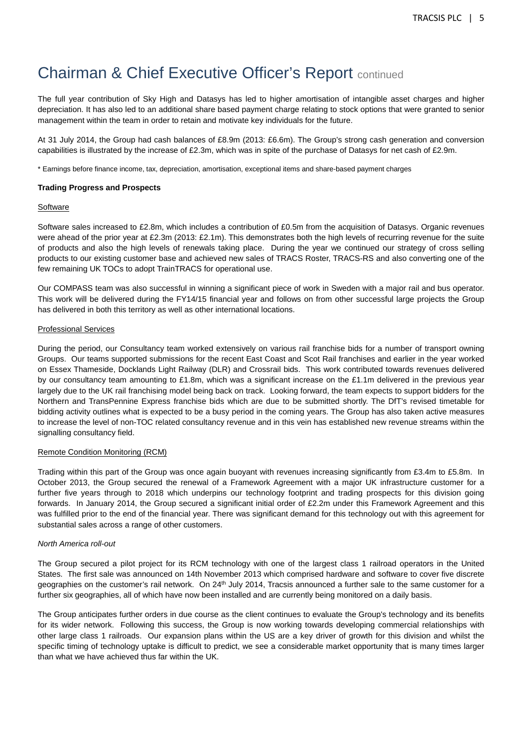# Chairman & Chief Executive Officer's Report continued

The full year contribution of Sky High and Datasys has led to higher amortisation of intangible asset charges and higher depreciation. It has also led to an additional share based payment charge relating to stock options that were granted to senior management within the team in order to retain and motivate key individuals for the future.

At 31 July 2014, the Group had cash balances of £8.9m (2013: £6.6m). The Group's strong cash generation and conversion capabilities is illustrated by the increase of £2.3m, which was in spite of the purchase of Datasys for net cash of £2.9m.

\* Earnings before finance income, tax, depreciation, amortisation, exceptional items and share-based payment charges

**Trading Progress and Prospects**

Software

Software sales increased to £2.8m, which includes a contribution of £0.5m from the acquisition of Datasys. Organic revenues were ahead of the prior year at £2.3m (2013: £2.1m). This demonstrates both the high levels of recurring revenue for the suite of products and also the high levels of renewals taking place. During the year we continued our strategy of cross selling products to our existing customer base and achieved new sales of TRACS Roster, TRACS-RS and also converting one of the few remaining UK TOCs to adopt TrainTRACS for operational use.

Our COMPASS team was also successful in winning a significant piece of work in Sweden with a major rail and bus operator. This work will be delivered during the FY14/15 financial year and follows on from other successful large projects the Group has delivered in both this territory as well as other international locations.

Professional Services

During the period, our Consultancy team worked extensively on various rail franchise bids for a number of transport owning Groups. Our teams supported submissions for the recent East Coast and Scot Rail franchises and earlier in the year worked on Essex Thameside, Docklands Light Railway (DLR) and Crossrail bids. This work contributed towards revenues delivered by our consultancy team amounting to £1.8m, which was a significant increase on the £1.1m delivered in the previous year largely due to the UK rail franchising model being back on track. Looking forward, the team expects to support bidders for the Northern and TransPennine Express franchise bids which are due to be submitted shortly. The DfT's revised timetable for bidding activity outlines what is expected to be a busy period in the coming years. The Group has also taken active measures to increase the level of non-TOC related consultancy revenue and in this vein has established new revenue streams within the signalling consultancy field.

Remote Condition Monitoring (RCM)

Trading within this part of the Group was once again buoyant with revenues increasing significantly from £3.4m to £5.8m. In October 2013, the Group secured the renewal of a Framework Agreement with a major UK infrastructure customer for a further five years through to 2018 which underpins our technology footprint and trading prospects for this division going forwards. In January 2014, the Group secured a significant initial order of £2.2m under this Framework Agreement and this was fulfilled prior to the end of the financial year. There was significant demand for this technology out with this agreement for substantial sales across a range of other customers.

*North America roll-out*

The Group secured a pilot project for its RCM technology with one of the largest class 1 railroad operators in the United States. The first sale was announced on 14th November 2013 which comprised hardware and software to cover five discrete geographies on the customer's rail network. On 24th July 2014, Tracsis announced a further sale to the same customer for a further six geographies, all of which have now been installed and are currently being monitored on a daily basis.

The Group anticipates further orders in due course as the client continues to evaluate the Group's technology and its benefits for its wider network. Following this success, the Group is now working towards developing commercial relationships with other large class 1 railroads. Our expansion plans within the US are a key driver of growth for this division and whilst the specific timing of technology uptake is difficult to predict, we see a considerable market opportunity that is many times larger than what we have achieved thus far within the UK.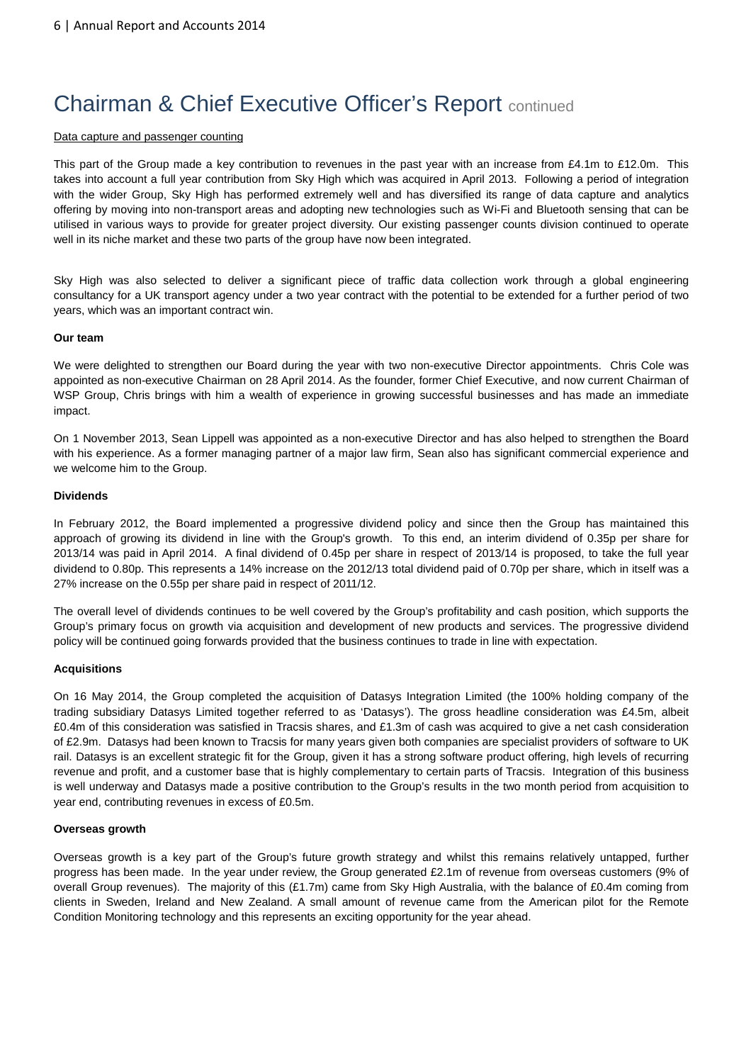# Chairman & Chief Executive Officer's Report continued

Data capture and passenger counting

This part of the Group made a key contribution to revenues in the past year with an increase from £4.1m to £12.0m. This takes into account a full year contribution from Sky High which was acquired in April 2013. Following a period of integration with the wider Group, Sky High has performed extremely well and has diversified its range of data capture and analytics offering by moving into non-transport areas and adopting new technologies such as Wi-Fi and Bluetooth sensing that can be utilised in various ways to provide for greater project diversity. Our existing passenger counts division continued to operate well in its niche market and these two parts of the group have now been integrated.

Sky High was also selected to deliver a significant piece of traffic data collection work through a global engineering consultancy for a UK transport agency under a two year contract with the potential to be extended for a further period of two years, which was an important contract win.

**Our team**

We were delighted to strengthen our Board during the year with two non-executive Director appointments. Chris Cole was appointed as non-executive Chairman on 28 April 2014. As the founder, former Chief Executive, and now current Chairman of WSP Group, Chris brings with him a wealth of experience in growing successful businesses and has made an immediate impact.

On 1 November 2013, Sean Lippell was appointed as a non-executive Director and has also helped to strengthen the Board with his experience. As a former managing partner of a major law firm, Sean also has significant commercial experience and we welcome him to the Group.

**Dividends**

In February 2012, the Board implemented a progressive dividend policy and since then the Group has maintained this approach of growing its dividend in line with the Group's growth. To this end, an interim dividend of 0.35p per share for 2013/14 was paid in April 2014. A final dividend of 0.45p per share in respect of 2013/14 is proposed, to take the full year dividend to 0.80p. This represents a 14% increase on the 2012/13 total dividend paid of 0.70p per share, which in itself was a 27% increase on the 0.55p per share paid in respect of 2011/12.

The overall level of dividends continues to be well covered by the Group's profitability and cash position, which supports the Group's primary focus on growth via acquisition and development of new products and services. The progressive dividend policy will be continued going forwards provided that the business continues to trade in line with expectation.

**Acquisitions**

On 16 May 2014, the Group completed the acquisition of Datasys Integration Limited (the 100% holding company of the trading subsidiary Datasys Limited together referred to as 'Datasys'). The gross headline consideration was £4.5m, albeit £0.4m of this consideration was satisfied in Tracsis shares, and £1.3m of cash was acquired to give a net cash consideration of £2.9m. Datasys had been known to Tracsis for many years given both companies are specialist providers of software to UK rail. Datasys is an excellent strategic fit for the Group, given it has a strong software product offering, high levels of recurring revenue and profit, and a customer base that is highly complementary to certain parts of Tracsis. Integration of this business is well underway and Datasys made a positive contribution to the Group's results in the two month period from acquisition to year end, contributing revenues in excess of £0.5m.

**Overseas growth**

Overseas growth is a key part of the Group's future growth strategy and whilst this remains relatively untapped, further progress has been made. In the year under review, the Group generated £2.1m of revenue from overseas customers (9% of overall Group revenues). The majority of this (£1.7m) came from Sky High Australia, with the balance of £0.4m coming from clients in Sweden, Ireland and New Zealand. A small amount of revenue came from the American pilot for the Remote Condition Monitoring technology and this represents an exciting opportunity for the year ahead.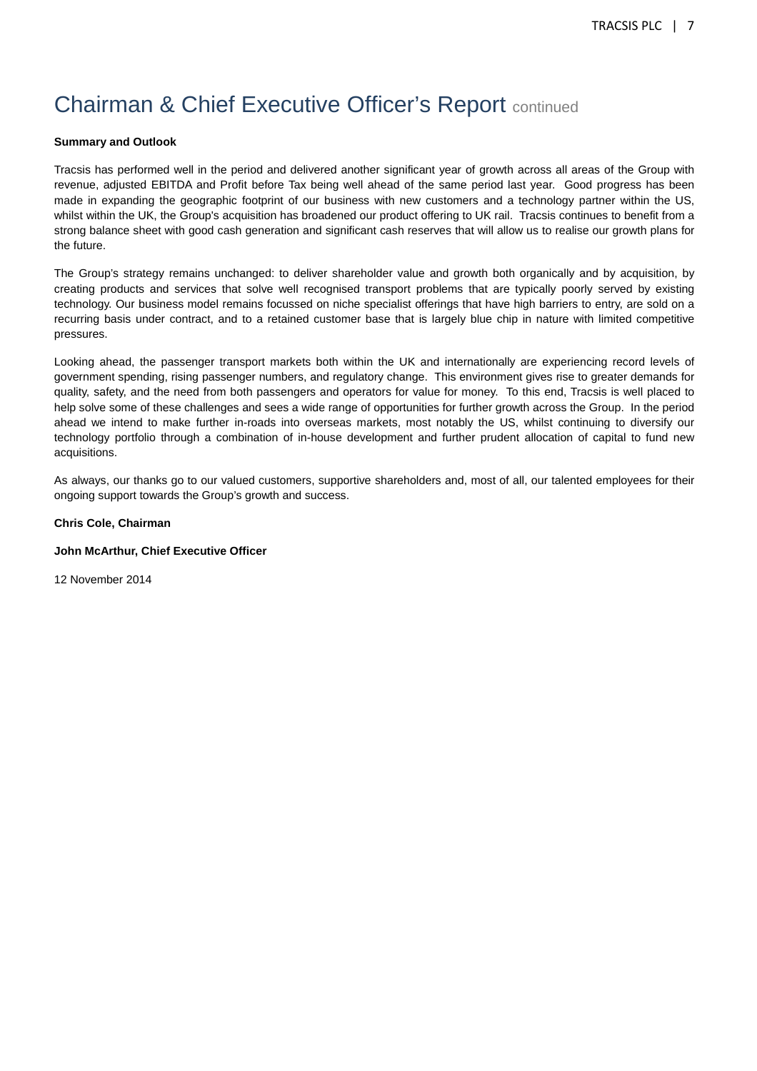# Chairman & Chief Executive Officer's Report continued

**Summary and Outlook**

Tracsis has performed well in the period and delivered another significant year of growth across all areas of the Group with revenue, adjusted EBITDA and Profit before Tax being well ahead of the same period last year. Good progress has been made in expanding the geographic footprint of our business with new customers and a technology partner within the US, whilst within the UK, the Group's acquisition has broadened our product offering to UK rail. Tracsis continues to benefit from a strong balance sheet with good cash generation and significant cash reserves that will allow us to realise our growth plans for the future.

The Group's strategy remains unchanged: to deliver shareholder value and growth both organically and by acquisition, by creating products and services that solve well recognised transport problems that are typically poorly served by existing technology. Our business model remains focussed on niche specialist offerings that have high barriers to entry, are sold on a recurring basis under contract, and to a retained customer base that is largely blue chip in nature with limited competitive pressures.

Looking ahead, the passenger transport markets both within the UK and internationally are experiencing record levels of government spending, rising passenger numbers, and regulatory change. This environment gives rise to greater demands for quality, safety, and the need from both passengers and operators for value for money. To this end, Tracsis is well placed to help solve some of these challenges and sees a wide range of opportunities for further growth across the Group. In the period ahead we intend to make further in-roads into overseas markets, most notably the US, whilst continuing to diversify our technology portfolio through a combination of in-house development and further prudent allocation of capital to fund new acquisitions.

As always, our thanks go to our valued customers, supportive shareholders and, most of all, our talented employees for their ongoing support towards the Group's growth and success.

**Chris Cole, Chairman**

**John McArthur, Chief Executive Officer**

12 November 2014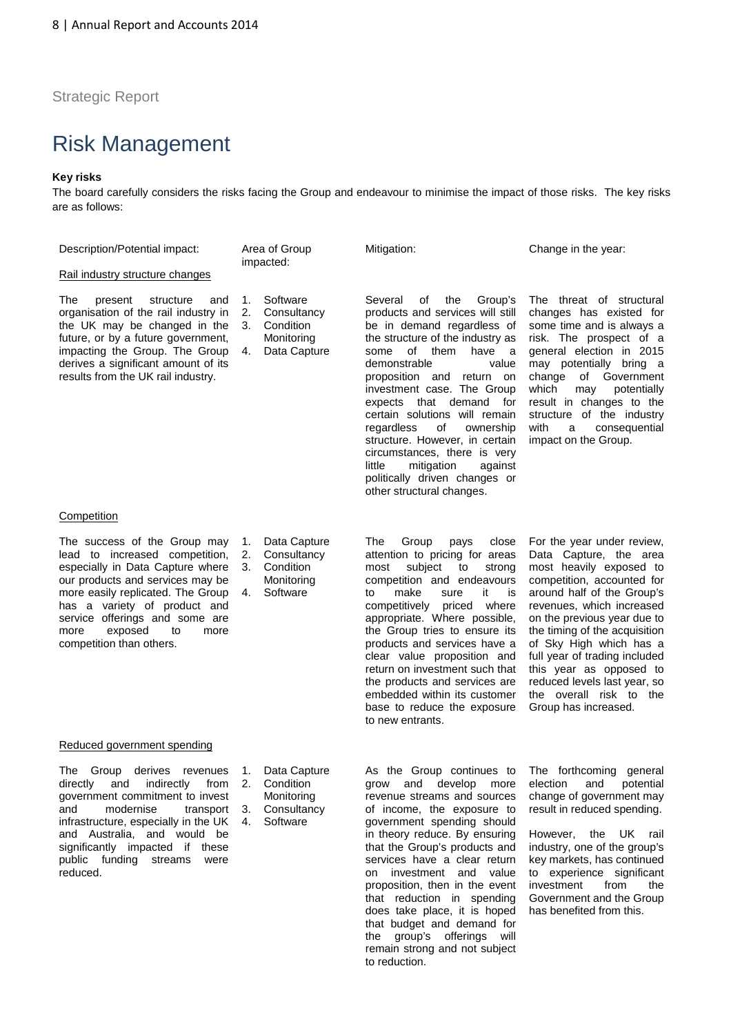Strategic Report

# Risk Management

**Key risks**

The board carefully considers the risks facing the Group and endeavour to minimise the impact of those risks. The key risks are as follows:

| Description/Potential impact: | Area of Group impacted: | Mitigation: | Change in the year: |
|---|---|---|---|
| Rail industry structure changes | | | |
| The present structure and organisation of the rail industry in the UK may be changed in the future, or by a future government, impacting the Group. The Group derives a significant amount of its results from the UK rail industry. | 1. Software<br>2. Consultancy<br>3. Condition Monitoring<br>4. Data Capture | Several of the Group's products and services will still be in demand regardless of the structure of the industry as some of them have a demonstrable value proposition and return on investment case. The Group expects that demand for certain solutions will remain regardless of ownership structure. However, in certain circumstances, there is very little mitigation against politically driven changes or other structural changes. | The threat of structural changes has existed for some time and is always a risk. The prospect of a general election in 2015 may potentially bring a change of Government which may potentially result in changes to the structure of the industry with a consequential impact on the Group. |
| Competition | | | |
| The success of the Group may lead to increased competition, especially in Data Capture where our products and services may be more easily replicated. The Group has a variety of product and service offerings and some are more exposed to more competition than others. | 1. Data Capture<br>2. Consultancy<br>3. Condition Monitoring<br>4. Software | The Group pays close attention to pricing for areas most subject to strong competition and endeavours to make sure it is competitively priced where appropriate. Where possible, the Group tries to ensure its products and services have a clear value proposition and return on investment such that the products and services are embedded within its customer base to reduce the exposure to new entrants. | For the year under review, Data Capture, the area most heavily exposed to competition, accounted for around half of the Group's revenues, which increased on the previous year due to the timing of the acquisition of Sky High which has a full year of trading included this year as opposed to reduced levels last year, so the overall risk to the Group has increased. |
| Reduced government spending | | | |
| The Group derives revenues directly and indirectly from government commitment to invest and modernise transport infrastructure, especially in the UK and Australia, and would be significantly impacted if these public funding streams were reduced. | 1. Data Capture<br>2. Condition Monitoring<br>3. Consultancy<br>4. Software | As the Group continues to grow and develop more revenue streams and sources of income, the exposure to government spending should in theory reduce. By ensuring that the Group's products and services have a clear return on investment and value proposition, then in the event that reduction in spending does take place, it is hoped that budget and demand for the group's offerings will remain strong and not subject to reduction. | The forthcoming general election and potential change of government may result in reduced spending.<br><br>However, the UK rail industry, one of the group's key markets, has continued to experience significant investment from the Government and the Group has benefited from this. |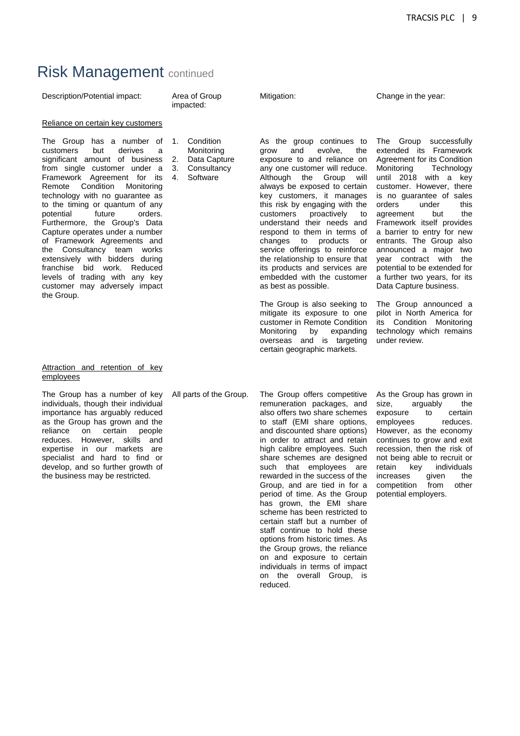# Risk Management continued

| Description/Potential impact: | Area of Group impacted: | Mitigation: | Change in the year: |
|---|---|---|---|
| **Reliance on certain key customers** | | | |
| The Group has a number of customers but derives a significant amount of business from single customer under a Framework Agreement for its Remote Condition Monitoring technology with no guarantee as to the timing or quantum of any potential future orders. Furthermore, the Group's Data Capture operates under a number of Framework Agreements and the Consultancy team works extensively with bidders during franchise bid work. Reduced levels of trading with any key customer may adversely impact the Group. | 1. Condition Monitoring<br>2. Data Capture<br>3. Consultancy<br>4. Software | As the group continues to grow and evolve, the exposure to and reliance on any one customer will reduce. Although the Group will always be exposed to certain key customers, it manages this risk by engaging with the customers proactively to understand their needs and respond to them in terms of changes to products or service offerings to reinforce the relationship to ensure that its products and services are embedded with the customer as best as possible.<br><br>The Group is also seeking to mitigate its exposure to one customer in Remote Condition Monitoring by expanding overseas and is targeting certain geographic markets. | The Group successfully extended its Framework Agreement for its Condition Monitoring Technology until 2018 with a key customer. However, there is no guarantee of sales orders under this agreement but the Framework itself provides a barrier to entry for new entrants. The Group also announced a major two year contract with the potential to be extended for a further two years, for its Data Capture business.<br><br>The Group announced a pilot in North America for its Condition Monitoring technology which remains under review. |
| **Attraction and retention of key employees** | | | |
| The Group has a number of key individuals, though their individual importance has arguably reduced as the Group has grown and the reliance on certain people reduces. However, skills and expertise in our markets are specialist and hard to find or develop, and so further growth of the business may be restricted. | All parts of the Group. | The Group offers competitive remuneration packages, and also offers two share schemes to staff (EMI share options, and discounted share options) in order to attract and retain high calibre employees. Such share schemes are designed such that employees are rewarded in the success of the Group, and are tied in for a period of time. As the Group has grown, the EMI share scheme has been restricted to certain staff but a number of staff continue to hold these options from historic times. As the Group grows, the reliance on and exposure to certain individuals in terms of impact on the overall Group, is reduced. | As the Group has grown in size, arguably the exposure to certain employees reduces. However, as the economy continues to grow and exit recession, then the risk of not being able to recruit or retain key individuals increases given the competition from other potential employers. |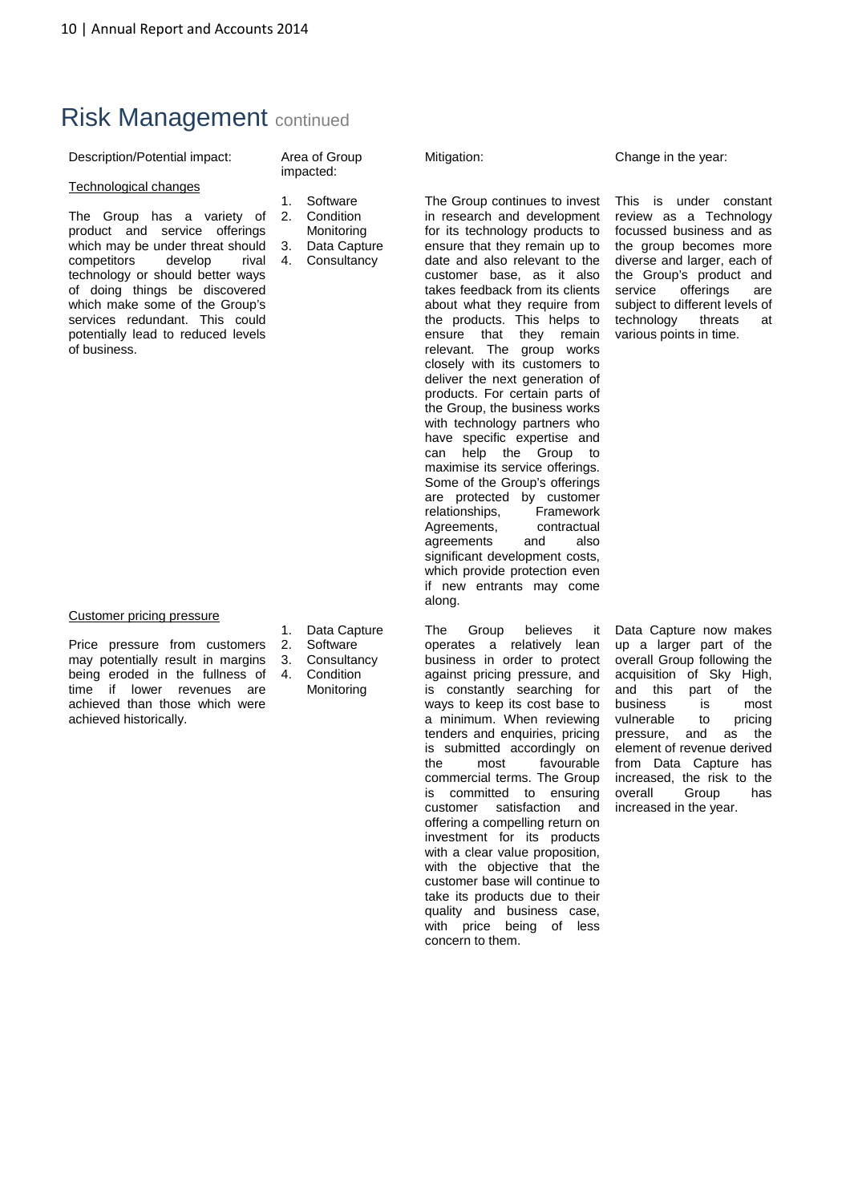# Risk Management continued

| Description/Potential impact: | Area of Group impacted: | Mitigation: | Change in the year: |
|---|---|---|---|
| **Technological changes**<br><br>The Group has a variety of product and service offerings which may be under threat should competitors develop rival technology or should better ways of doing things be discovered which make some of the Group's services redundant. This could potentially lead to reduced levels of business. | 1. Software<br>2. Condition Monitoring<br>3. Data Capture<br>4. Consultancy | The Group continues to invest in research and development for its technology products to ensure that they remain up to date and also relevant to the customer base, as it also takes feedback from its clients about what they require from the products. This helps to ensure that they remain relevant. The group works closely with its customers to deliver the next generation of products. For certain parts of the Group, the business works with technology partners who have specific expertise and can help the Group to maximise its service offerings. Some of the Group's offerings are protected by customer relationships, Framework Agreements, contractual agreements and also significant development costs, which provide protection even if new entrants may come along. | This is under constant review as a Technology focussed business and as the group becomes more diverse and larger, each of the Group's product and service offerings are subject to different levels of technology threats at various points in time. |
| **Customer pricing pressure**<br><br>Price pressure from customers may potentially result in margins being eroded in the fullness of time if lower revenues are achieved than those which were achieved historically. | 1. Data Capture<br>2. Software<br>3. Consultancy<br>4. Condition Monitoring | The Group believes it operates a relatively lean business in order to protect against pricing pressure, and is constantly searching for ways to keep its cost base to a minimum. When reviewing tenders and enquiries, pricing is submitted accordingly on the most favourable commercial terms. The Group is committed to ensuring customer satisfaction and offering a compelling return on investment for its products with a clear value proposition, with the objective that the customer base will continue to take its products due to their quality and business case, with price being of less concern to them. | Data Capture now makes up a larger part of the overall Group following the acquisition of Sky High, and this part of the business is most vulnerable to pricing pressure, and as the element of revenue derived from Data Capture has increased, the risk to the overall Group has increased in the year. |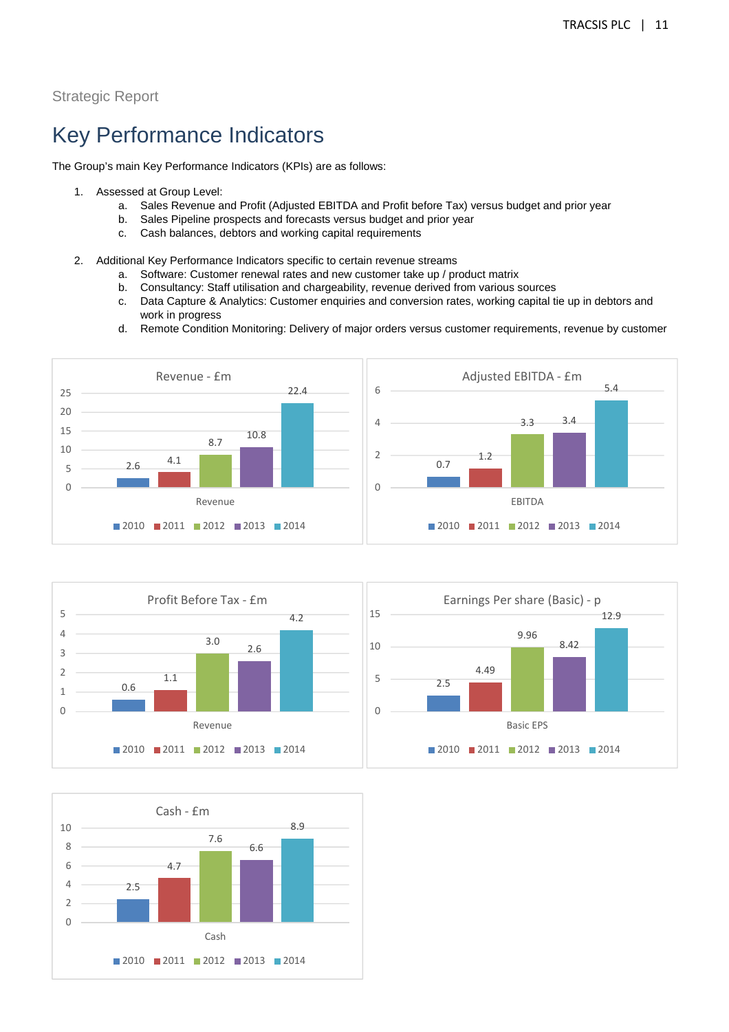Strategic Report

# Key Performance Indicators

The Group's main Key Performance Indicators (KPIs) are as follows:

1. Assessed at Group Level:
   a. Sales Revenue and Profit (Adjusted EBITDA and Profit before Tax) versus budget and prior year
   b. Sales Pipeline prospects and forecasts versus budget and prior year
   c. Cash balances, debtors and working capital requirements

2. Additional Key Performance Indicators specific to certain revenue streams
   a. Software: Customer renewal rates and new customer take up / product matrix
   b. Consultancy: Staff utilisation and chargeability, revenue derived from various sources
   c. Data Capture & Analytics: Customer enquiries and conversion rates, working capital tie up in debtors and work in progress
   d. Remote Condition Monitoring: Delivery of major orders versus customer requirements, revenue by customer

**Revenue - £m**

| | 2010 | 2011 | 2012 | 2013 | 2014 |
|---|---|---|---|---|---|
| Revenue | 2.6 | 4.1 | 8.7 | 10.8 | 22.4 |

**Adjusted EBITDA - £m**

| | 2010 | 2011 | 2012 | 2013 | 2014 |
|---|---|---|---|---|---|
| EBITDA | 0.7 | 1.2 | 3.3 | 3.4 | 5.4 |

**Profit Before Tax - £m**

| | 2010 | 2011 | 2012 | 2013 | 2014 |
|---|---|---|---|---|---|
| Revenue | 0.6 | 1.1 | 3.0 | 2.6 | 4.2 |

**Earnings Per share (Basic) - p**

| | 2010 | 2011 | 2012 | 2013 | 2014 |
|---|---|---|---|---|---|
| Basic EPS | 2.5 | 4.49 | 9.96 | 8.42 | 12.9 |

**Cash - £m**

| | 2010 | 2011 | 2012 | 2013 | 2014 |
|---|---|---|---|---|---|
| Cash | 2.5 | 4.7 | 7.6 | 6.6 | 8.9 |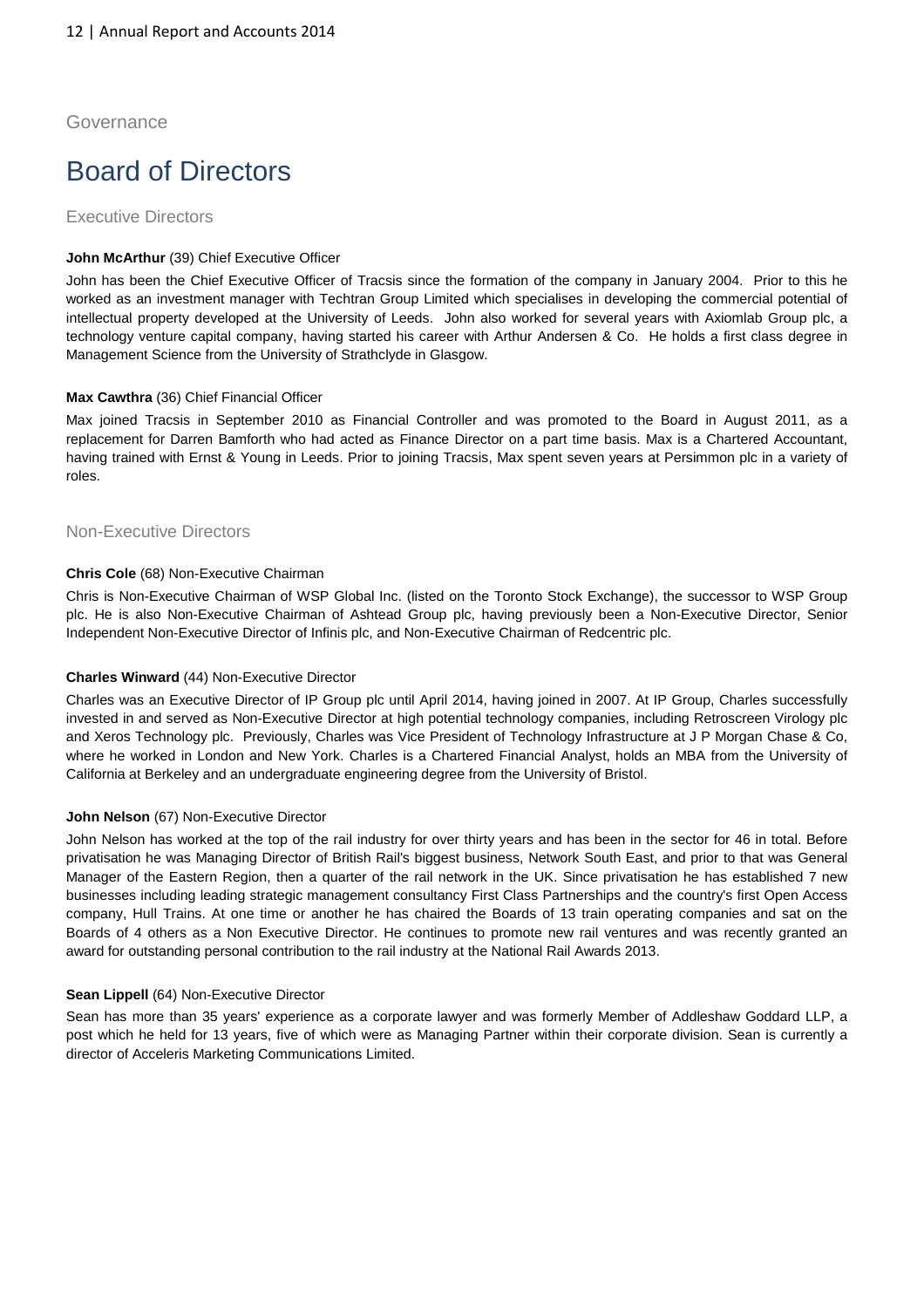Governance

# Board of Directors

## Executive Directors

**John McArthur** (39) Chief Executive Officer

John has been the Chief Executive Officer of Tracsis since the formation of the company in January 2004. Prior to this he worked as an investment manager with Techtran Group Limited which specialises in developing the commercial potential of intellectual property developed at the University of Leeds. John also worked for several years with Axiomlab Group plc, a technology venture capital company, having started his career with Arthur Andersen & Co. He holds a first class degree in Management Science from the University of Strathclyde in Glasgow.

**Max Cawthra** (36) Chief Financial Officer

Max joined Tracsis in September 2010 as Financial Controller and was promoted to the Board in August 2011, as a replacement for Darren Bamforth who had acted as Finance Director on a part time basis. Max is a Chartered Accountant, having trained with Ernst & Young in Leeds. Prior to joining Tracsis, Max spent seven years at Persimmon plc in a variety of roles.

## Non-Executive Directors

**Chris Cole** (68) Non-Executive Chairman

Chris is Non-Executive Chairman of WSP Global Inc. (listed on the Toronto Stock Exchange), the successor to WSP Group plc. He is also Non-Executive Chairman of Ashtead Group plc, having previously been a Non-Executive Director, Senior Independent Non-Executive Director of Infinis plc, and Non-Executive Chairman of Redcentric plc.

**Charles Winward** (44) Non-Executive Director

Charles was an Executive Director of IP Group plc until April 2014, having joined in 2007. At IP Group, Charles successfully invested in and served as Non-Executive Director at high potential technology companies, including Retroscreen Virology plc and Xeros Technology plc. Previously, Charles was Vice President of Technology Infrastructure at J P Morgan Chase & Co, where he worked in London and New York. Charles is a Chartered Financial Analyst, holds an MBA from the University of California at Berkeley and an undergraduate engineering degree from the University of Bristol.

**John Nelson** (67) Non-Executive Director

John Nelson has worked at the top of the rail industry for over thirty years and has been in the sector for 46 in total. Before privatisation he was Managing Director of British Rail's biggest business, Network South East, and prior to that was General Manager of the Eastern Region, then a quarter of the rail network in the UK. Since privatisation he has established 7 new businesses including leading strategic management consultancy First Class Partnerships and the country's first Open Access company, Hull Trains. At one time or another he has chaired the Boards of 13 train operating companies and sat on the Boards of 4 others as a Non Executive Director. He continues to promote new rail ventures and was recently granted an award for outstanding personal contribution to the rail industry at the National Rail Awards 2013.

**Sean Lippell** (64) Non-Executive Director

Sean has more than 35 years' experience as a corporate lawyer and was formerly Member of Addleshaw Goddard LLP, a post which he held for 13 years, five of which were as Managing Partner within their corporate division. Sean is currently a director of Acceleris Marketing Communications Limited.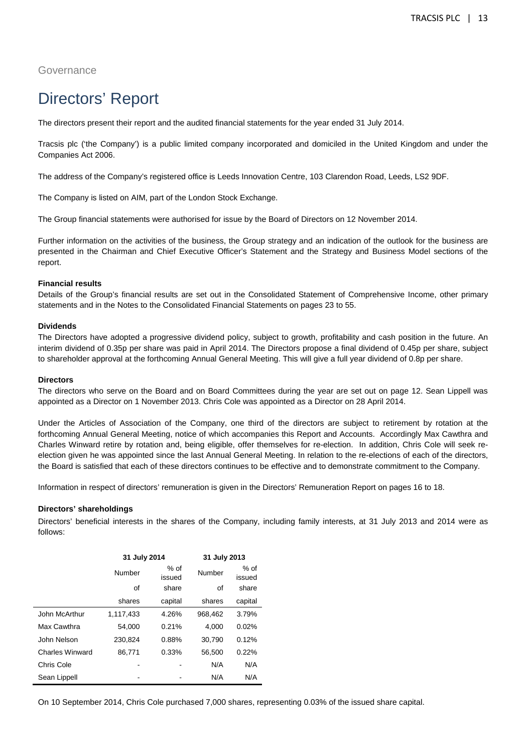Governance

# Directors' Report

The directors present their report and the audited financial statements for the year ended 31 July 2014.

Tracsis plc ('the Company') is a public limited company incorporated and domiciled in the United Kingdom and under the Companies Act 2006.

The address of the Company's registered office is Leeds Innovation Centre, 103 Clarendon Road, Leeds, LS2 9DF.

The Company is listed on AIM, part of the London Stock Exchange.

The Group financial statements were authorised for issue by the Board of Directors on 12 November 2014.

Further information on the activities of the business, the Group strategy and an indication of the outlook for the business are presented in the Chairman and Chief Executive Officer's Statement and the Strategy and Business Model sections of the report.

**Financial results**

Details of the Group's financial results are set out in the Consolidated Statement of Comprehensive Income, other primary statements and in the Notes to the Consolidated Financial Statements on pages 23 to 55.

**Dividends**

The Directors have adopted a progressive dividend policy, subject to growth, profitability and cash position in the future. An interim dividend of 0.35p per share was paid in April 2014. The Directors propose a final dividend of 0.45p per share, subject to shareholder approval at the forthcoming Annual General Meeting. This will give a full year dividend of 0.8p per share.

**Directors**

The directors who serve on the Board and on Board Committees during the year are set out on page 12. Sean Lippell was appointed as a Director on 1 November 2013. Chris Cole was appointed as a Director on 28 April 2014.

Under the Articles of Association of the Company, one third of the directors are subject to retirement by rotation at the forthcoming Annual General Meeting, notice of which accompanies this Report and Accounts. Accordingly Max Cawthra and Charles Winward retire by rotation and, being eligible, offer themselves for re-election. In addition, Chris Cole will seek re-election given he was appointed since the last Annual General Meeting. In relation to the re-elections of each of the directors, the Board is satisfied that each of these directors continues to be effective and to demonstrate commitment to the Company.

Information in respect of directors' remuneration is given in the Directors' Remuneration Report on pages 16 to 18.

**Directors' shareholdings**

Directors' beneficial interests in the shares of the Company, including family interests, at 31 July 2013 and 2014 were as follows:

| | 31 July 2014 | | 31 July 2013 | |
|---|---|---|---|---|
| | Number of shares | % of issued share capital | Number of shares | % of issued share capital |
| John McArthur | 1,117,433 | 4.26% | 968,462 | 3.79% |
| Max Cawthra | 54,000 | 0.21% | 4,000 | 0.02% |
| John Nelson | 230,824 | 0.88% | 30,790 | 0.12% |
| Charles Winward | 86,771 | 0.33% | 56,500 | 0.22% |
| Chris Cole | - | - | N/A | N/A |
| Sean Lippell | - | - | N/A | N/A |

On 10 September 2014, Chris Cole purchased 7,000 shares, representing 0.03% of the issued share capital.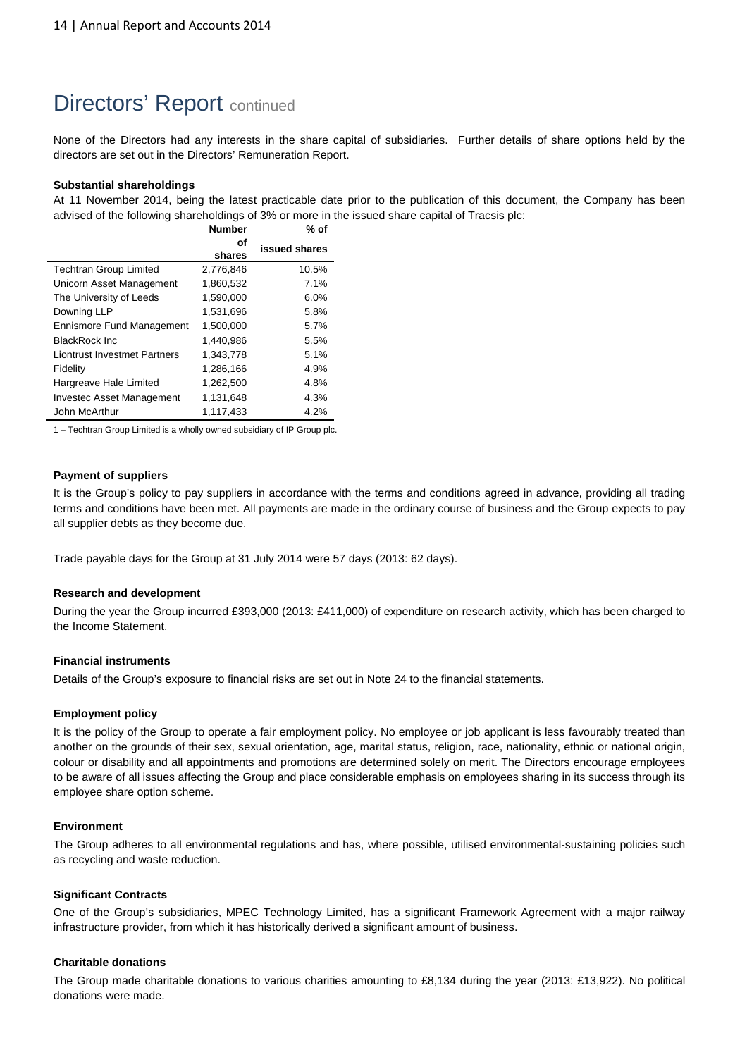# Directors' Report continued

None of the Directors had any interests in the share capital of subsidiaries. Further details of share options held by the directors are set out in the Directors' Remuneration Report.

**Substantial shareholdings**

At 11 November 2014, being the latest practicable date prior to the publication of this document, the Company has been advised of the following shareholdings of 3% or more in the issued share capital of Tracsis plc:

| | Number of shares | % of issued shares |
|---|---|---|
| Techtran Group Limited | 2,776,846 | 10.5% |
| Unicorn Asset Management | 1,860,532 | 7.1% |
| The University of Leeds | 1,590,000 | 6.0% |
| Downing LLP | 1,531,696 | 5.8% |
| Ennismore Fund Management | 1,500,000 | 5.7% |
| BlackRock Inc | 1,440,986 | 5.5% |
| Liontrust Investmet Partners | 1,343,778 | 5.1% |
| Fidelity | 1,286,166 | 4.9% |
| Hargreave Hale Limited | 1,262,500 | 4.8% |
| Investec Asset Management | 1,131,648 | 4.3% |
| John McArthur | 1,117,433 | 4.2% |

1 – Techtran Group Limited is a wholly owned subsidiary of IP Group plc.

**Payment of suppliers**

It is the Group's policy to pay suppliers in accordance with the terms and conditions agreed in advance, providing all trading terms and conditions have been met. All payments are made in the ordinary course of business and the Group expects to pay all supplier debts as they become due.

Trade payable days for the Group at 31 July 2014 were 57 days (2013: 62 days).

**Research and development**

During the year the Group incurred £393,000 (2013: £411,000) of expenditure on research activity, which has been charged to the Income Statement.

**Financial instruments**

Details of the Group's exposure to financial risks are set out in Note 24 to the financial statements.

**Employment policy**

It is the policy of the Group to operate a fair employment policy. No employee or job applicant is less favourably treated than another on the grounds of their sex, sexual orientation, age, marital status, religion, race, nationality, ethnic or national origin, colour or disability and all appointments and promotions are determined solely on merit. The Directors encourage employees to be aware of all issues affecting the Group and place considerable emphasis on employees sharing in its success through its employee share option scheme.

**Environment**

The Group adheres to all environmental regulations and has, where possible, utilised environmental-sustaining policies such as recycling and waste reduction.

**Significant Contracts**

One of the Group's subsidiaries, MPEC Technology Limited, has a significant Framework Agreement with a major railway infrastructure provider, from which it has historically derived a significant amount of business.

**Charitable donations**

The Group made charitable donations to various charities amounting to £8,134 during the year (2013: £13,922). No political donations were made.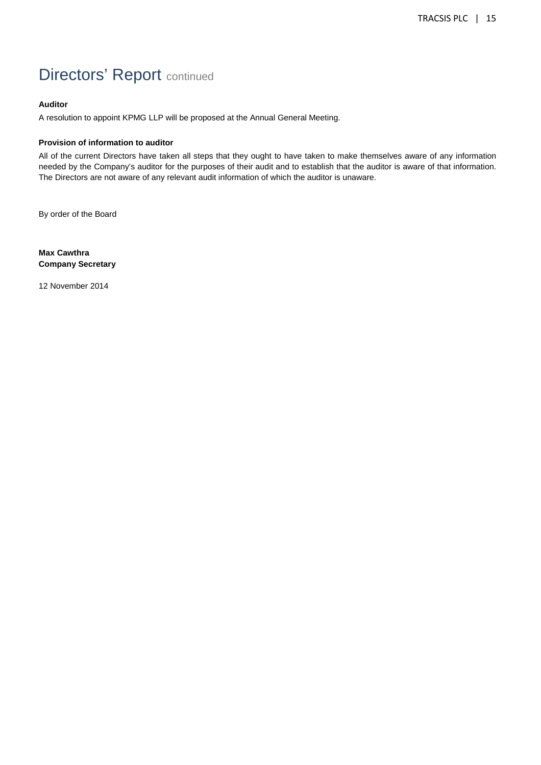# Directors' Report continued

**Auditor**

A resolution to appoint KPMG LLP will be proposed at the Annual General Meeting.

**Provision of information to auditor**

All of the current Directors have taken all steps that they ought to have taken to make themselves aware of any information needed by the Company's auditor for the purposes of their audit and to establish that the auditor is aware of that information. The Directors are not aware of any relevant audit information of which the auditor is unaware.

By order of the Board

**Max Cawthra**
**Company Secretary**

12 November 2014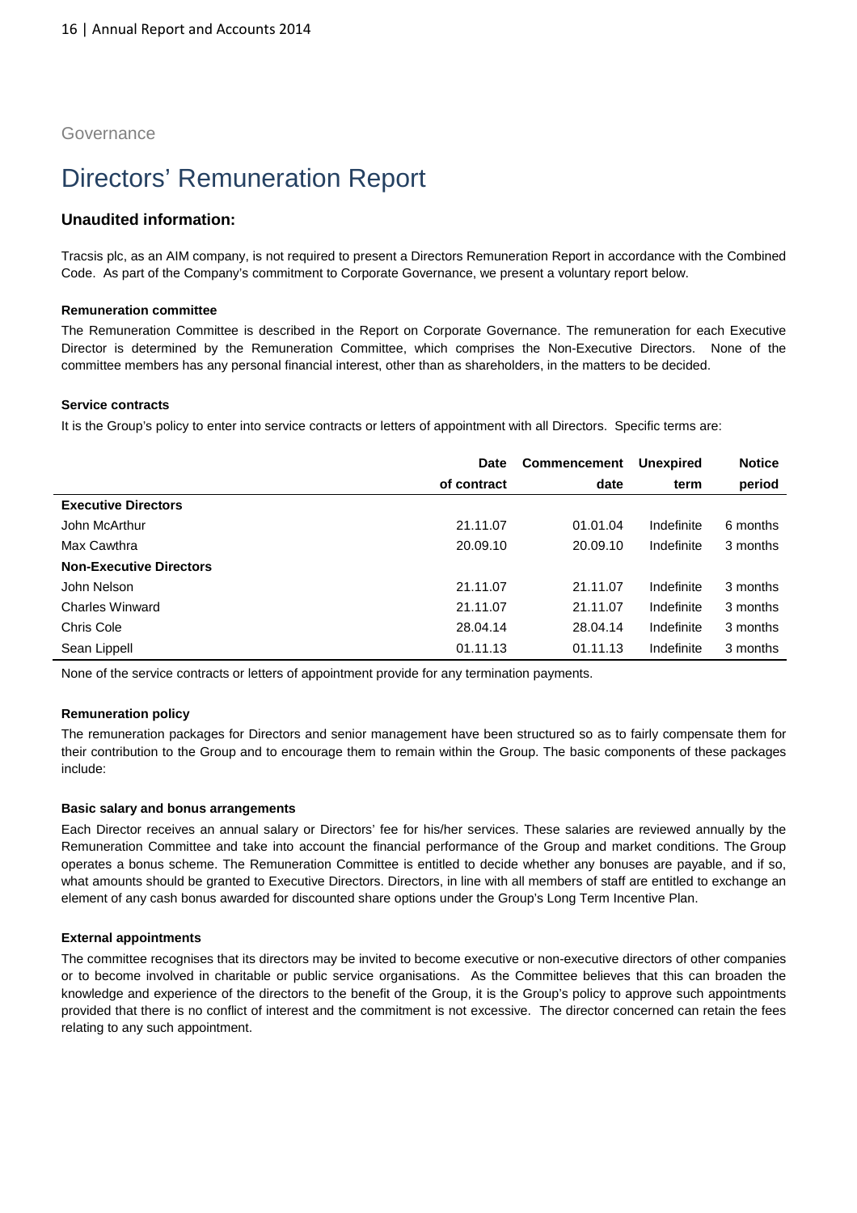Governance

# Directors' Remuneration Report

## Unaudited information:

Tracsis plc, as an AIM company, is not required to present a Directors Remuneration Report in accordance with the Combined Code. As part of the Company's commitment to Corporate Governance, we present a voluntary report below.

### Remuneration committee

The Remuneration Committee is described in the Report on Corporate Governance. The remuneration for each Executive Director is determined by the Remuneration Committee, which comprises the Non-Executive Directors. None of the committee members has any personal financial interest, other than as shareholders, in the matters to be decided.

### Service contracts

It is the Group's policy to enter into service contracts or letters of appointment with all Directors. Specific terms are:

| | Date of contract | Commencement date | Unexpired term | Notice period |
|---|---|---|---|---|
| **Executive Directors** | | | | |
| John McArthur | 21.11.07 | 01.01.04 | Indefinite | 6 months |
| Max Cawthra | 20.09.10 | 20.09.10 | Indefinite | 3 months |
| **Non-Executive Directors** | | | | |
| John Nelson | 21.11.07 | 21.11.07 | Indefinite | 3 months |
| Charles Winward | 21.11.07 | 21.11.07 | Indefinite | 3 months |
| Chris Cole | 28.04.14 | 28.04.14 | Indefinite | 3 months |
| Sean Lippell | 01.11.13 | 01.11.13 | Indefinite | 3 months |

None of the service contracts or letters of appointment provide for any termination payments.

### Remuneration policy

The remuneration packages for Directors and senior management have been structured so as to fairly compensate them for their contribution to the Group and to encourage them to remain within the Group. The basic components of these packages include:

### Basic salary and bonus arrangements

Each Director receives an annual salary or Directors' fee for his/her services. These salaries are reviewed annually by the Remuneration Committee and take into account the financial performance of the Group and market conditions. The Group operates a bonus scheme. The Remuneration Committee is entitled to decide whether any bonuses are payable, and if so, what amounts should be granted to Executive Directors. Directors, in line with all members of staff are entitled to exchange an element of any cash bonus awarded for discounted share options under the Group's Long Term Incentive Plan.

### External appointments

The committee recognises that its directors may be invited to become executive or non-executive directors of other companies or to become involved in charitable or public service organisations. As the Committee believes that this can broaden the knowledge and experience of the directors to the benefit of the Group, it is the Group's policy to approve such appointments provided that there is no conflict of interest and the commitment is not excessive. The director concerned can retain the fees relating to any such appointment.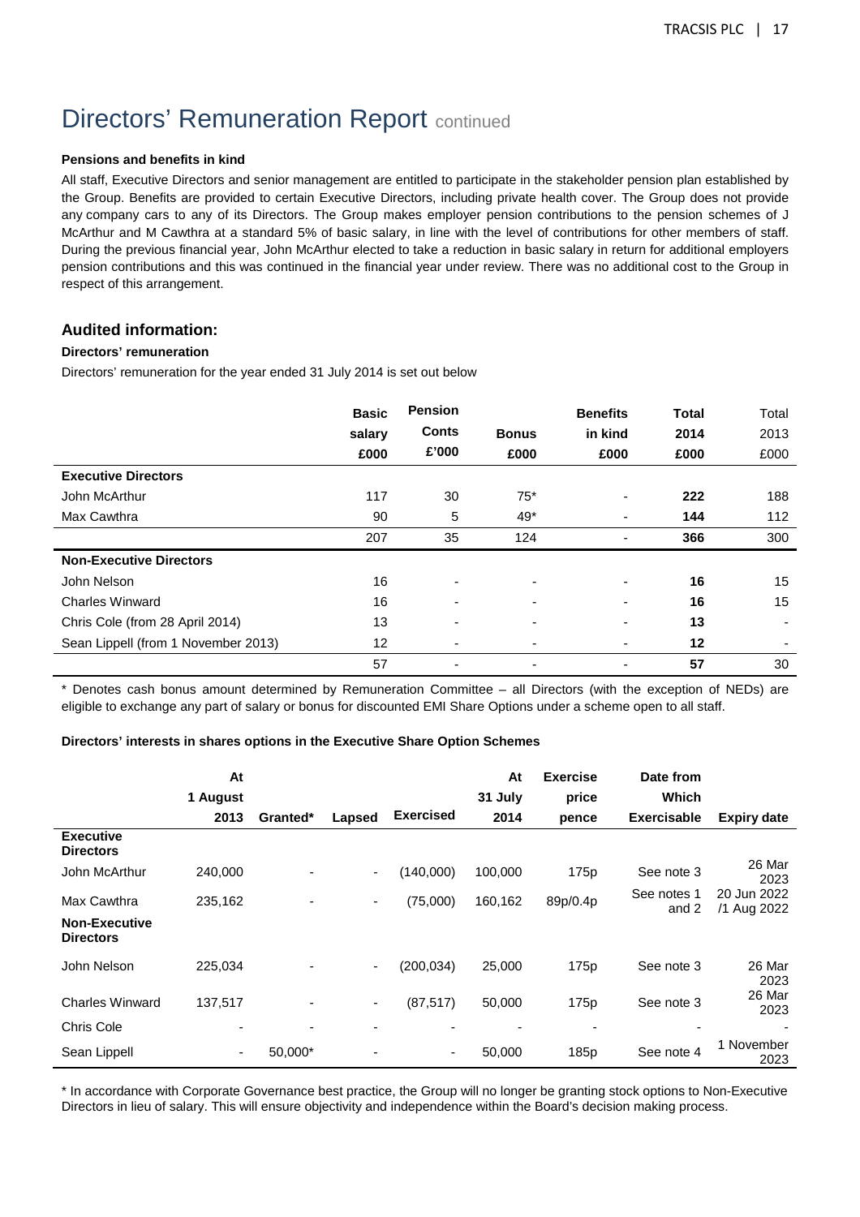# Directors' Remuneration Report continued

**Pensions and benefits in kind**

All staff, Executive Directors and senior management are entitled to participate in the stakeholder pension plan established by the Group. Benefits are provided to certain Executive Directors, including private health cover. The Group does not provide any company cars to any of its Directors. The Group makes employer pension contributions to the pension schemes of J McArthur and M Cawthra at a standard 5% of basic salary, in line with the level of contributions for other members of staff. During the previous financial year, John McArthur elected to take a reduction in basic salary in return for additional employers pension contributions and this was continued in the financial year under review. There was no additional cost to the Group in respect of this arrangement.

## Audited information:

**Directors' remuneration**

Directors' remuneration for the year ended 31 July 2014 is set out below

| | Basic salary £000 | Pension Conts £'000 | Bonus £000 | Benefits in kind £000 | Total 2014 £000 | Total 2013 £000 |
|---|---|---|---|---|---|---|
| **Executive Directors** | | | | | | |
| John McArthur | 117 | 30 | 75* | - | **222** | 188 |
| Max Cawthra | 90 | 5 | 49* | - | **144** | 112 |
| | 207 | 35 | 124 | - | **366** | 300 |
| **Non-Executive Directors** | | | | | | |
| John Nelson | 16 | - | - | - | **16** | 15 |
| Charles Winward | 16 | - | - | - | **16** | 15 |
| Chris Cole (from 28 April 2014) | 13 | - | - | - | **13** | - |
| Sean Lippell (from 1 November 2013) | 12 | - | - | - | **12** | - |
| | 57 | - | - | - | **57** | 30 |

\* Denotes cash bonus amount determined by Remuneration Committee – all Directors (with the exception of NEDs) are eligible to exchange any part of salary or bonus for discounted EMI Share Options under a scheme open to all staff.

**Directors' interests in shares options in the Executive Share Option Schemes**

| | At 1 August 2013 | Granted* | Lapsed | Exercised | At 31 July 2014 | Exercise price pence | Date from Which Exercisable | Expiry date |
|---|---|---|---|---|---|---|---|---|
| **Executive Directors** | | | | | | | | |
| John McArthur | 240,000 | - | - | (140,000) | 100,000 | 175p | See note 3 | 26 Mar 2023 |
| Max Cawthra | 235,162 | - | - | (75,000) | 160,162 | 89p/0.4p | See notes 1 and 2 | 20 Jun 2022 /1 Aug 2022 |
| **Non-Executive Directors** | | | | | | | | |
| John Nelson | 225,034 | - | - | (200,034) | 25,000 | 175p | See note 3 | 26 Mar 2023 |
| Charles Winward | 137,517 | - | - | (87,517) | 50,000 | 175p | See note 3 | 26 Mar 2023 |
| Chris Cole | - | - | - | - | - | - | - | - |
| Sean Lippell | - | 50,000* | - | - | 50,000 | 185p | See note 4 | 1 November 2023 |

\* In accordance with Corporate Governance best practice, the Group will no longer be granting stock options to Non-Executive Directors in lieu of salary. This will ensure objectivity and independence within the Board's decision making process.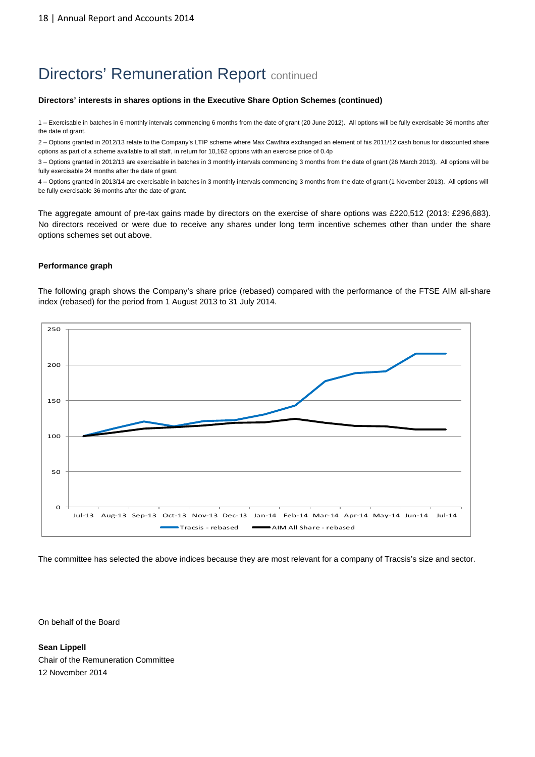# Directors' Remuneration Report continued

**Directors' interests in shares options in the Executive Share Option Schemes (continued)**

1 – Exercisable in batches in 6 monthly intervals commencing 6 months from the date of grant (20 June 2012). All options will be fully exercisable 36 months after the date of grant.

2 – Options granted in 2012/13 relate to the Company's LTIP scheme where Max Cawthra exchanged an element of his 2011/12 cash bonus for discounted share options as part of a scheme available to all staff, in return for 10,162 options with an exercise price of 0.4p

3 – Options granted in 2012/13 are exercisable in batches in 3 monthly intervals commencing 3 months from the date of grant (26 March 2013). All options will be fully exercisable 24 months after the date of grant.

4 – Options granted in 2013/14 are exercisable in batches in 3 monthly intervals commencing 3 months from the date of grant (1 November 2013). All options will be fully exercisable 36 months after the date of grant.

The aggregate amount of pre-tax gains made by directors on the exercise of share options was £220,512 (2013: £296,683). No directors received or were due to receive any shares under long term incentive schemes other than under the share options schemes set out above.

**Performance graph**

The following graph shows the Company's share price (rebased) compared with the performance of the FTSE AIM all-share index (rebased) for the period from 1 August 2013 to 31 July 2014.

The committee has selected the above indices because they are most relevant for a company of Tracsis's size and sector.

On behalf of the Board

**Sean Lippell**
Chair of the Remuneration Committee
12 November 2014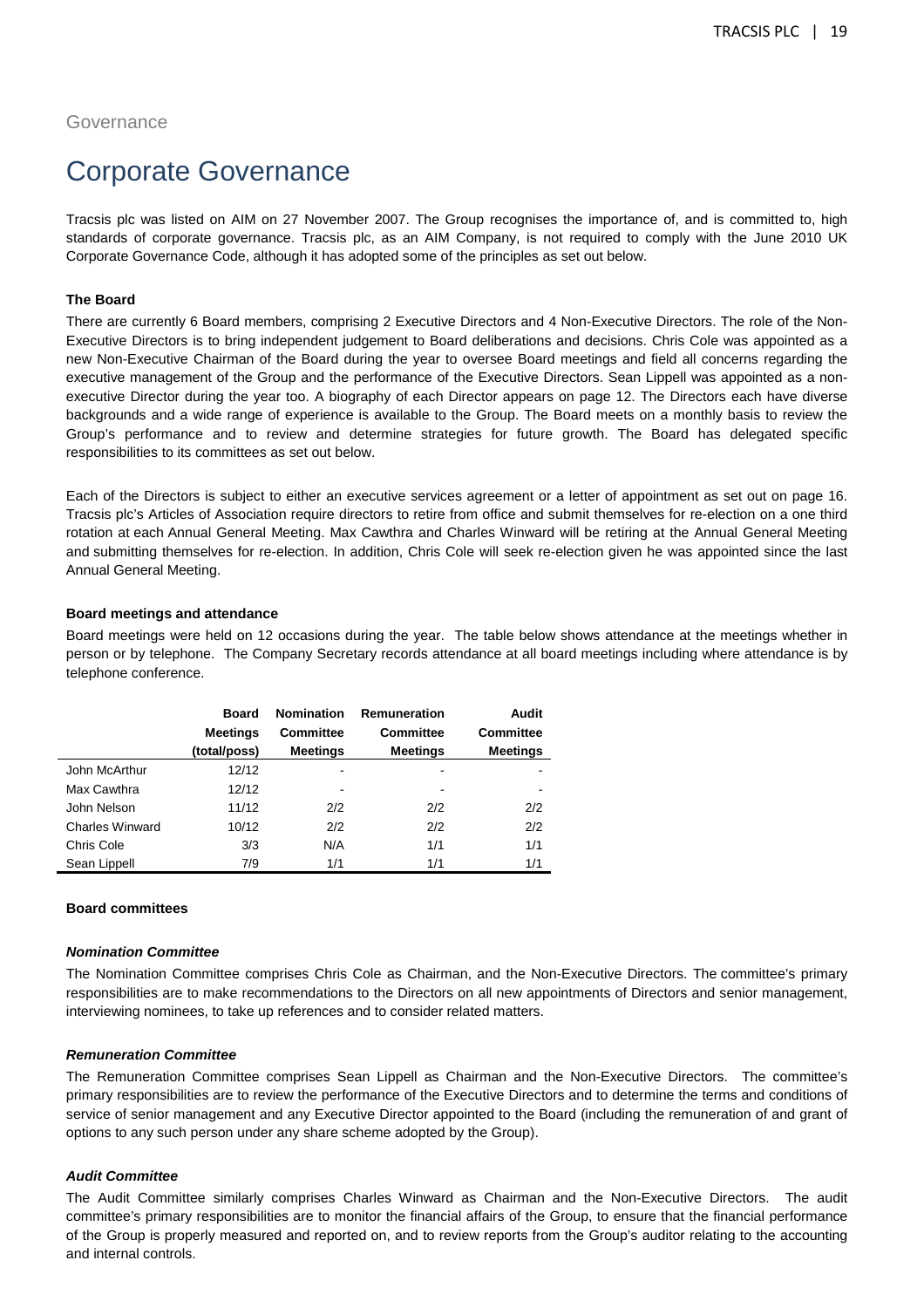Governance

# Corporate Governance

Tracsis plc was listed on AIM on 27 November 2007. The Group recognises the importance of, and is committed to, high standards of corporate governance. Tracsis plc, as an AIM Company, is not required to comply with the June 2010 UK Corporate Governance Code, although it has adopted some of the principles as set out below.

**The Board**

There are currently 6 Board members, comprising 2 Executive Directors and 4 Non-Executive Directors. The role of the Non-Executive Directors is to bring independent judgement to Board deliberations and decisions. Chris Cole was appointed as a new Non-Executive Chairman of the Board during the year to oversee Board meetings and field all concerns regarding the executive management of the Group and the performance of the Executive Directors. Sean Lippell was appointed as a non-executive Director during the year too. A biography of each Director appears on page 12. The Directors each have diverse backgrounds and a wide range of experience is available to the Group. The Board meets on a monthly basis to review the Group's performance and to review and determine strategies for future growth. The Board has delegated specific responsibilities to its committees as set out below.

Each of the Directors is subject to either an executive services agreement or a letter of appointment as set out on page 16. Tracsis plc's Articles of Association require directors to retire from office and submit themselves for re-election on a one third rotation at each Annual General Meeting. Max Cawthra and Charles Winward will be retiring at the Annual General Meeting and submitting themselves for re-election. In addition, Chris Cole will seek re-election given he was appointed since the last Annual General Meeting.

**Board meetings and attendance**

Board meetings were held on 12 occasions during the year. The table below shows attendance at the meetings whether in person or by telephone. The Company Secretary records attendance at all board meetings including where attendance is by telephone conference.

| | Board Meetings (total/poss) | Nomination Committee Meetings | Remuneration Committee Meetings | Audit Committee Meetings |
|---|---|---|---|---|
| John McArthur | 12/12 | - | - | - |
| Max Cawthra | 12/12 | - | - | - |
| John Nelson | 11/12 | 2/2 | 2/2 | 2/2 |
| Charles Winward | 10/12 | 2/2 | 2/2 | 2/2 |
| Chris Cole | 3/3 | N/A | 1/1 | 1/1 |
| Sean Lippell | 7/9 | 1/1 | 1/1 | 1/1 |

**Board committees**

***Nomination Committee***

The Nomination Committee comprises Chris Cole as Chairman, and the Non-Executive Directors. The committee's primary responsibilities are to make recommendations to the Directors on all new appointments of Directors and senior management, interviewing nominees, to take up references and to consider related matters.

***Remuneration Committee***

The Remuneration Committee comprises Sean Lippell as Chairman and the Non-Executive Directors. The committee's primary responsibilities are to review the performance of the Executive Directors and to determine the terms and conditions of service of senior management and any Executive Director appointed to the Board (including the remuneration of and grant of options to any such person under any share scheme adopted by the Group).

***Audit Committee***

The Audit Committee similarly comprises Charles Winward as Chairman and the Non-Executive Directors. The audit committee's primary responsibilities are to monitor the financial affairs of the Group, to ensure that the financial performance of the Group is properly measured and reported on, and to review reports from the Group's auditor relating to the accounting and internal controls.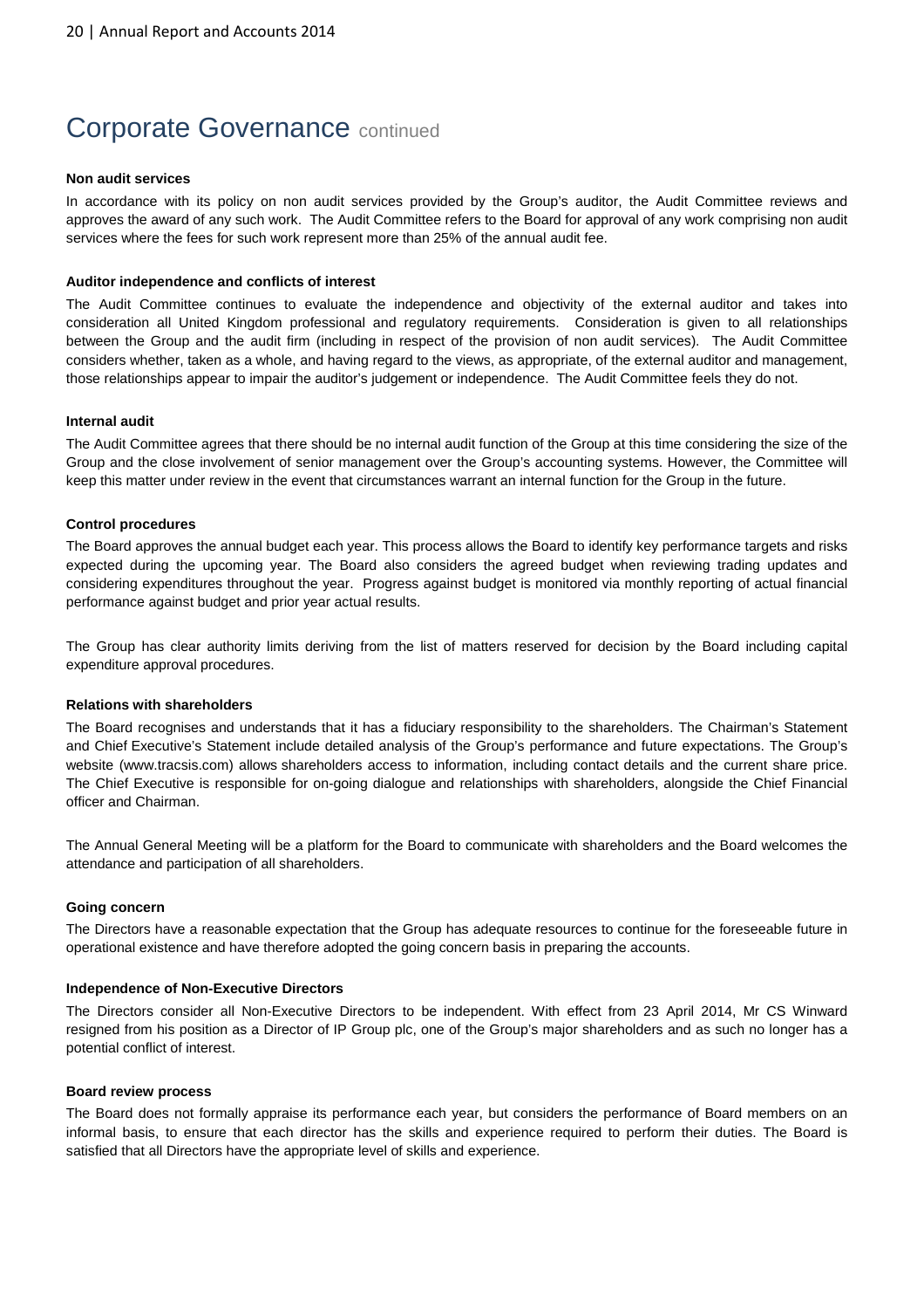# Corporate Governance continued

**Non audit services**

In accordance with its policy on non audit services provided by the Group's auditor, the Audit Committee reviews and approves the award of any such work. The Audit Committee refers to the Board for approval of any work comprising non audit services where the fees for such work represent more than 25% of the annual audit fee.

**Auditor independence and conflicts of interest**

The Audit Committee continues to evaluate the independence and objectivity of the external auditor and takes into consideration all United Kingdom professional and regulatory requirements. Consideration is given to all relationships between the Group and the audit firm (including in respect of the provision of non audit services). The Audit Committee considers whether, taken as a whole, and having regard to the views, as appropriate, of the external auditor and management, those relationships appear to impair the auditor's judgement or independence. The Audit Committee feels they do not.

**Internal audit**

The Audit Committee agrees that there should be no internal audit function of the Group at this time considering the size of the Group and the close involvement of senior management over the Group's accounting systems. However, the Committee will keep this matter under review in the event that circumstances warrant an internal function for the Group in the future.

**Control procedures**

The Board approves the annual budget each year. This process allows the Board to identify key performance targets and risks expected during the upcoming year. The Board also considers the agreed budget when reviewing trading updates and considering expenditures throughout the year. Progress against budget is monitored via monthly reporting of actual financial performance against budget and prior year actual results.

The Group has clear authority limits deriving from the list of matters reserved for decision by the Board including capital expenditure approval procedures.

**Relations with shareholders**

The Board recognises and understands that it has a fiduciary responsibility to the shareholders. The Chairman's Statement and Chief Executive's Statement include detailed analysis of the Group's performance and future expectations. The Group's website (www.tracsis.com) allows shareholders access to information, including contact details and the current share price. The Chief Executive is responsible for on-going dialogue and relationships with shareholders, alongside the Chief Financial officer and Chairman.

The Annual General Meeting will be a platform for the Board to communicate with shareholders and the Board welcomes the attendance and participation of all shareholders.

**Going concern**

The Directors have a reasonable expectation that the Group has adequate resources to continue for the foreseeable future in operational existence and have therefore adopted the going concern basis in preparing the accounts.

**Independence of Non-Executive Directors**

The Directors consider all Non-Executive Directors to be independent. With effect from 23 April 2014, Mr CS Winward resigned from his position as a Director of IP Group plc, one of the Group's major shareholders and as such no longer has a potential conflict of interest.

**Board review process**

The Board does not formally appraise its performance each year, but considers the performance of Board members on an informal basis, to ensure that each director has the skills and experience required to perform their duties. The Board is satisfied that all Directors have the appropriate level of skills and experience.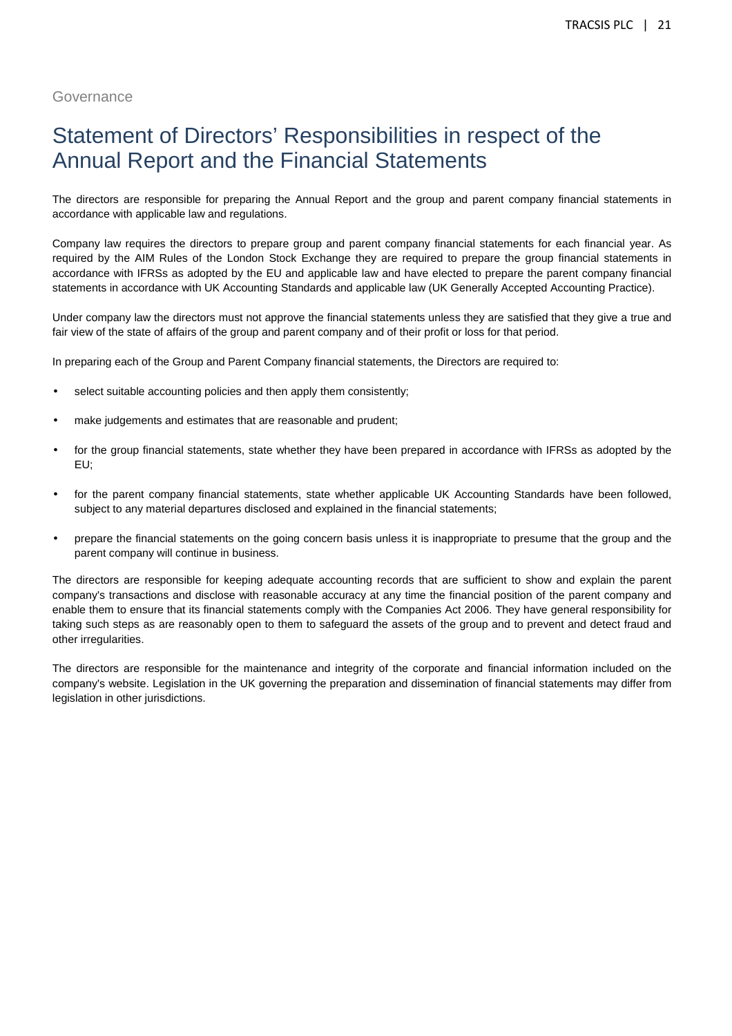Governance

# Statement of Directors' Responsibilities in respect of the Annual Report and the Financial Statements

The directors are responsible for preparing the Annual Report and the group and parent company financial statements in accordance with applicable law and regulations.

Company law requires the directors to prepare group and parent company financial statements for each financial year. As required by the AIM Rules of the London Stock Exchange they are required to prepare the group financial statements in accordance with IFRSs as adopted by the EU and applicable law and have elected to prepare the parent company financial statements in accordance with UK Accounting Standards and applicable law (UK Generally Accepted Accounting Practice).

Under company law the directors must not approve the financial statements unless they are satisfied that they give a true and fair view of the state of affairs of the group and parent company and of their profit or loss for that period.

In preparing each of the Group and Parent Company financial statements, the Directors are required to:

- select suitable accounting policies and then apply them consistently;
- make judgements and estimates that are reasonable and prudent;
- for the group financial statements, state whether they have been prepared in accordance with IFRSs as adopted by the EU;
- for the parent company financial statements, state whether applicable UK Accounting Standards have been followed, subject to any material departures disclosed and explained in the financial statements;
- prepare the financial statements on the going concern basis unless it is inappropriate to presume that the group and the parent company will continue in business.

The directors are responsible for keeping adequate accounting records that are sufficient to show and explain the parent company's transactions and disclose with reasonable accuracy at any time the financial position of the parent company and enable them to ensure that its financial statements comply with the Companies Act 2006. They have general responsibility for taking such steps as are reasonably open to them to safeguard the assets of the group and to prevent and detect fraud and other irregularities.

The directors are responsible for the maintenance and integrity of the corporate and financial information included on the company's website. Legislation in the UK governing the preparation and dissemination of financial statements may differ from legislation in other jurisdictions.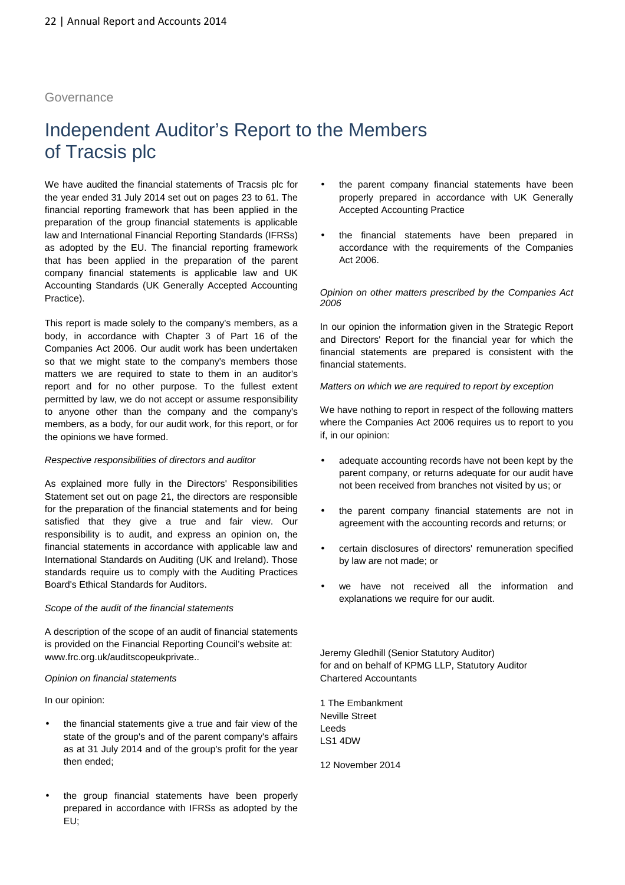Governance

# Independent Auditor's Report to the Members of Tracsis plc

We have audited the financial statements of Tracsis plc for the year ended 31 July 2014 set out on pages 23 to 61. The financial reporting framework that has been applied in the preparation of the group financial statements is applicable law and International Financial Reporting Standards (IFRSs) as adopted by the EU. The financial reporting framework that has been applied in the preparation of the parent company financial statements is applicable law and UK Accounting Standards (UK Generally Accepted Accounting Practice).

This report is made solely to the company's members, as a body, in accordance with Chapter 3 of Part 16 of the Companies Act 2006. Our audit work has been undertaken so that we might state to the company's members those matters we are required to state to them in an auditor's report and for no other purpose. To the fullest extent permitted by law, we do not accept or assume responsibility to anyone other than the company and the company's members, as a body, for our audit work, for this report, or for the opinions we have formed.

*Respective responsibilities of directors and auditor*

As explained more fully in the Directors' Responsibilities Statement set out on page 21, the directors are responsible for the preparation of the financial statements and for being satisfied that they give a true and fair view. Our responsibility is to audit, and express an opinion on, the financial statements in accordance with applicable law and International Standards on Auditing (UK and Ireland). Those standards require us to comply with the Auditing Practices Board's Ethical Standards for Auditors.

*Scope of the audit of the financial statements*

A description of the scope of an audit of financial statements is provided on the Financial Reporting Council's website at: www.frc.org.uk/auditscopeukprivate..

*Opinion on financial statements*

In our opinion:

- the financial statements give a true and fair view of the state of the group's and of the parent company's affairs as at 31 July 2014 and of the group's profit for the year then ended;
- the group financial statements have been properly prepared in accordance with IFRSs as adopted by the EU;
- the parent company financial statements have been properly prepared in accordance with UK Generally Accepted Accounting Practice
- the financial statements have been prepared in accordance with the requirements of the Companies Act 2006.

*Opinion on other matters prescribed by the Companies Act 2006*

In our opinion the information given in the Strategic Report and Directors' Report for the financial year for which the financial statements are prepared is consistent with the financial statements.

*Matters on which we are required to report by exception*

We have nothing to report in respect of the following matters where the Companies Act 2006 requires us to report to you if, in our opinion:

- adequate accounting records have not been kept by the parent company, or returns adequate for our audit have not been received from branches not visited by us; or
- the parent company financial statements are not in agreement with the accounting records and returns; or
- certain disclosures of directors' remuneration specified by law are not made; or
- we have not received all the information and explanations we require for our audit.

Jeremy Gledhill (Senior Statutory Auditor)
for and on behalf of KPMG LLP, Statutory Auditor
Chartered Accountants

1 The Embankment
Neville Street
Leeds
LS1 4DW

12 November 2014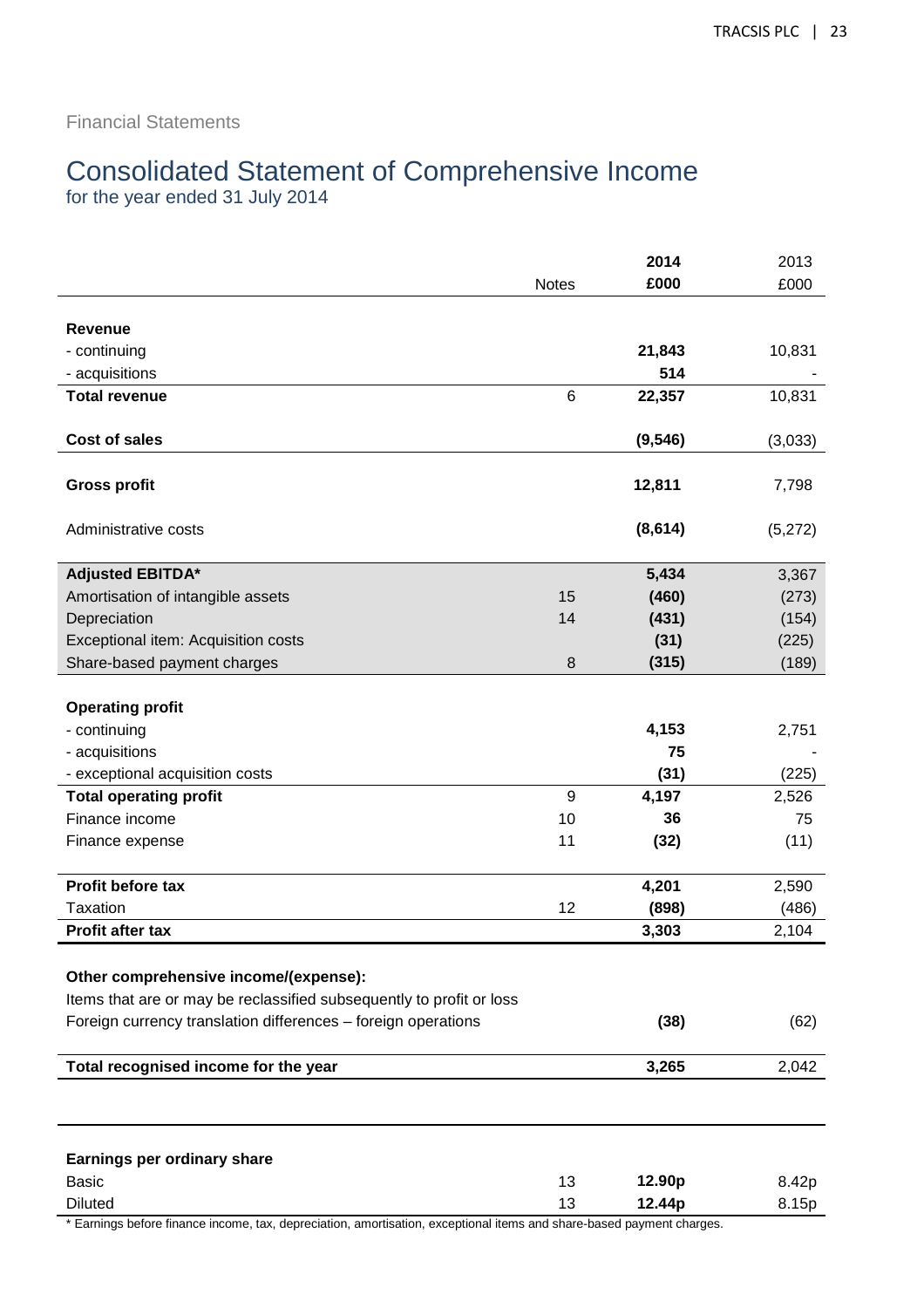Financial Statements

# Consolidated Statement of Comprehensive Income

for the year ended 31 July 2014

| | Notes | 2014 £000 | 2013 £000 |
|---|---|---|---|
| **Revenue** | | | |
| - continuing | | **21,843** | 10,831 |
| - acquisitions | | **514** | - |
| **Total revenue** | 6 | **22,357** | 10,831 |
| **Cost of sales** | | **(9,546)** | (3,033) |
| **Gross profit** | | **12,811** | 7,798 |
| Administrative costs | | **(8,614)** | (5,272) |
| **Adjusted EBITDA*** | | **5,434** | 3,367 |
| Amortisation of intangible assets | 15 | **(460)** | (273) |
| Depreciation | 14 | **(431)** | (154) |
| Exceptional item: Acquisition costs | | **(31)** | (225) |
| Share-based payment charges | 8 | **(315)** | (189) |
| **Operating profit** | | | |
| - continuing | | **4,153** | 2,751 |
| - acquisitions | | **75** | - |
| - exceptional acquisition costs | | **(31)** | (225) |
| **Total operating profit** | 9 | **4,197** | 2,526 |
| Finance income | 10 | **36** | 75 |
| Finance expense | 11 | **(32)** | (11) |
| **Profit before tax** | | **4,201** | 2,590 |
| Taxation | 12 | **(898)** | (486) |
| **Profit after tax** | | **3,303** | 2,104 |
| **Other comprehensive income/(expense):** | | | |
| Items that are or may be reclassified subsequently to profit or loss | | | |
| Foreign currency translation differences – foreign operations | | **(38)** | (62) |
| **Total recognised income for the year** | | **3,265** | 2,042 |
| **Earnings per ordinary share** | | | |
| Basic | 13 | **12.90p** | 8.42p |
| Diluted | 13 | **12.44p** | 8.15p |

* Earnings before finance income, tax, depreciation, amortisation, exceptional items and share-based payment charges.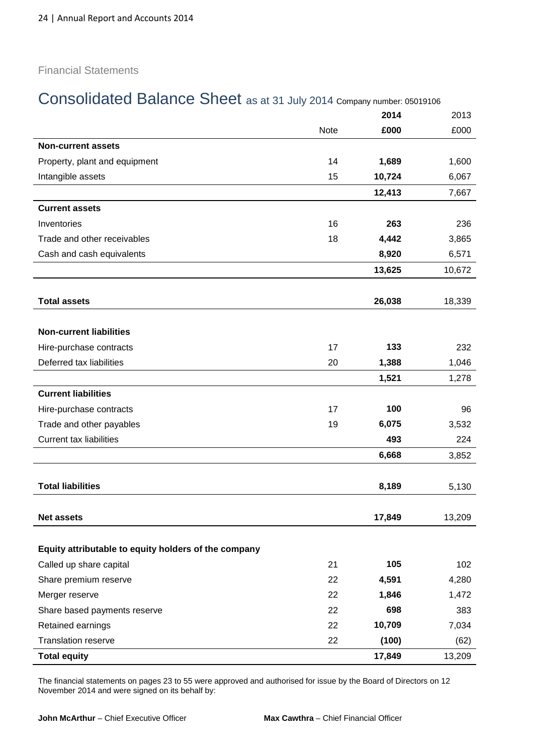Financial Statements

# Consolidated Balance Sheet as at 31 July 2014 Company number: 05019106

| | Note | 2014 £000 | 2013 £000 |
|---|---|---|---|
| **Non-current assets** | | | |
| Property, plant and equipment | 14 | **1,689** | 1,600 |
| Intangible assets | 15 | **10,724** | 6,067 |
| | | **12,413** | 7,667 |
| **Current assets** | | | |
| Inventories | 16 | **263** | 236 |
| Trade and other receivables | 18 | **4,442** | 3,865 |
| Cash and cash equivalents | | **8,920** | 6,571 |
| | | **13,625** | 10,672 |
| **Total assets** | | **26,038** | 18,339 |
| **Non-current liabilities** | | | |
| Hire-purchase contracts | 17 | **133** | 232 |
| Deferred tax liabilities | 20 | **1,388** | 1,046 |
| | | **1,521** | 1,278 |
| **Current liabilities** | | | |
| Hire-purchase contracts | 17 | **100** | 96 |
| Trade and other payables | 19 | **6,075** | 3,532 |
| Current tax liabilities | | **493** | 224 |
| | | **6,668** | 3,852 |
| **Total liabilities** | | **8,189** | 5,130 |
| **Net assets** | | **17,849** | 13,209 |
| **Equity attributable to equity holders of the company** | | | |
| Called up share capital | 21 | **105** | 102 |
| Share premium reserve | 22 | **4,591** | 4,280 |
| Merger reserve | 22 | **1,846** | 1,472 |
| Share based payments reserve | 22 | **698** | 383 |
| Retained earnings | 22 | **10,709** | 7,034 |
| Translation reserve | 22 | **(100)** | (62) |
| **Total equity** | | **17,849** | 13,209 |

The financial statements on pages 23 to 55 were approved and authorised for issue by the Board of Directors on 12 November 2014 and were signed on its behalf by:

**John McArthur** – Chief Executive Officer

**Max Cawthra** – Chief Financial Officer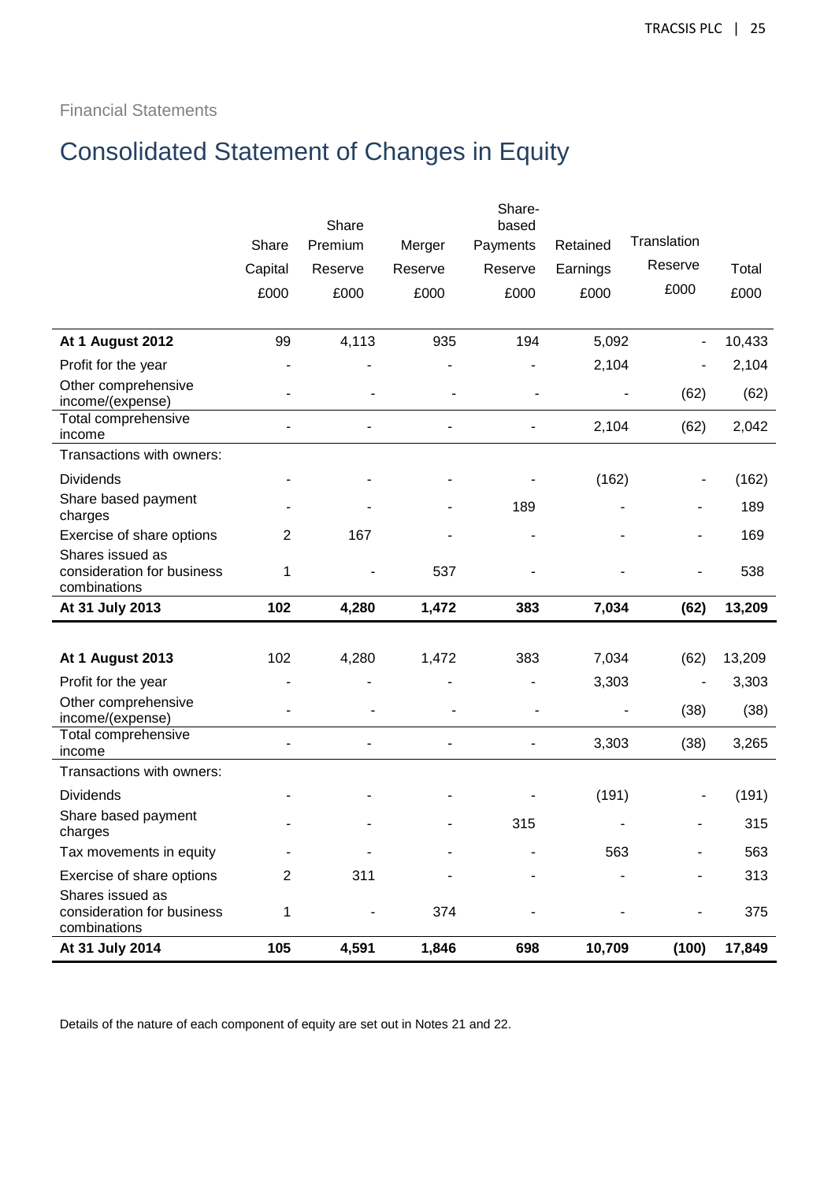Financial Statements

# Consolidated Statement of Changes in Equity

| | Share Capital £000 | Share Premium Reserve £000 | Merger Reserve £000 | Share-based Payments Reserve £000 | Retained Earnings £000 | Translation Reserve £000 | Total £000 |
|---|---|---|---|---|---|---|---|
| **At 1 August 2012** | 99 | 4,113 | 935 | 194 | 5,092 | - | 10,433 |
| Profit for the year | - | - | - | - | 2,104 | - | 2,104 |
| Other comprehensive income/(expense) | - | - | - | - | - | (62) | (62) |
| Total comprehensive income | - | - | - | - | 2,104 | (62) | 2,042 |
| Transactions with owners: | | | | | | | |
| Dividends | - | - | - | - | (162) | - | (162) |
| Share based payment charges | - | - | - | 189 | - | - | 189 |
| Exercise of share options | 2 | 167 | - | - | - | - | 169 |
| Shares issued as consideration for business combinations | 1 | - | 537 | - | - | - | 538 |
| **At 31 July 2013** | **102** | **4,280** | **1,472** | **383** | **7,034** | **(62)** | **13,209** |
| | | | | | | | |
| **At 1 August 2013** | 102 | 4,280 | 1,472 | 383 | 7,034 | (62) | 13,209 |
| Profit for the year | - | - | - | - | 3,303 | - | 3,303 |
| Other comprehensive income/(expense) | - | - | - | - | - | (38) | (38) |
| Total comprehensive income | - | - | - | - | 3,303 | (38) | 3,265 |
| Transactions with owners: | | | | | | | |
| Dividends | - | - | - | - | (191) | - | (191) |
| Share based payment charges | - | - | - | 315 | - | - | 315 |
| Tax movements in equity | - | - | - | - | 563 | - | 563 |
| Exercise of share options | 2 | 311 | - | - | - | - | 313 |
| Shares issued as consideration for business combinations | 1 | - | 374 | - | - | - | 375 |
| **At 31 July 2014** | **105** | **4,591** | **1,846** | **698** | **10,709** | **(100)** | **17,849** |

Details of the nature of each component of equity are set out in Notes 21 and 22.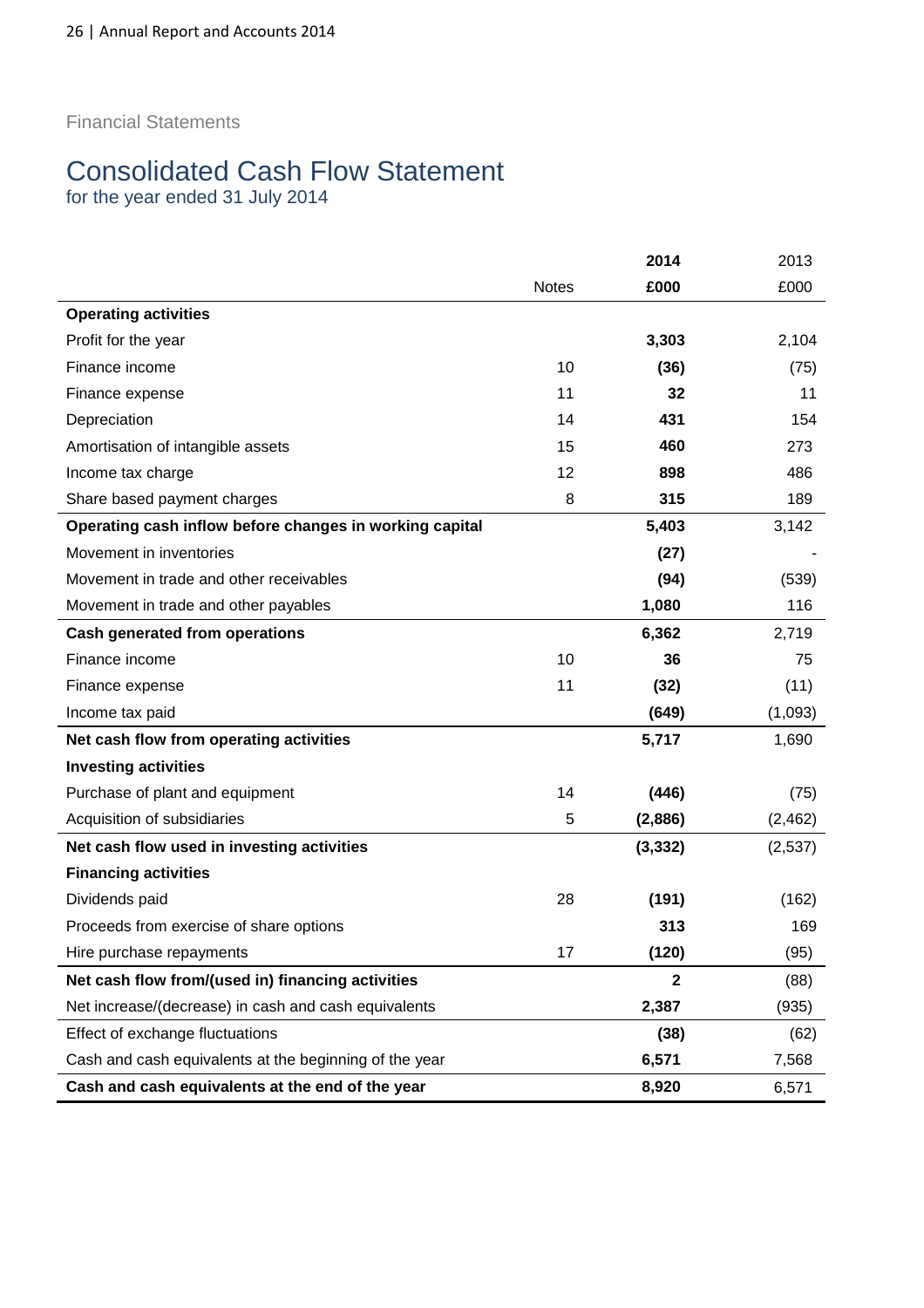Financial Statements

# Consolidated Cash Flow Statement

for the year ended 31 July 2014

| | Notes | 2014<br>£000 | 2013<br>£000 |
|---|---|---|---|
| **Operating activities** | | | |
| Profit for the year | | **3,303** | 2,104 |
| Finance income | 10 | **(36)** | (75) |
| Finance expense | 11 | **32** | 11 |
| Depreciation | 14 | **431** | 154 |
| Amortisation of intangible assets | 15 | **460** | 273 |
| Income tax charge | 12 | **898** | 486 |
| Share based payment charges | 8 | **315** | 189 |
| **Operating cash inflow before changes in working capital** | | **5,403** | 3,142 |
| Movement in inventories | | **(27)** | - |
| Movement in trade and other receivables | | **(94)** | (539) |
| Movement in trade and other payables | | **1,080** | 116 |
| **Cash generated from operations** | | **6,362** | 2,719 |
| Finance income | 10 | **36** | 75 |
| Finance expense | 11 | **(32)** | (11) |
| Income tax paid | | **(649)** | (1,093) |
| **Net cash flow from operating activities** | | **5,717** | 1,690 |
| **Investing activities** | | | |
| Purchase of plant and equipment | 14 | **(446)** | (75) |
| Acquisition of subsidiaries | 5 | **(2,886)** | (2,462) |
| **Net cash flow used in investing activities** | | **(3,332)** | (2,537) |
| **Financing activities** | | | |
| Dividends paid | 28 | **(191)** | (162) |
| Proceeds from exercise of share options | | **313** | 169 |
| Hire purchase repayments | 17 | **(120)** | (95) |
| **Net cash flow from/(used in) financing activities** | | **2** | (88) |
| Net increase/(decrease) in cash and cash equivalents | | **2,387** | (935) |
| Effect of exchange fluctuations | | **(38)** | (62) |
| Cash and cash equivalents at the beginning of the year | | **6,571** | 7,568 |
| **Cash and cash equivalents at the end of the year** | | **8,920** | 6,571 |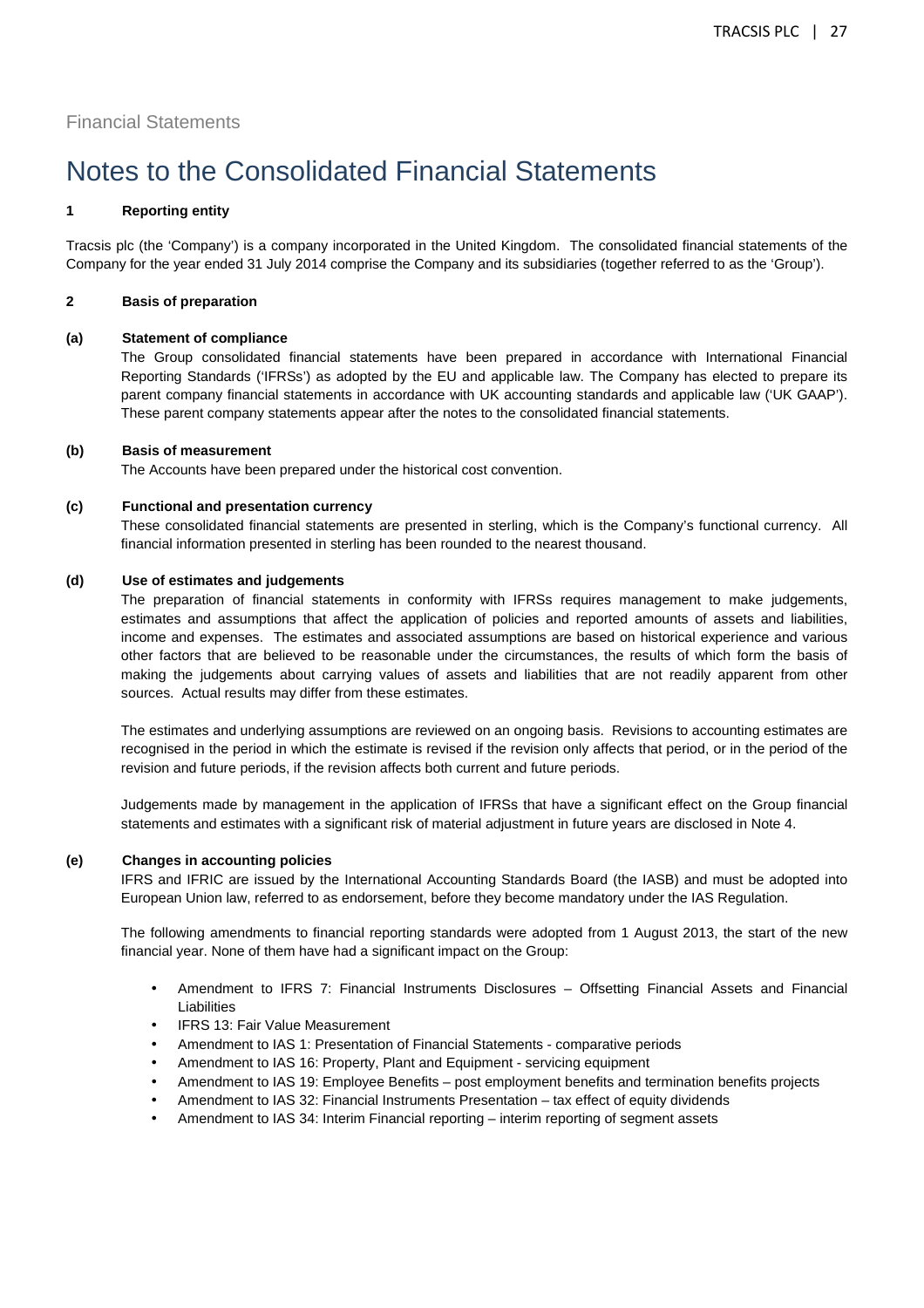Financial Statements

# Notes to the Consolidated Financial Statements

**1 Reporting entity**

Tracsis plc (the 'Company') is a company incorporated in the United Kingdom. The consolidated financial statements of the Company for the year ended 31 July 2014 comprise the Company and its subsidiaries (together referred to as the 'Group').

**2 Basis of preparation**

**(a) Statement of compliance**

The Group consolidated financial statements have been prepared in accordance with International Financial Reporting Standards ('IFRSs') as adopted by the EU and applicable law. The Company has elected to prepare its parent company financial statements in accordance with UK accounting standards and applicable law ('UK GAAP'). These parent company statements appear after the notes to the consolidated financial statements.

**(b) Basis of measurement**

The Accounts have been prepared under the historical cost convention.

**(c) Functional and presentation currency**

These consolidated financial statements are presented in sterling, which is the Company's functional currency. All financial information presented in sterling has been rounded to the nearest thousand.

**(d) Use of estimates and judgements**

The preparation of financial statements in conformity with IFRSs requires management to make judgements, estimates and assumptions that affect the application of policies and reported amounts of assets and liabilities, income and expenses. The estimates and associated assumptions are based on historical experience and various other factors that are believed to be reasonable under the circumstances, the results of which form the basis of making the judgements about carrying values of assets and liabilities that are not readily apparent from other sources. Actual results may differ from these estimates.

The estimates and underlying assumptions are reviewed on an ongoing basis. Revisions to accounting estimates are recognised in the period in which the estimate is revised if the revision only affects that period, or in the period of the revision and future periods, if the revision affects both current and future periods.

Judgements made by management in the application of IFRSs that have a significant effect on the Group financial statements and estimates with a significant risk of material adjustment in future years are disclosed in Note 4.

**(e) Changes in accounting policies**

IFRS and IFRIC are issued by the International Accounting Standards Board (the IASB) and must be adopted into European Union law, referred to as endorsement, before they become mandatory under the IAS Regulation.

The following amendments to financial reporting standards were adopted from 1 August 2013, the start of the new financial year. None of them have had a significant impact on the Group:

- Amendment to IFRS 7: Financial Instruments Disclosures – Offsetting Financial Assets and Financial Liabilities
- IFRS 13: Fair Value Measurement
- Amendment to IAS 1: Presentation of Financial Statements - comparative periods
- Amendment to IAS 16: Property, Plant and Equipment - servicing equipment
- Amendment to IAS 19: Employee Benefits – post employment benefits and termination benefits projects
- Amendment to IAS 32: Financial Instruments Presentation – tax effect of equity dividends
- Amendment to IAS 34: Interim Financial reporting – interim reporting of segment assets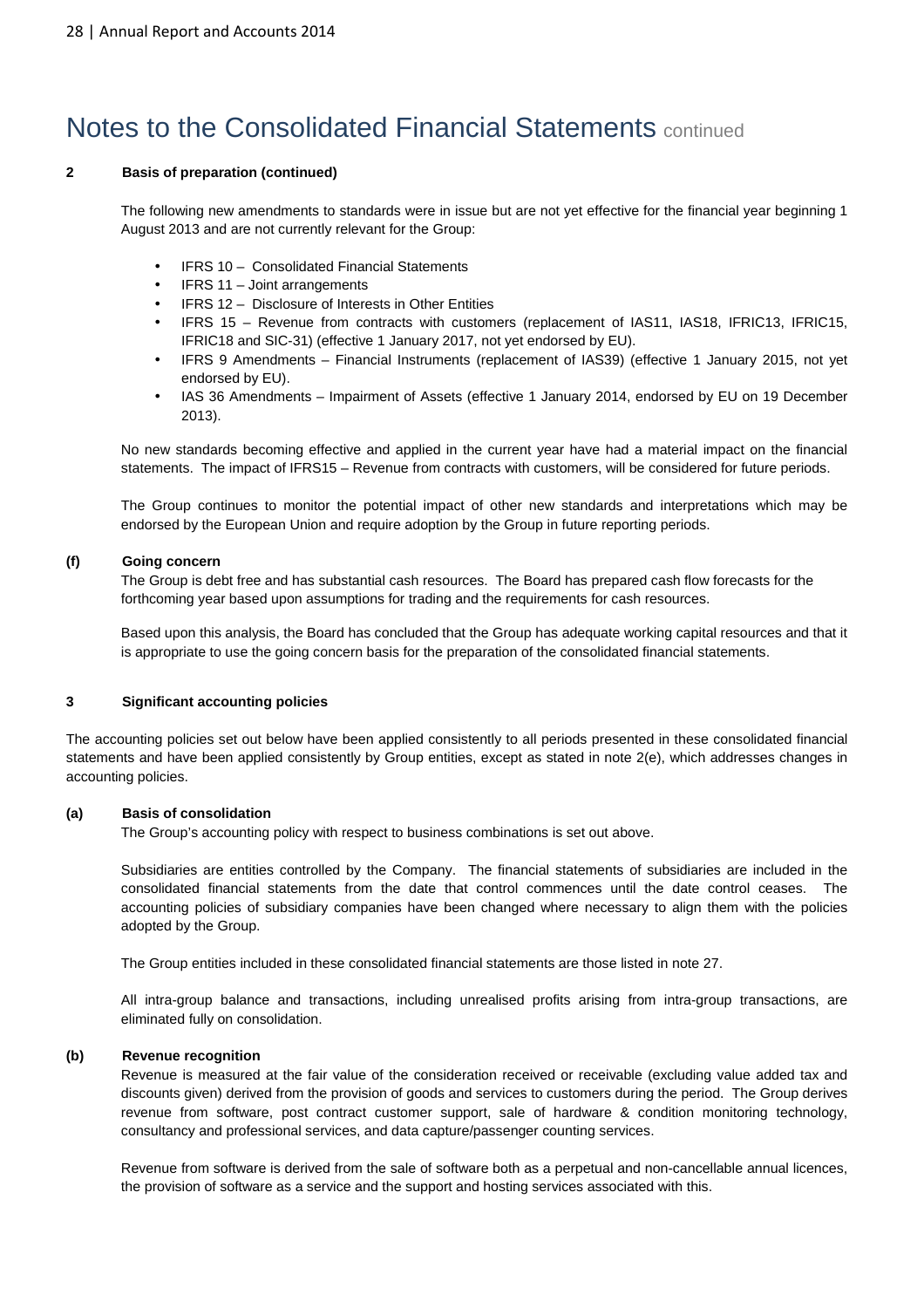# Notes to the Consolidated Financial Statements continued

**2 Basis of preparation (continued)**

The following new amendments to standards were in issue but are not yet effective for the financial year beginning 1 August 2013 and are not currently relevant for the Group:

- IFRS 10 – Consolidated Financial Statements
- IFRS 11 – Joint arrangements
- IFRS 12 – Disclosure of Interests in Other Entities
- IFRS 15 – Revenue from contracts with customers (replacement of IAS11, IAS18, IFRIC13, IFRIC15, IFRIC18 and SIC-31) (effective 1 January 2017, not yet endorsed by EU).
- IFRS 9 Amendments – Financial Instruments (replacement of IAS39) (effective 1 January 2015, not yet endorsed by EU).
- IAS 36 Amendments – Impairment of Assets (effective 1 January 2014, endorsed by EU on 19 December 2013).

No new standards becoming effective and applied in the current year have had a material impact on the financial statements. The impact of IFRS15 – Revenue from contracts with customers, will be considered for future periods.

The Group continues to monitor the potential impact of other new standards and interpretations which may be endorsed by the European Union and require adoption by the Group in future reporting periods.

**(f) Going concern**

The Group is debt free and has substantial cash resources. The Board has prepared cash flow forecasts for the forthcoming year based upon assumptions for trading and the requirements for cash resources.

Based upon this analysis, the Board has concluded that the Group has adequate working capital resources and that it is appropriate to use the going concern basis for the preparation of the consolidated financial statements.

**3 Significant accounting policies**

The accounting policies set out below have been applied consistently to all periods presented in these consolidated financial statements and have been applied consistently by Group entities, except as stated in note 2(e), which addresses changes in accounting policies.

**(a) Basis of consolidation**

The Group's accounting policy with respect to business combinations is set out above.

Subsidiaries are entities controlled by the Company. The financial statements of subsidiaries are included in the consolidated financial statements from the date that control commences until the date control ceases. The accounting policies of subsidiary companies have been changed where necessary to align them with the policies adopted by the Group.

The Group entities included in these consolidated financial statements are those listed in note 27.

All intra-group balance and transactions, including unrealised profits arising from intra-group transactions, are eliminated fully on consolidation.

**(b) Revenue recognition**

Revenue is measured at the fair value of the consideration received or receivable (excluding value added tax and discounts given) derived from the provision of goods and services to customers during the period. The Group derives revenue from software, post contract customer support, sale of hardware & condition monitoring technology, consultancy and professional services, and data capture/passenger counting services.

Revenue from software is derived from the sale of software both as a perpetual and non-cancellable annual licences, the provision of software as a service and the support and hosting services associated with this.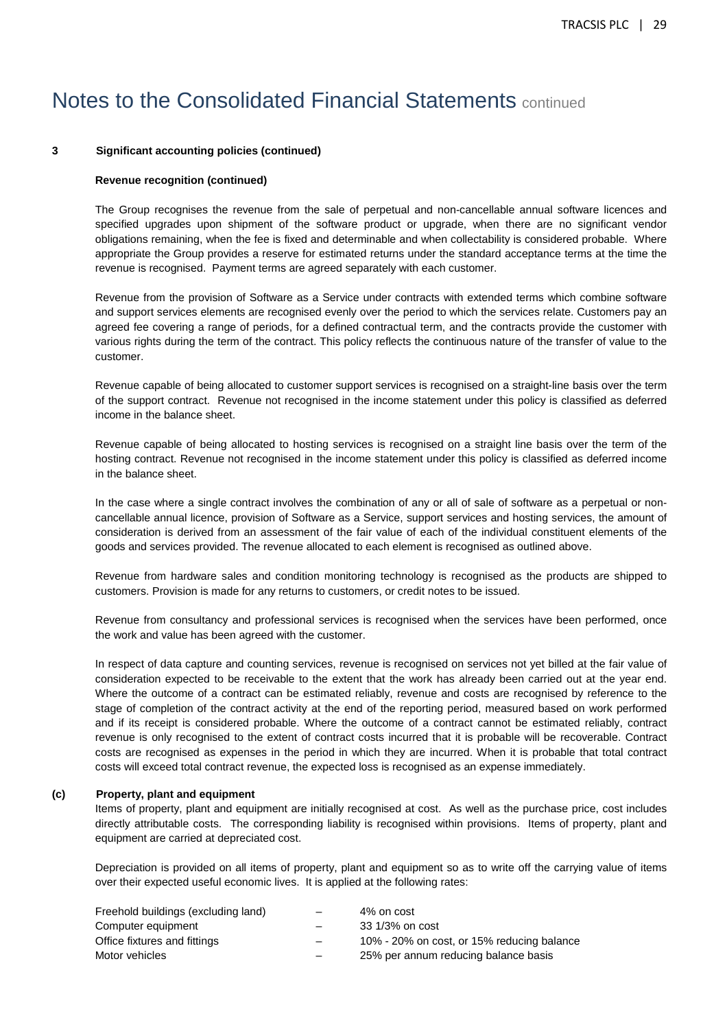# Notes to the Consolidated Financial Statements continued

**3 Significant accounting policies (continued)**

**Revenue recognition (continued)**

The Group recognises the revenue from the sale of perpetual and non-cancellable annual software licences and specified upgrades upon shipment of the software product or upgrade, when there are no significant vendor obligations remaining, when the fee is fixed and determinable and when collectability is considered probable. Where appropriate the Group provides a reserve for estimated returns under the standard acceptance terms at the time the revenue is recognised. Payment terms are agreed separately with each customer.

Revenue from the provision of Software as a Service under contracts with extended terms which combine software and support services elements are recognised evenly over the period to which the services relate. Customers pay an agreed fee covering a range of periods, for a defined contractual term, and the contracts provide the customer with various rights during the term of the contract. This policy reflects the continuous nature of the transfer of value to the customer.

Revenue capable of being allocated to customer support services is recognised on a straight-line basis over the term of the support contract. Revenue not recognised in the income statement under this policy is classified as deferred income in the balance sheet.

Revenue capable of being allocated to hosting services is recognised on a straight line basis over the term of the hosting contract. Revenue not recognised in the income statement under this policy is classified as deferred income in the balance sheet.

In the case where a single contract involves the combination of any or all of sale of software as a perpetual or non-cancellable annual licence, provision of Software as a Service, support services and hosting services, the amount of consideration is derived from an assessment of the fair value of each of the individual constituent elements of the goods and services provided. The revenue allocated to each element is recognised as outlined above.

Revenue from hardware sales and condition monitoring technology is recognised as the products are shipped to customers. Provision is made for any returns to customers, or credit notes to be issued.

Revenue from consultancy and professional services is recognised when the services have been performed, once the work and value has been agreed with the customer.

In respect of data capture and counting services, revenue is recognised on services not yet billed at the fair value of consideration expected to be receivable to the extent that the work has already been carried out at the year end. Where the outcome of a contract can be estimated reliably, revenue and costs are recognised by reference to the stage of completion of the contract activity at the end of the reporting period, measured based on work performed and if its receipt is considered probable. Where the outcome of a contract cannot be estimated reliably, contract revenue is only recognised to the extent of contract costs incurred that it is probable will be recoverable. Contract costs are recognised as expenses in the period in which they are incurred. When it is probable that total contract costs will exceed total contract revenue, the expected loss is recognised as an expense immediately.

**(c) Property, plant and equipment**

Items of property, plant and equipment are initially recognised at cost. As well as the purchase price, cost includes directly attributable costs. The corresponding liability is recognised within provisions. Items of property, plant and equipment are carried at depreciated cost.

Depreciation is provided on all items of property, plant and equipment so as to write off the carrying value of items over their expected useful economic lives. It is applied at the following rates:

| | | |
|---|---|---|
| Freehold buildings (excluding land) | – | 4% on cost |
| Computer equipment | – | 33 1/3% on cost |
| Office fixtures and fittings | – | 10% - 20% on cost, or 15% reducing balance |
| Motor vehicles | – | 25% per annum reducing balance basis |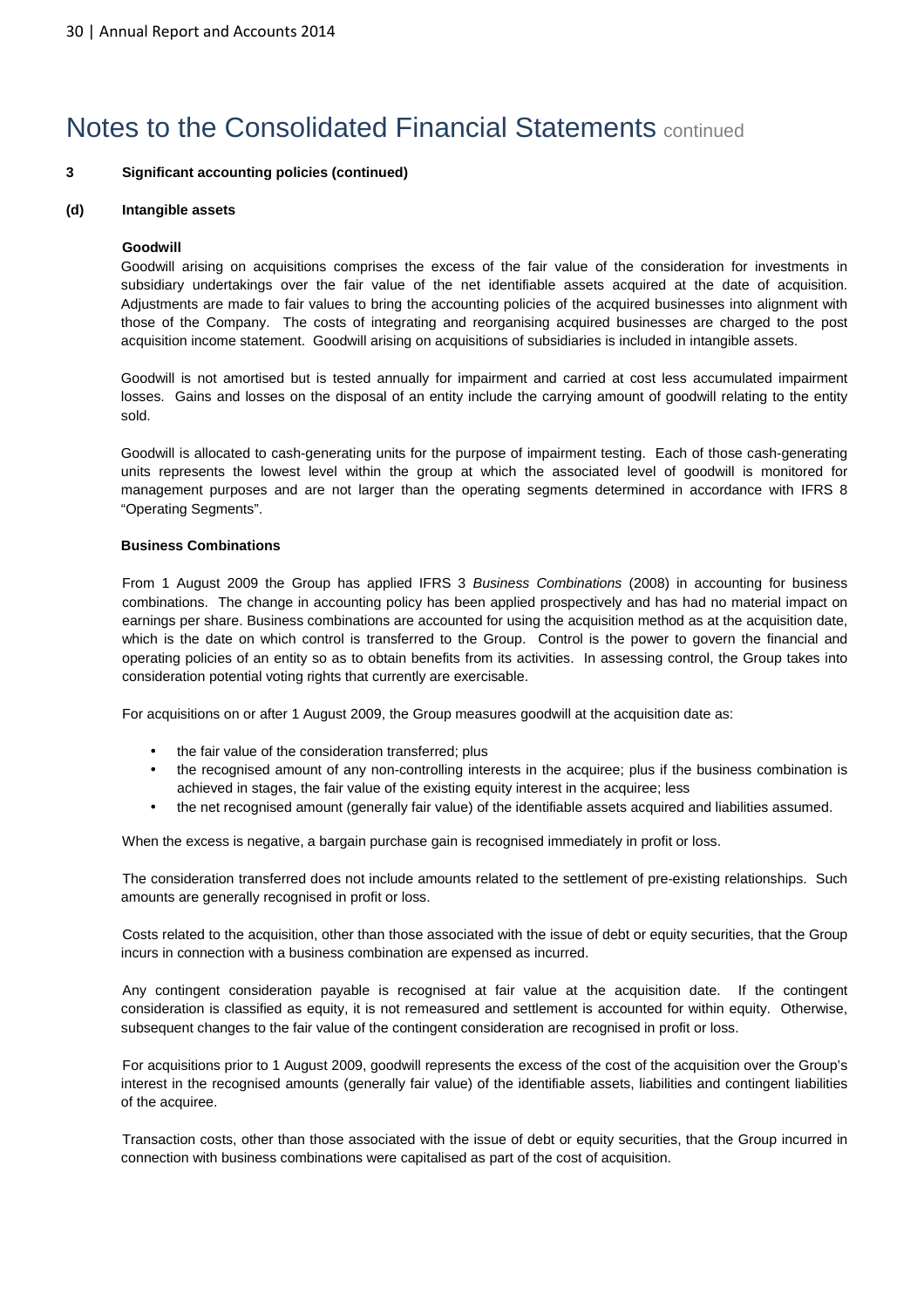# Notes to the Consolidated Financial Statements continued

**3 Significant accounting policies (continued)**

**(d) Intangible assets**

**Goodwill**

Goodwill arising on acquisitions comprises the excess of the fair value of the consideration for investments in subsidiary undertakings over the fair value of the net identifiable assets acquired at the date of acquisition. Adjustments are made to fair values to bring the accounting policies of the acquired businesses into alignment with those of the Company. The costs of integrating and reorganising acquired businesses are charged to the post acquisition income statement. Goodwill arising on acquisitions of subsidiaries is included in intangible assets.

Goodwill is not amortised but is tested annually for impairment and carried at cost less accumulated impairment losses. Gains and losses on the disposal of an entity include the carrying amount of goodwill relating to the entity sold.

Goodwill is allocated to cash-generating units for the purpose of impairment testing. Each of those cash-generating units represents the lowest level within the group at which the associated level of goodwill is monitored for management purposes and are not larger than the operating segments determined in accordance with IFRS 8 "Operating Segments".

**Business Combinations**

From 1 August 2009 the Group has applied IFRS 3 *Business Combinations* (2008) in accounting for business combinations. The change in accounting policy has been applied prospectively and has had no material impact on earnings per share. Business combinations are accounted for using the acquisition method as at the acquisition date, which is the date on which control is transferred to the Group. Control is the power to govern the financial and operating policies of an entity so as to obtain benefits from its activities. In assessing control, the Group takes into consideration potential voting rights that currently are exercisable.

For acquisitions on or after 1 August 2009, the Group measures goodwill at the acquisition date as:

- the fair value of the consideration transferred; plus
- the recognised amount of any non-controlling interests in the acquiree; plus if the business combination is achieved in stages, the fair value of the existing equity interest in the acquiree; less
- the net recognised amount (generally fair value) of the identifiable assets acquired and liabilities assumed.

When the excess is negative, a bargain purchase gain is recognised immediately in profit or loss.

The consideration transferred does not include amounts related to the settlement of pre-existing relationships. Such amounts are generally recognised in profit or loss.

Costs related to the acquisition, other than those associated with the issue of debt or equity securities, that the Group incurs in connection with a business combination are expensed as incurred.

Any contingent consideration payable is recognised at fair value at the acquisition date. If the contingent consideration is classified as equity, it is not remeasured and settlement is accounted for within equity. Otherwise, subsequent changes to the fair value of the contingent consideration are recognised in profit or loss.

For acquisitions prior to 1 August 2009, goodwill represents the excess of the cost of the acquisition over the Group's interest in the recognised amounts (generally fair value) of the identifiable assets, liabilities and contingent liabilities of the acquiree.

Transaction costs, other than those associated with the issue of debt or equity securities, that the Group incurred in connection with business combinations were capitalised as part of the cost of acquisition.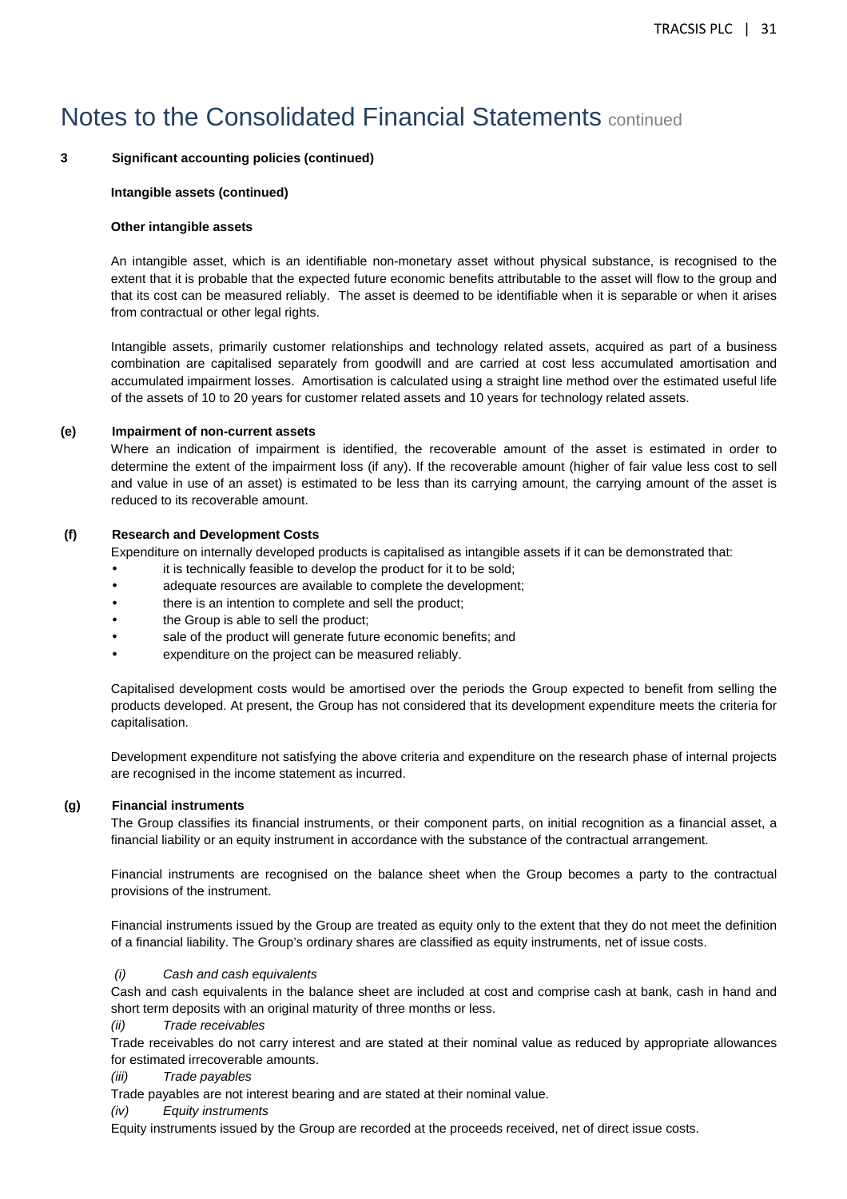# Notes to the Consolidated Financial Statements continued

**3 Significant accounting policies (continued)**

**Intangible assets (continued)**

**Other intangible assets**

An intangible asset, which is an identifiable non-monetary asset without physical substance, is recognised to the extent that it is probable that the expected future economic benefits attributable to the asset will flow to the group and that its cost can be measured reliably. The asset is deemed to be identifiable when it is separable or when it arises from contractual or other legal rights.

Intangible assets, primarily customer relationships and technology related assets, acquired as part of a business combination are capitalised separately from goodwill and are carried at cost less accumulated amortisation and accumulated impairment losses. Amortisation is calculated using a straight line method over the estimated useful life of the assets of 10 to 20 years for customer related assets and 10 years for technology related assets.

**(e) Impairment of non-current assets**

Where an indication of impairment is identified, the recoverable amount of the asset is estimated in order to determine the extent of the impairment loss (if any). If the recoverable amount (higher of fair value less cost to sell and value in use of an asset) is estimated to be less than its carrying amount, the carrying amount of the asset is reduced to its recoverable amount.

**(f) Research and Development Costs**

Expenditure on internally developed products is capitalised as intangible assets if it can be demonstrated that:

- it is technically feasible to develop the product for it to be sold;
- adequate resources are available to complete the development;
- there is an intention to complete and sell the product;
- the Group is able to sell the product;
- sale of the product will generate future economic benefits; and
- expenditure on the project can be measured reliably.

Capitalised development costs would be amortised over the periods the Group expected to benefit from selling the products developed. At present, the Group has not considered that its development expenditure meets the criteria for capitalisation.

Development expenditure not satisfying the above criteria and expenditure on the research phase of internal projects are recognised in the income statement as incurred.

**(g) Financial instruments**

The Group classifies its financial instruments, or their component parts, on initial recognition as a financial asset, a financial liability or an equity instrument in accordance with the substance of the contractual arrangement.

Financial instruments are recognised on the balance sheet when the Group becomes a party to the contractual provisions of the instrument.

Financial instruments issued by the Group are treated as equity only to the extent that they do not meet the definition of a financial liability. The Group's ordinary shares are classified as equity instruments, net of issue costs.

*(i) Cash and cash equivalents*

Cash and cash equivalents in the balance sheet are included at cost and comprise cash at bank, cash in hand and short term deposits with an original maturity of three months or less.

*(ii) Trade receivables*

Trade receivables do not carry interest and are stated at their nominal value as reduced by appropriate allowances for estimated irrecoverable amounts.

*(iii) Trade payables*

Trade payables are not interest bearing and are stated at their nominal value.

*(iv) Equity instruments*

Equity instruments issued by the Group are recorded at the proceeds received, net of direct issue costs.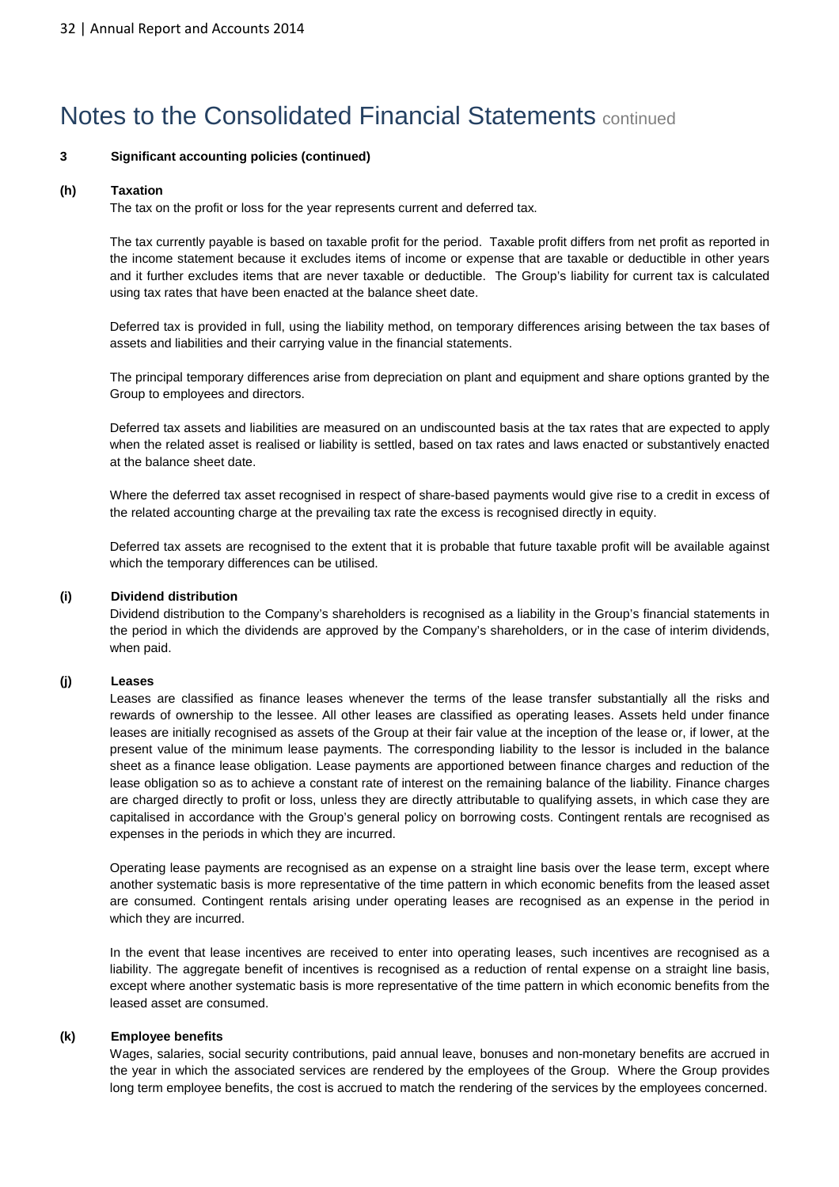# Notes to the Consolidated Financial Statements continued

**3 Significant accounting policies (continued)**

**(h) Taxation**

The tax on the profit or loss for the year represents current and deferred tax.

The tax currently payable is based on taxable profit for the period. Taxable profit differs from net profit as reported in the income statement because it excludes items of income or expense that are taxable or deductible in other years and it further excludes items that are never taxable or deductible. The Group's liability for current tax is calculated using tax rates that have been enacted at the balance sheet date.

Deferred tax is provided in full, using the liability method, on temporary differences arising between the tax bases of assets and liabilities and their carrying value in the financial statements.

The principal temporary differences arise from depreciation on plant and equipment and share options granted by the Group to employees and directors.

Deferred tax assets and liabilities are measured on an undiscounted basis at the tax rates that are expected to apply when the related asset is realised or liability is settled, based on tax rates and laws enacted or substantively enacted at the balance sheet date.

Where the deferred tax asset recognised in respect of share-based payments would give rise to a credit in excess of the related accounting charge at the prevailing tax rate the excess is recognised directly in equity.

Deferred tax assets are recognised to the extent that it is probable that future taxable profit will be available against which the temporary differences can be utilised.

**(i) Dividend distribution**

Dividend distribution to the Company's shareholders is recognised as a liability in the Group's financial statements in the period in which the dividends are approved by the Company's shareholders, or in the case of interim dividends, when paid.

**(j) Leases**

Leases are classified as finance leases whenever the terms of the lease transfer substantially all the risks and rewards of ownership to the lessee. All other leases are classified as operating leases. Assets held under finance leases are initially recognised as assets of the Group at their fair value at the inception of the lease or, if lower, at the present value of the minimum lease payments. The corresponding liability to the lessor is included in the balance sheet as a finance lease obligation. Lease payments are apportioned between finance charges and reduction of the lease obligation so as to achieve a constant rate of interest on the remaining balance of the liability. Finance charges are charged directly to profit or loss, unless they are directly attributable to qualifying assets, in which case they are capitalised in accordance with the Group's general policy on borrowing costs. Contingent rentals are recognised as expenses in the periods in which they are incurred.

Operating lease payments are recognised as an expense on a straight line basis over the lease term, except where another systematic basis is more representative of the time pattern in which economic benefits from the leased asset are consumed. Contingent rentals arising under operating leases are recognised as an expense in the period in which they are incurred.

In the event that lease incentives are received to enter into operating leases, such incentives are recognised as a liability. The aggregate benefit of incentives is recognised as a reduction of rental expense on a straight line basis, except where another systematic basis is more representative of the time pattern in which economic benefits from the leased asset are consumed.

**(k) Employee benefits**

Wages, salaries, social security contributions, paid annual leave, bonuses and non-monetary benefits are accrued in the year in which the associated services are rendered by the employees of the Group. Where the Group provides long term employee benefits, the cost is accrued to match the rendering of the services by the employees concerned.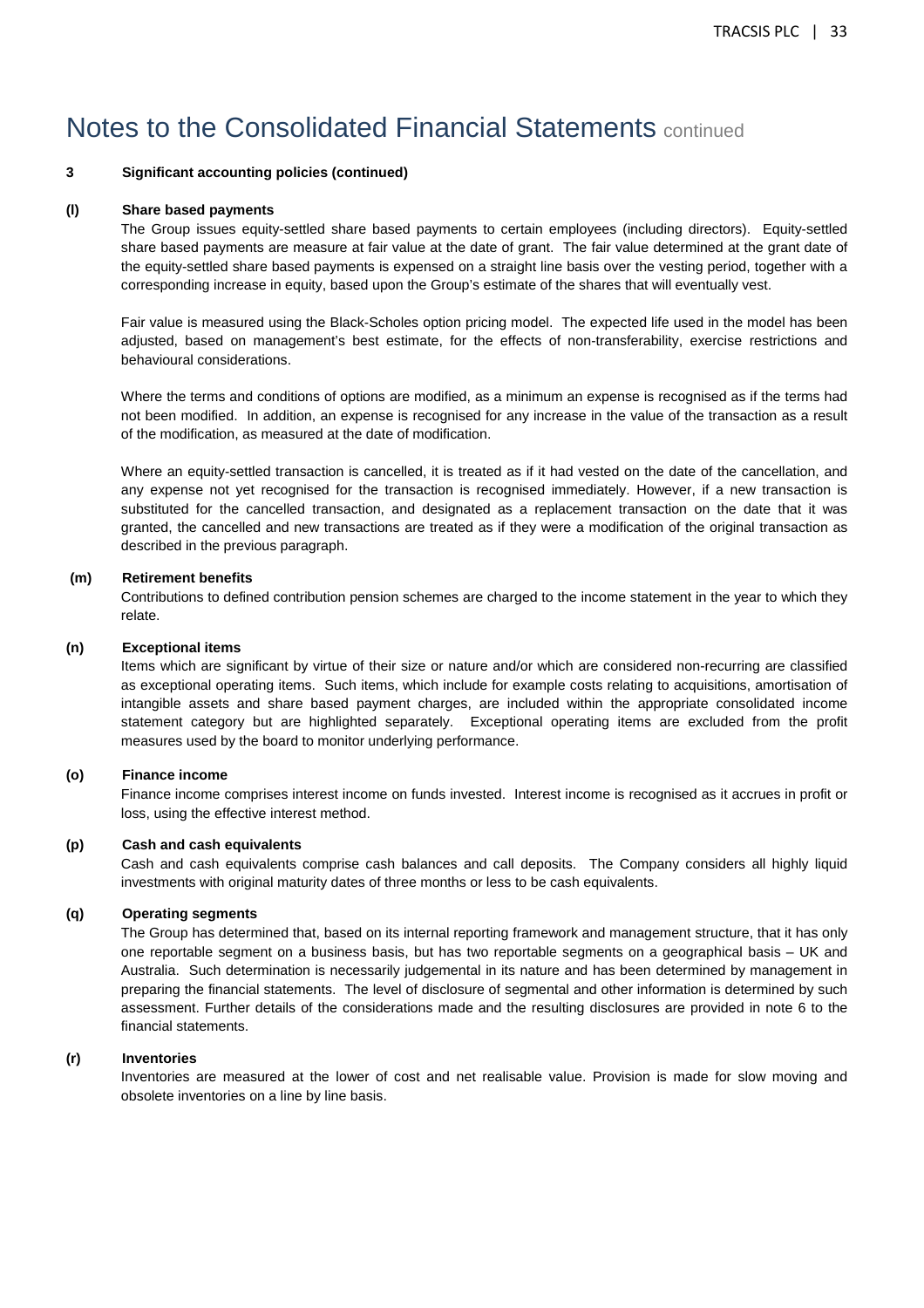# Notes to the Consolidated Financial Statements continued

**3 Significant accounting policies (continued)**

**(l) Share based payments**

The Group issues equity-settled share based payments to certain employees (including directors). Equity-settled share based payments are measure at fair value at the date of grant. The fair value determined at the grant date of the equity-settled share based payments is expensed on a straight line basis over the vesting period, together with a corresponding increase in equity, based upon the Group's estimate of the shares that will eventually vest.

Fair value is measured using the Black-Scholes option pricing model. The expected life used in the model has been adjusted, based on management's best estimate, for the effects of non-transferability, exercise restrictions and behavioural considerations.

Where the terms and conditions of options are modified, as a minimum an expense is recognised as if the terms had not been modified. In addition, an expense is recognised for any increase in the value of the transaction as a result of the modification, as measured at the date of modification.

Where an equity-settled transaction is cancelled, it is treated as if it had vested on the date of the cancellation, and any expense not yet recognised for the transaction is recognised immediately. However, if a new transaction is substituted for the cancelled transaction, and designated as a replacement transaction on the date that it was granted, the cancelled and new transactions are treated as if they were a modification of the original transaction as described in the previous paragraph.

**(m) Retirement benefits**

Contributions to defined contribution pension schemes are charged to the income statement in the year to which they relate.

**(n) Exceptional items**

Items which are significant by virtue of their size or nature and/or which are considered non-recurring are classified as exceptional operating items. Such items, which include for example costs relating to acquisitions, amortisation of intangible assets and share based payment charges, are included within the appropriate consolidated income statement category but are highlighted separately. Exceptional operating items are excluded from the profit measures used by the board to monitor underlying performance.

**(o) Finance income**

Finance income comprises interest income on funds invested. Interest income is recognised as it accrues in profit or loss, using the effective interest method.

**(p) Cash and cash equivalents**

Cash and cash equivalents comprise cash balances and call deposits. The Company considers all highly liquid investments with original maturity dates of three months or less to be cash equivalents.

**(q) Operating segments**

The Group has determined that, based on its internal reporting framework and management structure, that it has only one reportable segment on a business basis, but has two reportable segments on a geographical basis – UK and Australia. Such determination is necessarily judgemental in its nature and has been determined by management in preparing the financial statements. The level of disclosure of segmental and other information is determined by such assessment. Further details of the considerations made and the resulting disclosures are provided in note 6 to the financial statements.

**(r) Inventories**

Inventories are measured at the lower of cost and net realisable value. Provision is made for slow moving and obsolete inventories on a line by line basis.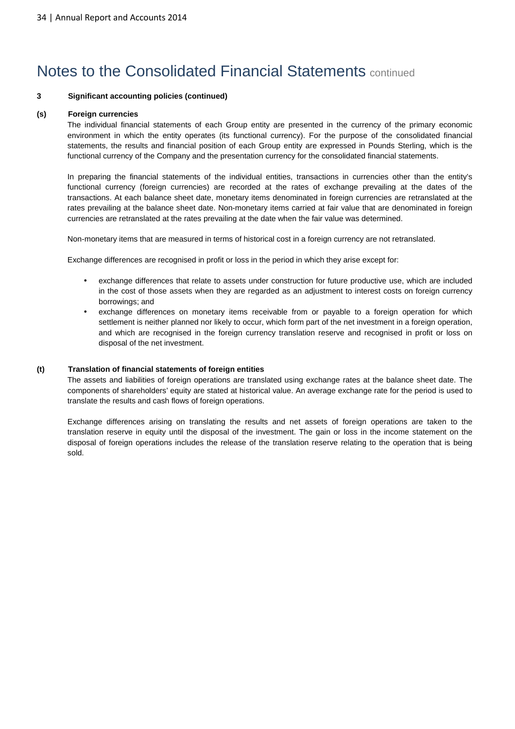# Notes to the Consolidated Financial Statements continued

**3 Significant accounting policies (continued)**

**(s) Foreign currencies**

The individual financial statements of each Group entity are presented in the currency of the primary economic environment in which the entity operates (its functional currency). For the purpose of the consolidated financial statements, the results and financial position of each Group entity are expressed in Pounds Sterling, which is the functional currency of the Company and the presentation currency for the consolidated financial statements.

In preparing the financial statements of the individual entities, transactions in currencies other than the entity's functional currency (foreign currencies) are recorded at the rates of exchange prevailing at the dates of the transactions. At each balance sheet date, monetary items denominated in foreign currencies are retranslated at the rates prevailing at the balance sheet date. Non-monetary items carried at fair value that are denominated in foreign currencies are retranslated at the rates prevailing at the date when the fair value was determined.

Non-monetary items that are measured in terms of historical cost in a foreign currency are not retranslated.

Exchange differences are recognised in profit or loss in the period in which they arise except for:

- exchange differences that relate to assets under construction for future productive use, which are included in the cost of those assets when they are regarded as an adjustment to interest costs on foreign currency borrowings; and
- exchange differences on monetary items receivable from or payable to a foreign operation for which settlement is neither planned nor likely to occur, which form part of the net investment in a foreign operation, and which are recognised in the foreign currency translation reserve and recognised in profit or loss on disposal of the net investment.

**(t) Translation of financial statements of foreign entities**

The assets and liabilities of foreign operations are translated using exchange rates at the balance sheet date. The components of shareholders' equity are stated at historical value. An average exchange rate for the period is used to translate the results and cash flows of foreign operations.

Exchange differences arising on translating the results and net assets of foreign operations are taken to the translation reserve in equity until the disposal of the investment. The gain or loss in the income statement on the disposal of foreign operations includes the release of the translation reserve relating to the operation that is being sold.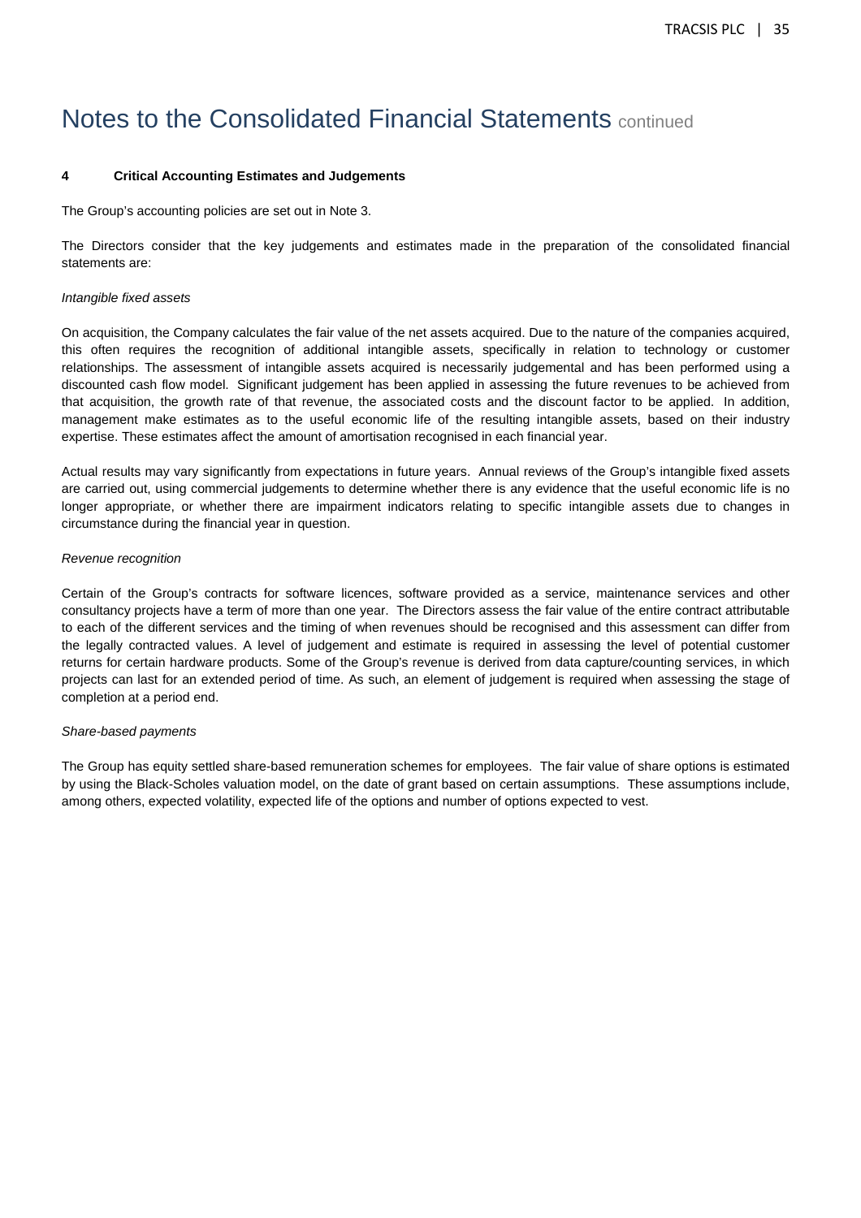# Notes to the Consolidated Financial Statements continued

**4 Critical Accounting Estimates and Judgements**

The Group's accounting policies are set out in Note 3.

The Directors consider that the key judgements and estimates made in the preparation of the consolidated financial statements are:

*Intangible fixed assets*

On acquisition, the Company calculates the fair value of the net assets acquired. Due to the nature of the companies acquired, this often requires the recognition of additional intangible assets, specifically in relation to technology or customer relationships. The assessment of intangible assets acquired is necessarily judgemental and has been performed using a discounted cash flow model. Significant judgement has been applied in assessing the future revenues to be achieved from that acquisition, the growth rate of that revenue, the associated costs and the discount factor to be applied. In addition, management make estimates as to the useful economic life of the resulting intangible assets, based on their industry expertise. These estimates affect the amount of amortisation recognised in each financial year.

Actual results may vary significantly from expectations in future years. Annual reviews of the Group's intangible fixed assets are carried out, using commercial judgements to determine whether there is any evidence that the useful economic life is no longer appropriate, or whether there are impairment indicators relating to specific intangible assets due to changes in circumstance during the financial year in question.

*Revenue recognition*

Certain of the Group's contracts for software licences, software provided as a service, maintenance services and other consultancy projects have a term of more than one year. The Directors assess the fair value of the entire contract attributable to each of the different services and the timing of when revenues should be recognised and this assessment can differ from the legally contracted values. A level of judgement and estimate is required in assessing the level of potential customer returns for certain hardware products. Some of the Group's revenue is derived from data capture/counting services, in which projects can last for an extended period of time. As such, an element of judgement is required when assessing the stage of completion at a period end.

*Share-based payments*

The Group has equity settled share-based remuneration schemes for employees. The fair value of share options is estimated by using the Black-Scholes valuation model, on the date of grant based on certain assumptions. These assumptions include, among others, expected volatility, expected life of the options and number of options expected to vest.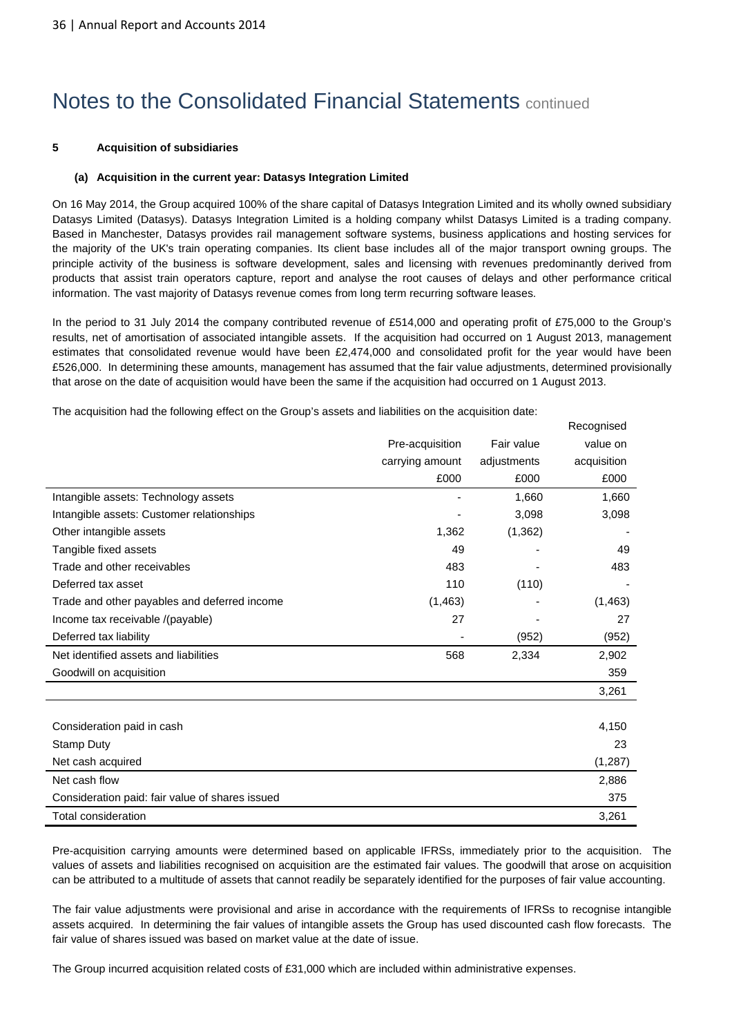# Notes to the Consolidated Financial Statements continued

**5 Acquisition of subsidiaries**

**(a) Acquisition in the current year: Datasys Integration Limited**

On 16 May 2014, the Group acquired 100% of the share capital of Datasys Integration Limited and its wholly owned subsidiary Datasys Limited (Datasys). Datasys Integration Limited is a holding company whilst Datasys Limited is a trading company. Based in Manchester, Datasys provides rail management software systems, business applications and hosting services for the majority of the UK's train operating companies. Its client base includes all of the major transport owning groups. The principle activity of the business is software development, sales and licensing with revenues predominantly derived from products that assist train operators capture, report and analyse the root causes of delays and other performance critical information. The vast majority of Datasys revenue comes from long term recurring software leases.

In the period to 31 July 2014 the company contributed revenue of £514,000 and operating profit of £75,000 to the Group's results, net of amortisation of associated intangible assets. If the acquisition had occurred on 1 August 2013, management estimates that consolidated revenue would have been £2,474,000 and consolidated profit for the year would have been £526,000. In determining these amounts, management has assumed that the fair value adjustments, determined provisionally that arose on the date of acquisition would have been the same if the acquisition had occurred on 1 August 2013.

The acquisition had the following effect on the Group's assets and liabilities on the acquisition date:

| | Pre-acquisition carrying amount | Fair value adjustments | Recognised value on acquisition |
|---|---|---|---|
| | £000 | £000 | £000 |
| Intangible assets: Technology assets | - | 1,660 | 1,660 |
| Intangible assets: Customer relationships | - | 3,098 | 3,098 |
| Other intangible assets | 1,362 | (1,362) | - |
| Tangible fixed assets | 49 | - | 49 |
| Trade and other receivables | 483 | - | 483 |
| Deferred tax asset | 110 | (110) | - |
| Trade and other payables and deferred income | (1,463) | - | (1,463) |
| Income tax receivable /(payable) | 27 | - | 27 |
| Deferred tax liability | - | (952) | (952) |
| Net identified assets and liabilities | 568 | 2,334 | 2,902 |
| Goodwill on acquisition | | | 359 |
| | | | 3,261 |
| | | | |
| Consideration paid in cash | | | 4,150 |
| Stamp Duty | | | 23 |
| Net cash acquired | | | (1,287) |
| Net cash flow | | | 2,886 |
| Consideration paid: fair value of shares issued | | | 375 |
| Total consideration | | | 3,261 |

Pre-acquisition carrying amounts were determined based on applicable IFRSs, immediately prior to the acquisition. The values of assets and liabilities recognised on acquisition are the estimated fair values. The goodwill that arose on acquisition can be attributed to a multitude of assets that cannot readily be separately identified for the purposes of fair value accounting.

The fair value adjustments were provisional and arise in accordance with the requirements of IFRSs to recognise intangible assets acquired. In determining the fair values of intangible assets the Group has used discounted cash flow forecasts. The fair value of shares issued was based on market value at the date of issue.

The Group incurred acquisition related costs of £31,000 which are included within administrative expenses.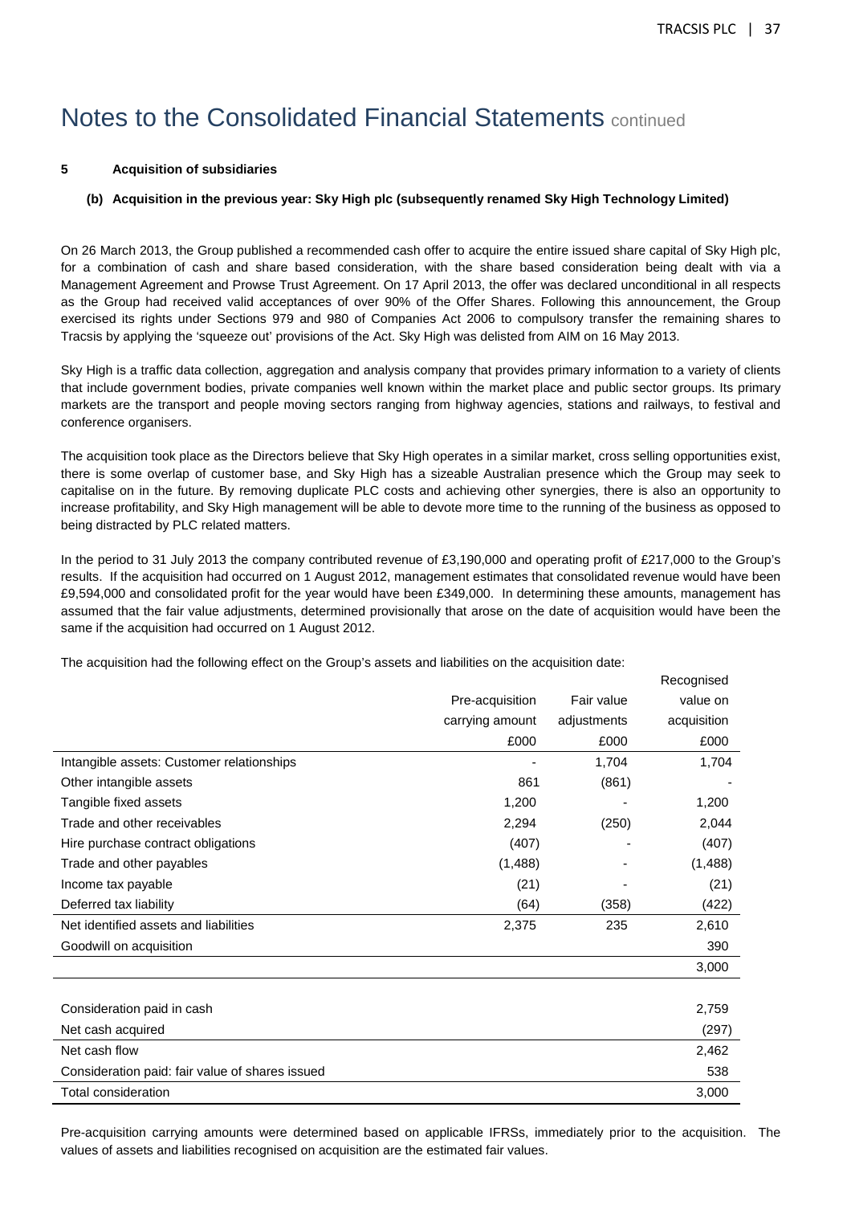# Notes to the Consolidated Financial Statements continued

**5 Acquisition of subsidiaries**

**(b) Acquisition in the previous year: Sky High plc (subsequently renamed Sky High Technology Limited)**

On 26 March 2013, the Group published a recommended cash offer to acquire the entire issued share capital of Sky High plc, for a combination of cash and share based consideration, with the share based consideration being dealt with via a Management Agreement and Prowse Trust Agreement. On 17 April 2013, the offer was declared unconditional in all respects as the Group had received valid acceptances of over 90% of the Offer Shares. Following this announcement, the Group exercised its rights under Sections 979 and 980 of Companies Act 2006 to compulsory transfer the remaining shares to Tracsis by applying the 'squeeze out' provisions of the Act. Sky High was delisted from AIM on 16 May 2013.

Sky High is a traffic data collection, aggregation and analysis company that provides primary information to a variety of clients that include government bodies, private companies well known within the market place and public sector groups. Its primary markets are the transport and people moving sectors ranging from highway agencies, stations and railways, to festival and conference organisers.

The acquisition took place as the Directors believe that Sky High operates in a similar market, cross selling opportunities exist, there is some overlap of customer base, and Sky High has a sizeable Australian presence which the Group may seek to capitalise on in the future. By removing duplicate PLC costs and achieving other synergies, there is also an opportunity to increase profitability, and Sky High management will be able to devote more time to the running of the business as opposed to being distracted by PLC related matters.

In the period to 31 July 2013 the company contributed revenue of £3,190,000 and operating profit of £217,000 to the Group's results. If the acquisition had occurred on 1 August 2012, management estimates that consolidated revenue would have been £9,594,000 and consolidated profit for the year would have been £349,000. In determining these amounts, management has assumed that the fair value adjustments, determined provisionally that arose on the date of acquisition would have been the same if the acquisition had occurred on 1 August 2012.

The acquisition had the following effect on the Group's assets and liabilities on the acquisition date:

| | Pre-acquisition carrying amount £000 | Fair value adjustments £000 | Recognised value on acquisition £000 |
|---|---|---|---|
| Intangible assets: Customer relationships | - | 1,704 | 1,704 |
| Other intangible assets | 861 | (861) | - |
| Tangible fixed assets | 1,200 | - | 1,200 |
| Trade and other receivables | 2,294 | (250) | 2,044 |
| Hire purchase contract obligations | (407) | - | (407) |
| Trade and other payables | (1,488) | - | (1,488) |
| Income tax payable | (21) | - | (21) |
| Deferred tax liability | (64) | (358) | (422) |
| Net identified assets and liabilities | 2,375 | 235 | 2,610 |
| Goodwill on acquisition | | | 390 |
| | | | 3,000 |
| | | | |
| Consideration paid in cash | | | 2,759 |
| Net cash acquired | | | (297) |
| Net cash flow | | | 2,462 |
| Consideration paid: fair value of shares issued | | | 538 |
| Total consideration | | | 3,000 |

Pre-acquisition carrying amounts were determined based on applicable IFRSs, immediately prior to the acquisition. The values of assets and liabilities recognised on acquisition are the estimated fair values.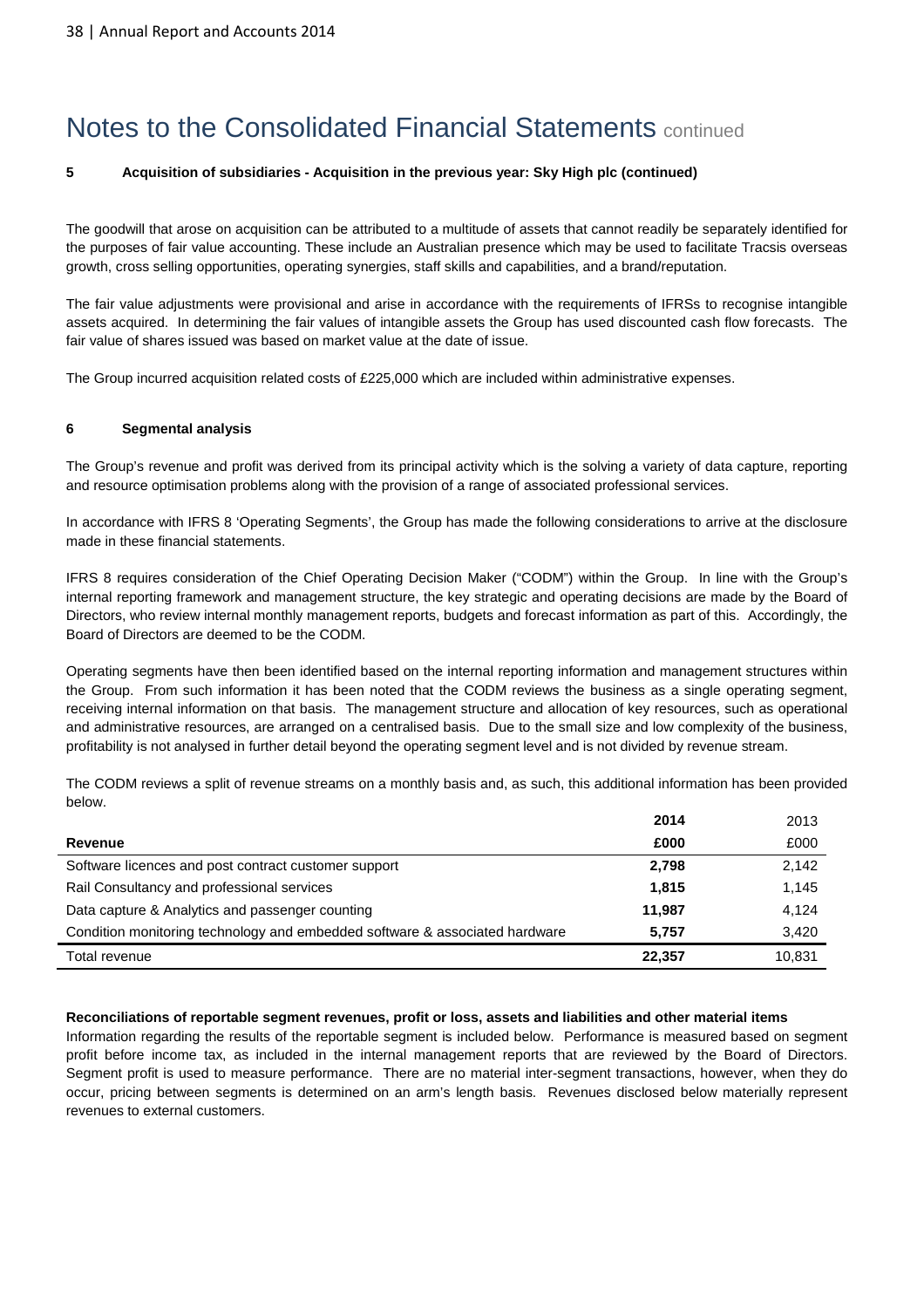# Notes to the Consolidated Financial Statements continued

**5 Acquisition of subsidiaries - Acquisition in the previous year: Sky High plc (continued)**

The goodwill that arose on acquisition can be attributed to a multitude of assets that cannot readily be separately identified for the purposes of fair value accounting. These include an Australian presence which may be used to facilitate Tracsis overseas growth, cross selling opportunities, operating synergies, staff skills and capabilities, and a brand/reputation.

The fair value adjustments were provisional and arise in accordance with the requirements of IFRSs to recognise intangible assets acquired. In determining the fair values of intangible assets the Group has used discounted cash flow forecasts. The fair value of shares issued was based on market value at the date of issue.

The Group incurred acquisition related costs of £225,000 which are included within administrative expenses.

**6 Segmental analysis**

The Group's revenue and profit was derived from its principal activity which is the solving a variety of data capture, reporting and resource optimisation problems along with the provision of a range of associated professional services.

In accordance with IFRS 8 'Operating Segments', the Group has made the following considerations to arrive at the disclosure made in these financial statements.

IFRS 8 requires consideration of the Chief Operating Decision Maker ("CODM") within the Group. In line with the Group's internal reporting framework and management structure, the key strategic and operating decisions are made by the Board of Directors, who review internal monthly management reports, budgets and forecast information as part of this. Accordingly, the Board of Directors are deemed to be the CODM.

Operating segments have then been identified based on the internal reporting information and management structures within the Group. From such information it has been noted that the CODM reviews the business as a single operating segment, receiving internal information on that basis. The management structure and allocation of key resources, such as operational and administrative resources, are arranged on a centralised basis. Due to the small size and low complexity of the business, profitability is not analysed in further detail beyond the operating segment level and is not divided by revenue stream.

The CODM reviews a split of revenue streams on a monthly basis and, as such, this additional information has been provided below.

| | **2014** | 2013 |
|---|---|---|
| **Revenue** | **£000** | £000 |
| Software licences and post contract customer support | **2,798** | 2,142 |
| Rail Consultancy and professional services | **1,815** | 1,145 |
| Data capture & Analytics and passenger counting | **11,987** | 4,124 |
| Condition monitoring technology and embedded software & associated hardware | **5,757** | 3,420 |
| Total revenue | **22,357** | 10,831 |

**Reconciliations of reportable segment revenues, profit or loss, assets and liabilities and other material items**

Information regarding the results of the reportable segment is included below. Performance is measured based on segment profit before income tax, as included in the internal management reports that are reviewed by the Board of Directors. Segment profit is used to measure performance. There are no material inter-segment transactions, however, when they do occur, pricing between segments is determined on an arm's length basis. Revenues disclosed below materially represent revenues to external customers.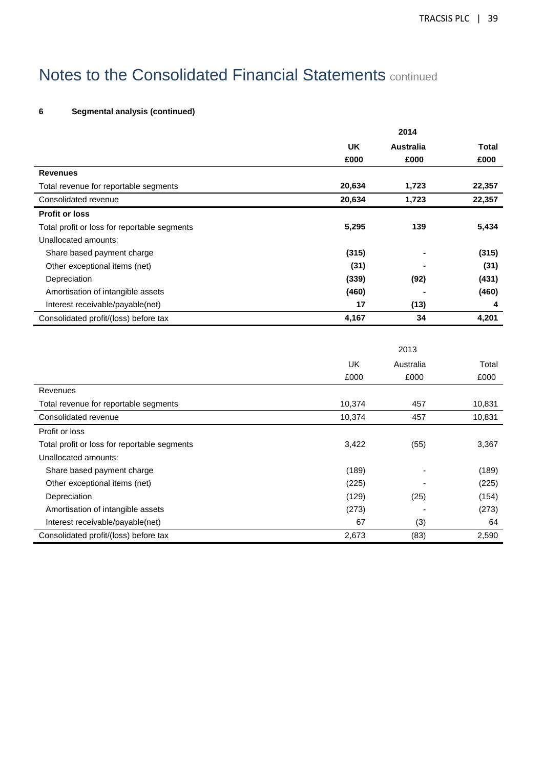# Notes to the Consolidated Financial Statements continued

**6 Segmental analysis (continued)**

| | 2014 | | |
|---|---|---|---|
| | **UK** | **Australia** | **Total** |
| | **£000** | **£000** | **£000** |
| **Revenues** | | | |
| Total revenue for reportable segments | **20,634** | **1,723** | **22,357** |
| Consolidated revenue | **20,634** | **1,723** | **22,357** |
| **Profit or loss** | | | |
| Total profit or loss for reportable segments | **5,295** | **139** | **5,434** |
| Unallocated amounts: | | | |
| Share based payment charge | **(315)** | **-** | **(315)** |
| Other exceptional items (net) | **(31)** | **-** | **(31)** |
| Depreciation | **(339)** | **(92)** | **(431)** |
| Amortisation of intangible assets | **(460)** | **-** | **(460)** |
| Interest receivable/payable(net) | **17** | **(13)** | **4** |
| Consolidated profit/(loss) before tax | **4,167** | **34** | **4,201** |

| | 2013 | | |
|---|---|---|---|
| | UK | Australia | Total |
| | £000 | £000 | £000 |
| Revenues | | | |
| Total revenue for reportable segments | 10,374 | 457 | 10,831 |
| Consolidated revenue | 10,374 | 457 | 10,831 |
| Profit or loss | | | |
| Total profit or loss for reportable segments | 3,422 | (55) | 3,367 |
| Unallocated amounts: | | | |
| Share based payment charge | (189) | - | (189) |
| Other exceptional items (net) | (225) | - | (225) |
| Depreciation | (129) | (25) | (154) |
| Amortisation of intangible assets | (273) | - | (273) |
| Interest receivable/payable(net) | 67 | (3) | 64 |
| Consolidated profit/(loss) before tax | 2,673 | (83) | 2,590 |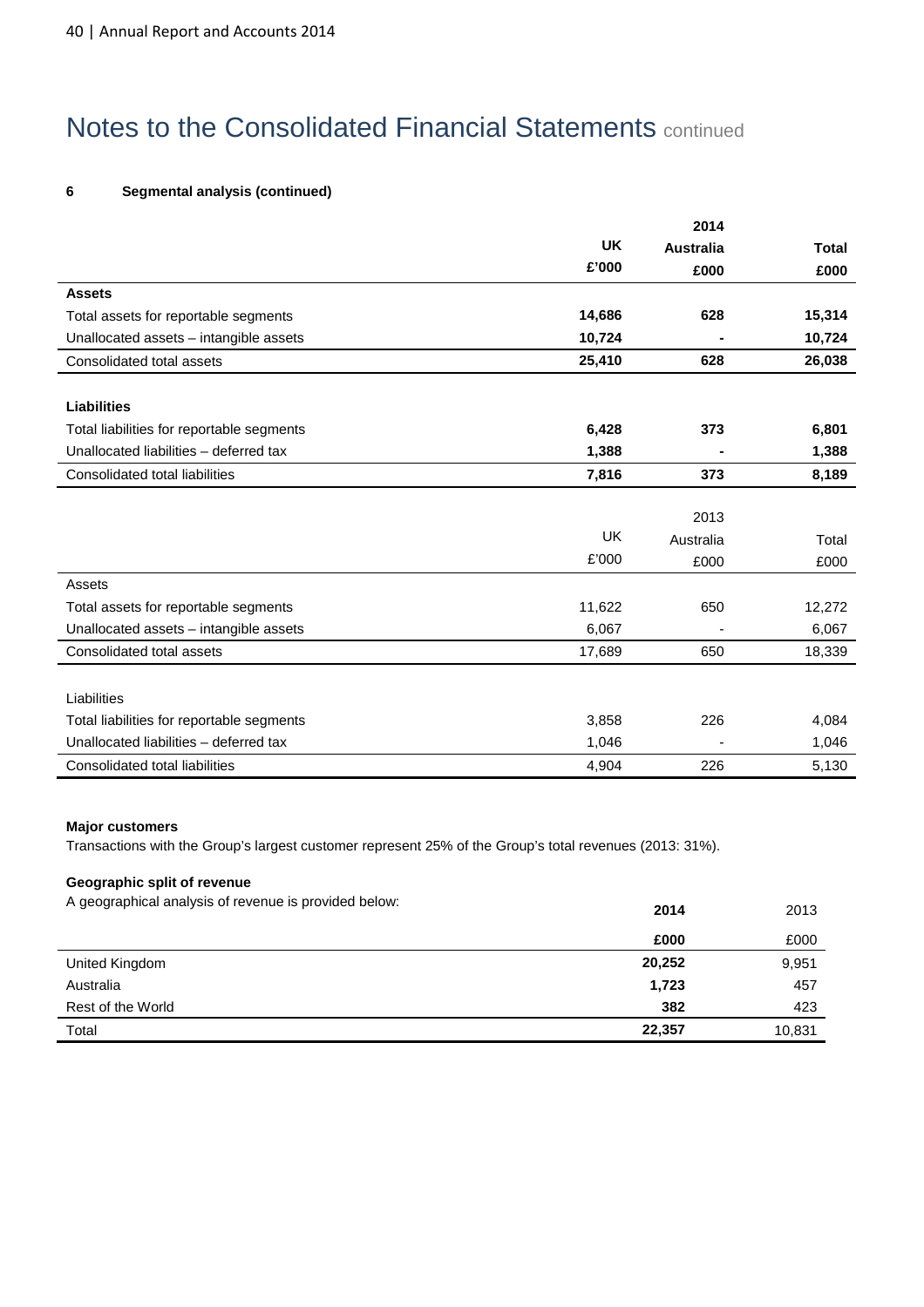# Notes to the Consolidated Financial Statements continued

**6 Segmental analysis (continued)**

| | | 2014 | |
|---|---|---|---|
| | **UK** | **Australia** | **Total** |
| | **£'000** | **£000** | **£000** |
| **Assets** | | | |
| Total assets for reportable segments | **14,686** | **628** | **15,314** |
| Unallocated assets – intangible assets | **10,724** | **-** | **10,724** |
| Consolidated total assets | **25,410** | **628** | **26,038** |
| | | | |
| **Liabilities** | | | |
| Total liabilities for reportable segments | **6,428** | **373** | **6,801** |
| Unallocated liabilities – deferred tax | **1,388** | **-** | **1,388** |
| Consolidated total liabilities | **7,816** | **373** | **8,189** |

| | | 2013 | |
|---|---|---|---|
| | UK | Australia | Total |
| | £'000 | £000 | £000 |
| Assets | | | |
| Total assets for reportable segments | 11,622 | 650 | 12,272 |
| Unallocated assets – intangible assets | 6,067 | - | 6,067 |
| Consolidated total assets | 17,689 | 650 | 18,339 |
| | | | |
| Liabilities | | | |
| Total liabilities for reportable segments | 3,858 | 226 | 4,084 |
| Unallocated liabilities – deferred tax | 1,046 | - | 1,046 |
| Consolidated total liabilities | 4,904 | 226 | 5,130 |

**Major customers**

Transactions with the Group's largest customer represent 25% of the Group's total revenues (2013: 31%).

**Geographic split of revenue**

A geographical analysis of revenue is provided below:

| | **2014** | 2013 |
|---|---|---|
| | **£000** | £000 |
| United Kingdom | **20,252** | 9,951 |
| Australia | **1,723** | 457 |
| Rest of the World | **382** | 423 |
| Total | **22,357** | 10,831 |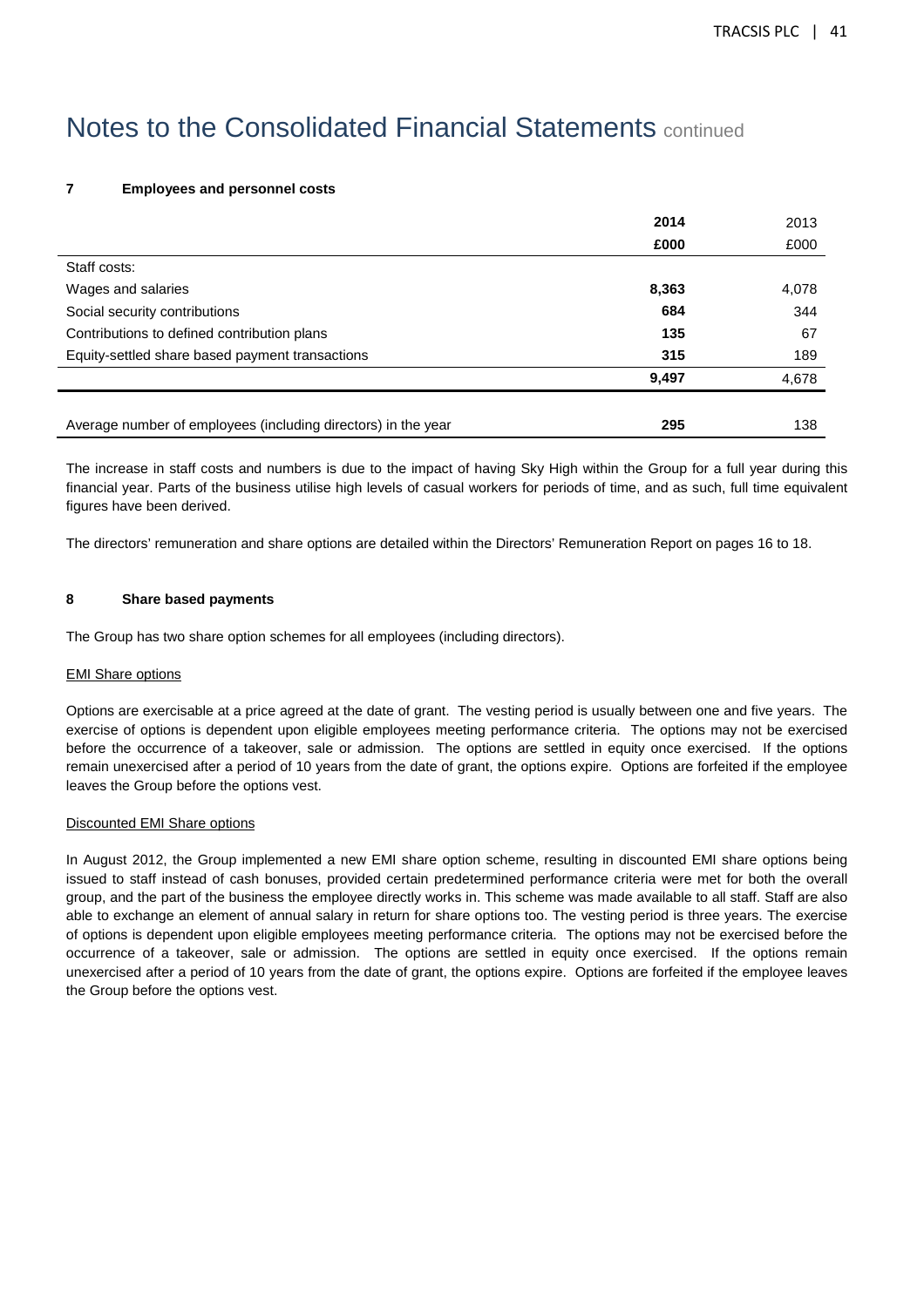# Notes to the Consolidated Financial Statements continued

**7 Employees and personnel costs**

| | **2014** | 2013 |
|---|---|---|
| | **£000** | £000 |
| Staff costs: | | |
| Wages and salaries | **8,363** | 4,078 |
| Social security contributions | **684** | 344 |
| Contributions to defined contribution plans | **135** | 67 |
| Equity-settled share based payment transactions | **315** | 189 |
| | **9,497** | 4,678 |
| Average number of employees (including directors) in the year | **295** | 138 |

The increase in staff costs and numbers is due to the impact of having Sky High within the Group for a full year during this financial year. Parts of the business utilise high levels of casual workers for periods of time, and as such, full time equivalent figures have been derived.

The directors' remuneration and share options are detailed within the Directors' Remuneration Report on pages 16 to 18.

**8 Share based payments**

The Group has two share option schemes for all employees (including directors).

EMI Share options

Options are exercisable at a price agreed at the date of grant. The vesting period is usually between one and five years. The exercise of options is dependent upon eligible employees meeting performance criteria. The options may not be exercised before the occurrence of a takeover, sale or admission. The options are settled in equity once exercised. If the options remain unexercised after a period of 10 years from the date of grant, the options expire. Options are forfeited if the employee leaves the Group before the options vest.

Discounted EMI Share options

In August 2012, the Group implemented a new EMI share option scheme, resulting in discounted EMI share options being issued to staff instead of cash bonuses, provided certain predetermined performance criteria were met for both the overall group, and the part of the business the employee directly works in. This scheme was made available to all staff. Staff are also able to exchange an element of annual salary in return for share options too. The vesting period is three years. The exercise of options is dependent upon eligible employees meeting performance criteria. The options may not be exercised before the occurrence of a takeover, sale or admission. The options are settled in equity once exercised. If the options remain unexercised after a period of 10 years from the date of grant, the options expire. Options are forfeited if the employee leaves the Group before the options vest.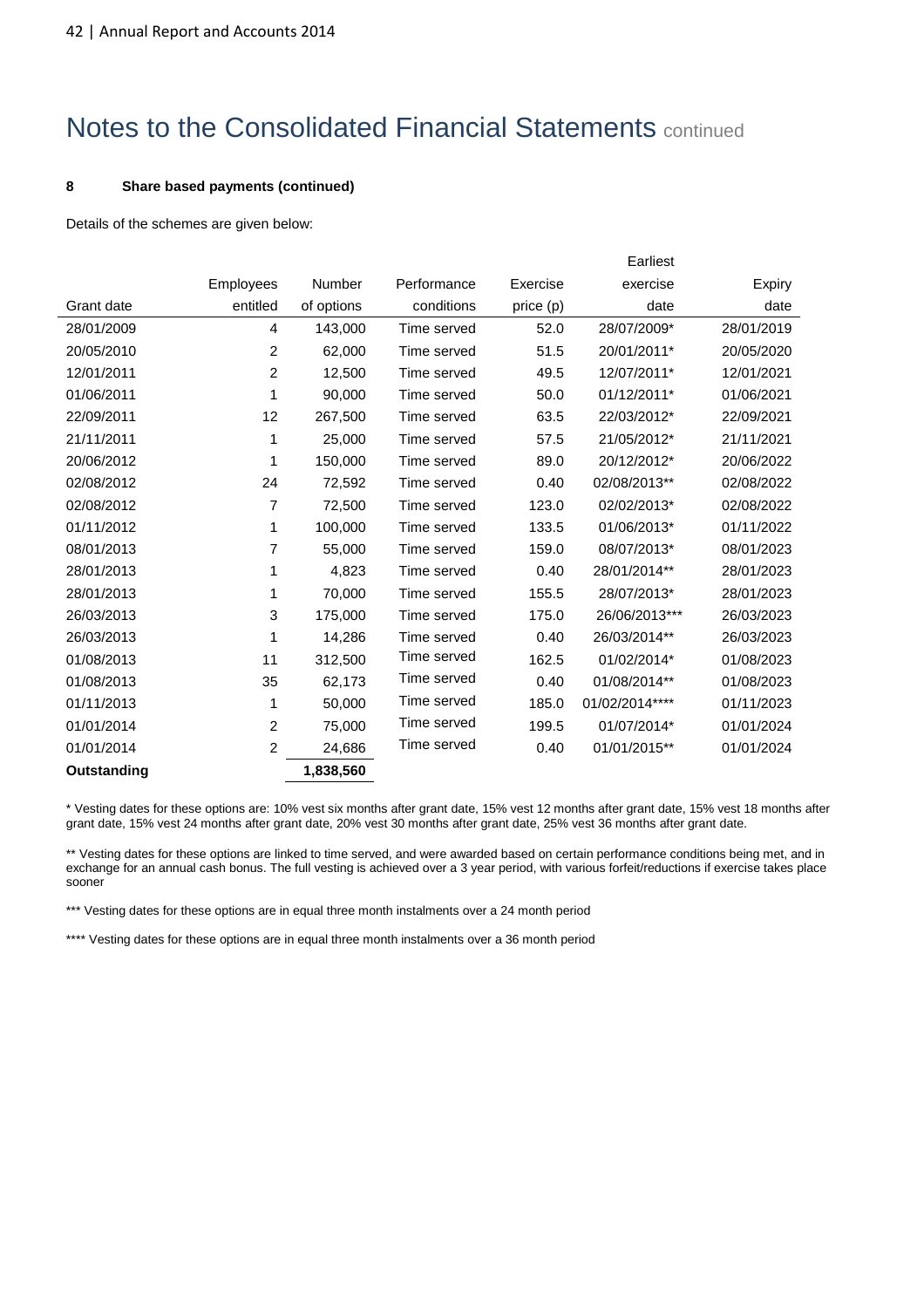# Notes to the Consolidated Financial Statements continued

**8 Share based payments (continued)**

Details of the schemes are given below:

| Grant date | Employees entitled | Number of options | Performance conditions | Exercise price (p) | Earliest exercise date | Expiry date |
|---|---|---|---|---|---|---|
| 28/01/2009 | 4 | 143,000 | Time served | 52.0 | 28/07/2009* | 28/01/2019 |
| 20/05/2010 | 2 | 62,000 | Time served | 51.5 | 20/01/2011* | 20/05/2020 |
| 12/01/2011 | 2 | 12,500 | Time served | 49.5 | 12/07/2011* | 12/01/2021 |
| 01/06/2011 | 1 | 90,000 | Time served | 50.0 | 01/12/2011* | 01/06/2021 |
| 22/09/2011 | 12 | 267,500 | Time served | 63.5 | 22/03/2012* | 22/09/2021 |
| 21/11/2011 | 1 | 25,000 | Time served | 57.5 | 21/05/2012* | 21/11/2021 |
| 20/06/2012 | 1 | 150,000 | Time served | 89.0 | 20/12/2012* | 20/06/2022 |
| 02/08/2012 | 24 | 72,592 | Time served | 0.40 | 02/08/2013** | 02/08/2022 |
| 02/08/2012 | 7 | 72,500 | Time served | 123.0 | 02/02/2013* | 02/08/2022 |
| 01/11/2012 | 1 | 100,000 | Time served | 133.5 | 01/06/2013* | 01/11/2022 |
| 08/01/2013 | 7 | 55,000 | Time served | 159.0 | 08/07/2013* | 08/01/2023 |
| 28/01/2013 | 1 | 4,823 | Time served | 0.40 | 28/01/2014** | 28/01/2023 |
| 28/01/2013 | 1 | 70,000 | Time served | 155.5 | 28/07/2013* | 28/01/2023 |
| 26/03/2013 | 3 | 175,000 | Time served | 175.0 | 26/06/2013*** | 26/03/2023 |
| 26/03/2013 | 1 | 14,286 | Time served | 0.40 | 26/03/2014** | 26/03/2023 |
| 01/08/2013 | 11 | 312,500 | Time served | 162.5 | 01/02/2014* | 01/08/2023 |
| 01/08/2013 | 35 | 62,173 | Time served | 0.40 | 01/08/2014** | 01/08/2023 |
| 01/11/2013 | 1 | 50,000 | Time served | 185.0 | 01/02/2014**** | 01/11/2023 |
| 01/01/2014 | 2 | 75,000 | Time served | 199.5 | 01/07/2014* | 01/01/2024 |
| 01/01/2014 | 2 | 24,686 | Time served | 0.40 | 01/01/2015** | 01/01/2024 |
| **Outstanding** | | **1,838,560** | | | | |

* Vesting dates for these options are: 10% vest six months after grant date, 15% vest 12 months after grant date, 15% vest 18 months after grant date, 15% vest 24 months after grant date, 20% vest 30 months after grant date, 25% vest 36 months after grant date.

** Vesting dates for these options are linked to time served, and were awarded based on certain performance conditions being met, and in exchange for an annual cash bonus. The full vesting is achieved over a 3 year period, with various forfeit/reductions if exercise takes place sooner

*** Vesting dates for these options are in equal three month instalments over a 24 month period

**** Vesting dates for these options are in equal three month instalments over a 36 month period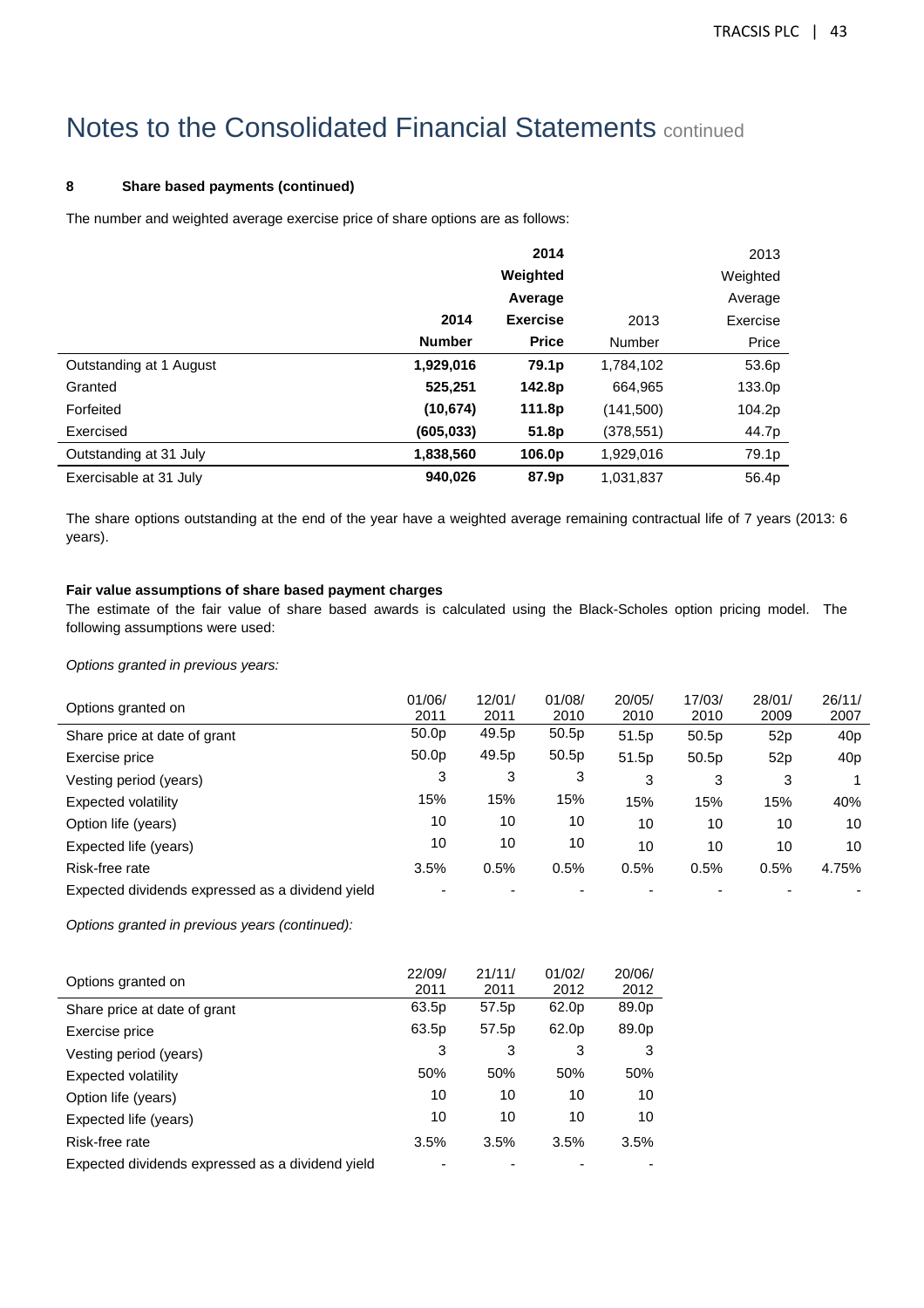# Notes to the Consolidated Financial Statements continued

**8 Share based payments (continued)**

The number and weighted average exercise price of share options are as follows:

| | **2014 Number** | **2014 Weighted Average Exercise Price** | 2013 Number | 2013 Weighted Average Exercise Price |
|---|---|---|---|---|
| Outstanding at 1 August | **1,929,016** | **79.1p** | 1,784,102 | 53.6p |
| Granted | **525,251** | **142.8p** | 664,965 | 133.0p |
| Forfeited | **(10,674)** | **111.8p** | (141,500) | 104.2p |
| Exercised | **(605,033)** | **51.8p** | (378,551) | 44.7p |
| Outstanding at 31 July | **1,838,560** | **106.0p** | 1,929,016 | 79.1p |
| Exercisable at 31 July | **940,026** | **87.9p** | 1,031,837 | 56.4p |

The share options outstanding at the end of the year have a weighted average remaining contractual life of 7 years (2013: 6 years).

**Fair value assumptions of share based payment charges**

The estimate of the fair value of share based awards is calculated using the Black-Scholes option pricing model. The following assumptions were used:

*Options granted in previous years:*

| Options granted on | 01/06/2011 | 12/01/2011 | 01/08/2010 | 20/05/2010 | 17/03/2010 | 28/01/2009 | 26/11/2007 |
|---|---|---|---|---|---|---|---|
| Share price at date of grant | 50.0p | 49.5p | 50.5p | 51.5p | 50.5p | 52p | 40p |
| Exercise price | 50.0p | 49.5p | 50.5p | 51.5p | 50.5p | 52p | 40p |
| Vesting period (years) | 3 | 3 | 3 | 3 | 3 | 3 | 1 |
| Expected volatility | 15% | 15% | 15% | 15% | 15% | 15% | 40% |
| Option life (years) | 10 | 10 | 10 | 10 | 10 | 10 | 10 |
| Expected life (years) | 10 | 10 | 10 | 10 | 10 | 10 | 10 |
| Risk-free rate | 3.5% | 0.5% | 0.5% | 0.5% | 0.5% | 0.5% | 4.75% |
| Expected dividends expressed as a dividend yield | - | - | - | - | - | - | - |

*Options granted in previous years (continued):*

| Options granted on | 22/09/2011 | 21/11/2011 | 01/02/2012 | 20/06/2012 |
|---|---|---|---|---|
| Share price at date of grant | 63.5p | 57.5p | 62.0p | 89.0p |
| Exercise price | 63.5p | 57.5p | 62.0p | 89.0p |
| Vesting period (years) | 3 | 3 | 3 | 3 |
| Expected volatility | 50% | 50% | 50% | 50% |
| Option life (years) | 10 | 10 | 10 | 10 |
| Expected life (years) | 10 | 10 | 10 | 10 |
| Risk-free rate | 3.5% | 3.5% | 3.5% | 3.5% |
| Expected dividends expressed as a dividend yield | - | - | - | - |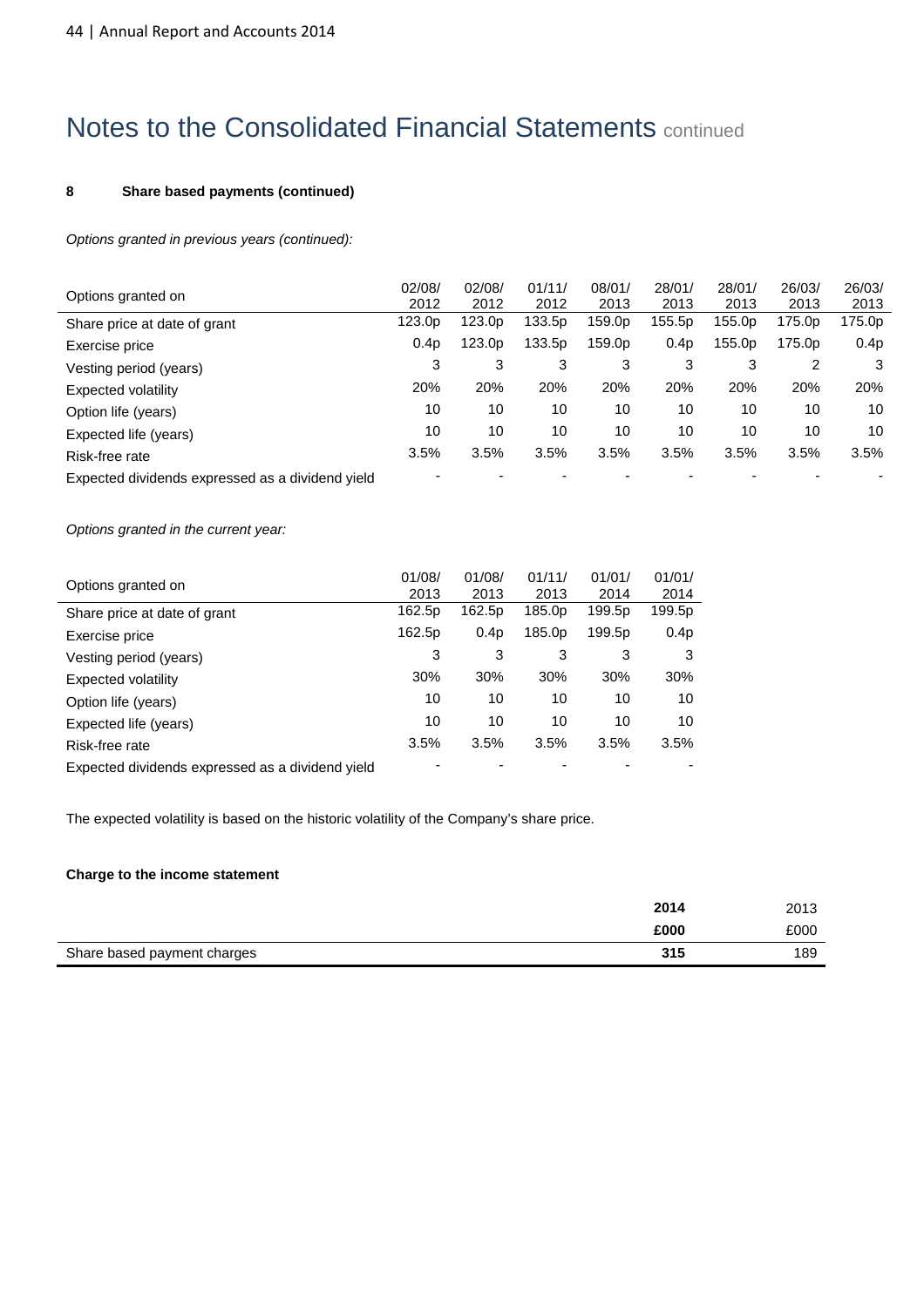# Notes to the Consolidated Financial Statements continued

## 8 Share based payments (continued)

*Options granted in previous years (continued):*

| Options granted on | 02/08/2012 | 02/08/2012 | 01/11/2012 | 08/01/2013 | 28/01/2013 | 28/01/2013 | 26/03/2013 | 26/03/2013 |
|---|---|---|---|---|---|---|---|---|
| Share price at date of grant | 123.0p | 123.0p | 133.5p | 159.0p | 155.5p | 155.0p | 175.0p | 175.0p |
| Exercise price | 0.4p | 123.0p | 133.5p | 159.0p | 0.4p | 155.0p | 175.0p | 0.4p |
| Vesting period (years) | 3 | 3 | 3 | 3 | 3 | 3 | 2 | 3 |
| Expected volatility | 20% | 20% | 20% | 20% | 20% | 20% | 20% | 20% |
| Option life (years) | 10 | 10 | 10 | 10 | 10 | 10 | 10 | 10 |
| Expected life (years) | 10 | 10 | 10 | 10 | 10 | 10 | 10 | 10 |
| Risk-free rate | 3.5% | 3.5% | 3.5% | 3.5% | 3.5% | 3.5% | 3.5% | 3.5% |
| Expected dividends expressed as a dividend yield | - | - | - | - | - | - | - | - |

*Options granted in the current year:*

| Options granted on | 01/08/2013 | 01/08/2013 | 01/11/2013 | 01/01/2014 | 01/01/2014 |
|---|---|---|---|---|---|
| Share price at date of grant | 162.5p | 162.5p | 185.0p | 199.5p | 199.5p |
| Exercise price | 162.5p | 0.4p | 185.0p | 199.5p | 0.4p |
| Vesting period (years) | 3 | 3 | 3 | 3 | 3 |
| Expected volatility | 30% | 30% | 30% | 30% | 30% |
| Option life (years) | 10 | 10 | 10 | 10 | 10 |
| Expected life (years) | 10 | 10 | 10 | 10 | 10 |
| Risk-free rate | 3.5% | 3.5% | 3.5% | 3.5% | 3.5% |
| Expected dividends expressed as a dividend yield | - | - | - | - | - |

The expected volatility is based on the historic volatility of the Company's share price.

**Charge to the income statement**

| | **2014** | 2013 |
|---|---|---|
| | **£000** | £000 |
| Share based payment charges | **315** | 189 |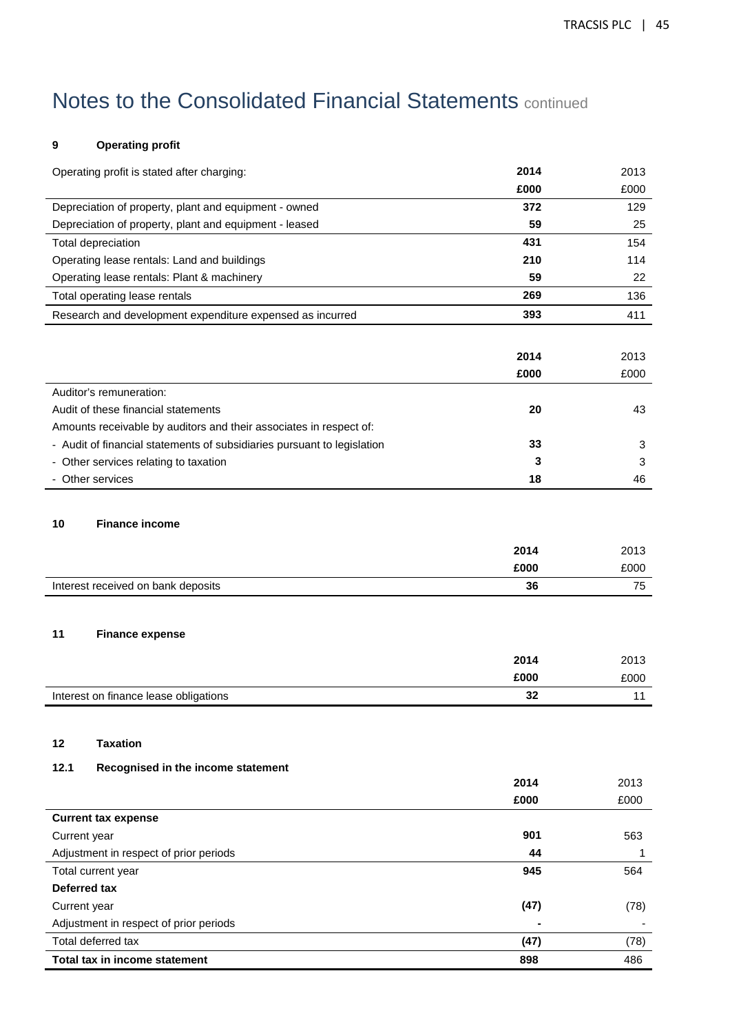# Notes to the Consolidated Financial Statements continued

### 9 Operating profit

| Operating profit is stated after charging: | **2014** | 2013 |
|---|---|---|
| | **£000** | £000 |
| Depreciation of property, plant and equipment - owned | **372** | 129 |
| Depreciation of property, plant and equipment - leased | **59** | 25 |
| Total depreciation | **431** | 154 |
| Operating lease rentals: Land and buildings | **210** | 114 |
| Operating lease rentals: Plant & machinery | **59** | 22 |
| Total operating lease rentals | **269** | 136 |
| Research and development expenditure expensed as incurred | **393** | 411 |

| | **2014** | 2013 |
|---|---|---|
| | **£000** | £000 |
| Auditor's remuneration: | | |
| Audit of these financial statements | **20** | 43 |
| Amounts receivable by auditors and their associates in respect of: | | |
| - Audit of financial statements of subsidiaries pursuant to legislation | **33** | 3 |
| - Other services relating to taxation | **3** | 3 |
| - Other services | **18** | 46 |

### 10 Finance income

| | **2014** | 2013 |
|---|---|---|
| | **£000** | £000 |
| Interest received on bank deposits | **36** | 75 |

### 11 Finance expense

| | **2014** | 2013 |
|---|---|---|
| | **£000** | £000 |
| Interest on finance lease obligations | **32** | 11 |

### 12 Taxation

#### 12.1 Recognised in the income statement

| | **2014** | 2013 |
|---|---|---|
| | **£000** | £000 |
| **Current tax expense** | | |
| Current year | **901** | 563 |
| Adjustment in respect of prior periods | **44** | 1 |
| Total current year | **945** | 564 |
| **Deferred tax** | | |
| Current year | **(47)** | (78) |
| Adjustment in respect of prior periods | **-** | - |
| Total deferred tax | **(47)** | (78) |
| **Total tax in income statement** | **898** | 486 |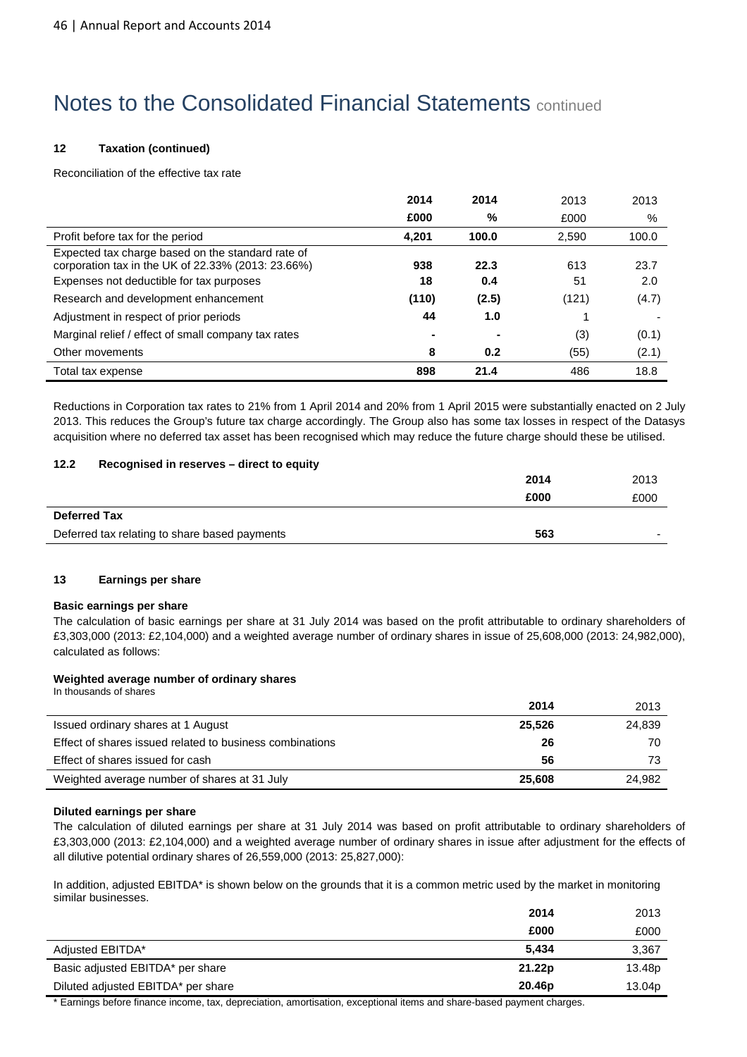# Notes to the Consolidated Financial Statements continued

### 12 Taxation (continued)

Reconciliation of the effective tax rate

| | 2014 | 2014 | 2013 | 2013 |
|---|---|---|---|---|
| | £000 | % | £000 | % |
| Profit before tax for the period | 4,201 | 100.0 | 2,590 | 100.0 |
| Expected tax charge based on the standard rate of corporation tax in the UK of 22.33% (2013: 23.66%) | 938 | 22.3 | 613 | 23.7 |
| Expenses not deductible for tax purposes | 18 | 0.4 | 51 | 2.0 |
| Research and development enhancement | (110) | (2.5) | (121) | (4.7) |
| Adjustment in respect of prior periods | 44 | 1.0 | 1 | - |
| Marginal relief / effect of small company tax rates | - | - | (3) | (0.1) |
| Other movements | 8 | 0.2 | (55) | (2.1) |
| Total tax expense | 898 | 21.4 | 486 | 18.8 |

Reductions in Corporation tax rates to 21% from 1 April 2014 and 20% from 1 April 2015 were substantially enacted on 2 July 2013. This reduces the Group's future tax charge accordingly. The Group also has some tax losses in respect of the Datasys acquisition where no deferred tax asset has been recognised which may reduce the future charge should these be utilised.

### 12.2 Recognised in reserves – direct to equity

| | 2014 | 2013 |
|---|---|---|
| | £000 | £000 |
| **Deferred Tax** | | |
| Deferred tax relating to share based payments | 563 | - |

### 13 Earnings per share

**Basic earnings per share**

The calculation of basic earnings per share at 31 July 2014 was based on the profit attributable to ordinary shareholders of £3,303,000 (2013: £2,104,000) and a weighted average number of ordinary shares in issue of 25,608,000 (2013: 24,982,000), calculated as follows:

**Weighted average number of ordinary shares**

In thousands of shares

| | 2014 | 2013 |
|---|---|---|
| Issued ordinary shares at 1 August | 25,526 | 24,839 |
| Effect of shares issued related to business combinations | 26 | 70 |
| Effect of shares issued for cash | 56 | 73 |
| Weighted average number of shares at 31 July | 25,608 | 24,982 |

**Diluted earnings per share**

The calculation of diluted earnings per share at 31 July 2014 was based on profit attributable to ordinary shareholders of £3,303,000 (2013: £2,104,000) and a weighted average number of ordinary shares in issue after adjustment for the effects of all dilutive potential ordinary shares of 26,559,000 (2013: 25,827,000):

In addition, adjusted EBITDA* is shown below on the grounds that it is a common metric used by the market in monitoring similar businesses.

| | 2014 | 2013 |
|---|---|---|
| | £000 | £000 |
| Adjusted EBITDA* | 5,434 | 3,367 |
| Basic adjusted EBITDA* per share | 21.22p | 13.48p |
| Diluted adjusted EBITDA* per share | 20.46p | 13.04p |

* Earnings before finance income, tax, depreciation, amortisation, exceptional items and share-based payment charges.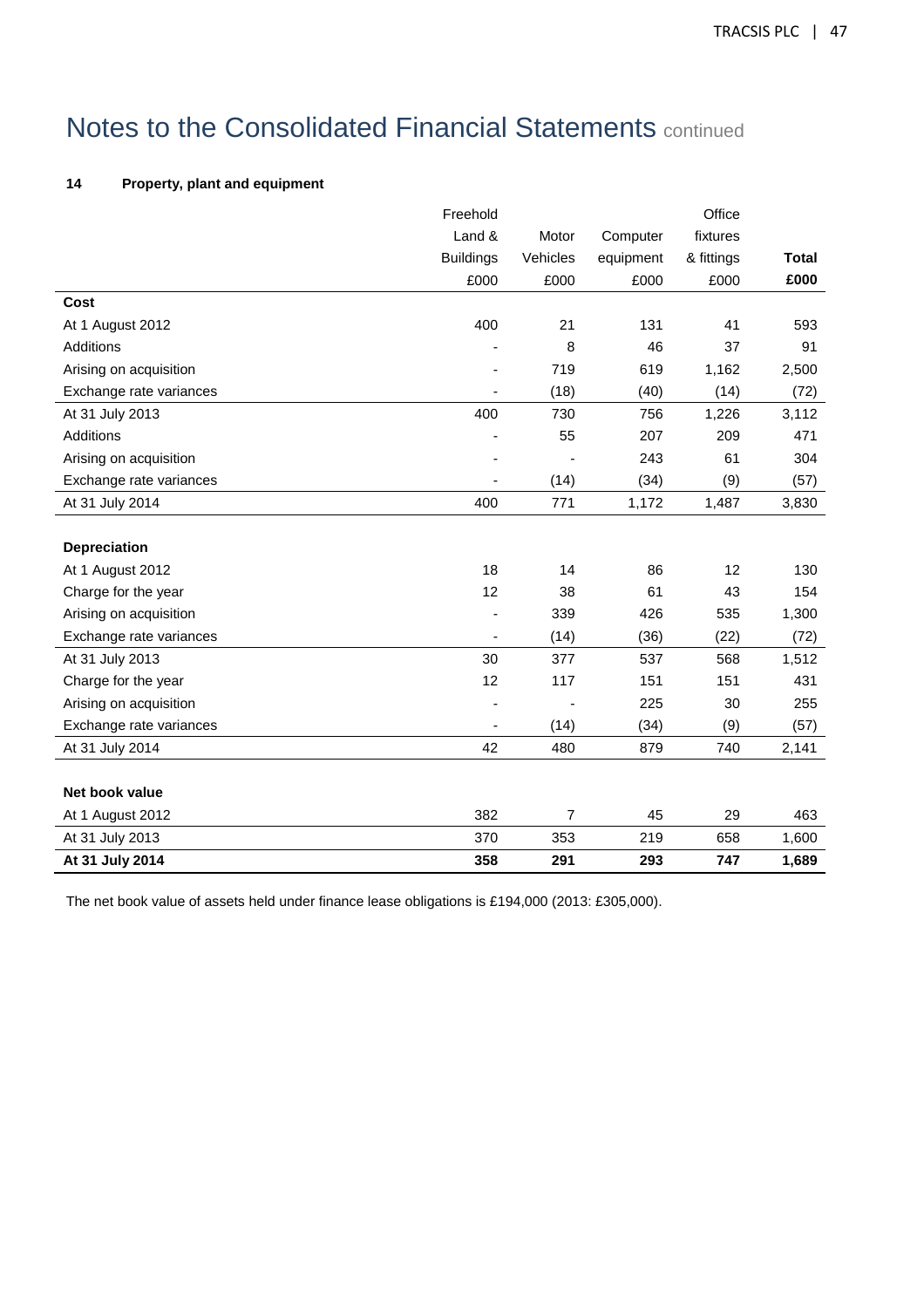# Notes to the Consolidated Financial Statements continued

**14 Property, plant and equipment**

| | Freehold Land & Buildings £000 | Motor Vehicles £000 | Computer equipment £000 | Office fixtures & fittings £000 | **Total £000** |
|---|---|---|---|---|---|
| **Cost** | | | | | |
| At 1 August 2012 | 400 | 21 | 131 | 41 | 593 |
| Additions | - | 8 | 46 | 37 | 91 |
| Arising on acquisition | - | 719 | 619 | 1,162 | 2,500 |
| Exchange rate variances | - | (18) | (40) | (14) | (72) |
| At 31 July 2013 | 400 | 730 | 756 | 1,226 | 3,112 |
| Additions | - | 55 | 207 | 209 | 471 |
| Arising on acquisition | - | - | 243 | 61 | 304 |
| Exchange rate variances | - | (14) | (34) | (9) | (57) |
| At 31 July 2014 | 400 | 771 | 1,172 | 1,487 | 3,830 |
| | | | | | |
| **Depreciation** | | | | | |
| At 1 August 2012 | 18 | 14 | 86 | 12 | 130 |
| Charge for the year | 12 | 38 | 61 | 43 | 154 |
| Arising on acquisition | - | 339 | 426 | 535 | 1,300 |
| Exchange rate variances | - | (14) | (36) | (22) | (72) |
| At 31 July 2013 | 30 | 377 | 537 | 568 | 1,512 |
| Charge for the year | 12 | 117 | 151 | 151 | 431 |
| Arising on acquisition | - | - | 225 | 30 | 255 |
| Exchange rate variances | - | (14) | (34) | (9) | (57) |
| At 31 July 2014 | 42 | 480 | 879 | 740 | 2,141 |
| | | | | | |
| **Net book value** | | | | | |
| At 1 August 2012 | 382 | 7 | 45 | 29 | 463 |
| At 31 July 2013 | 370 | 353 | 219 | 658 | 1,600 |
| **At 31 July 2014** | **358** | **291** | **293** | **747** | **1,689** |

The net book value of assets held under finance lease obligations is £194,000 (2013: £305,000).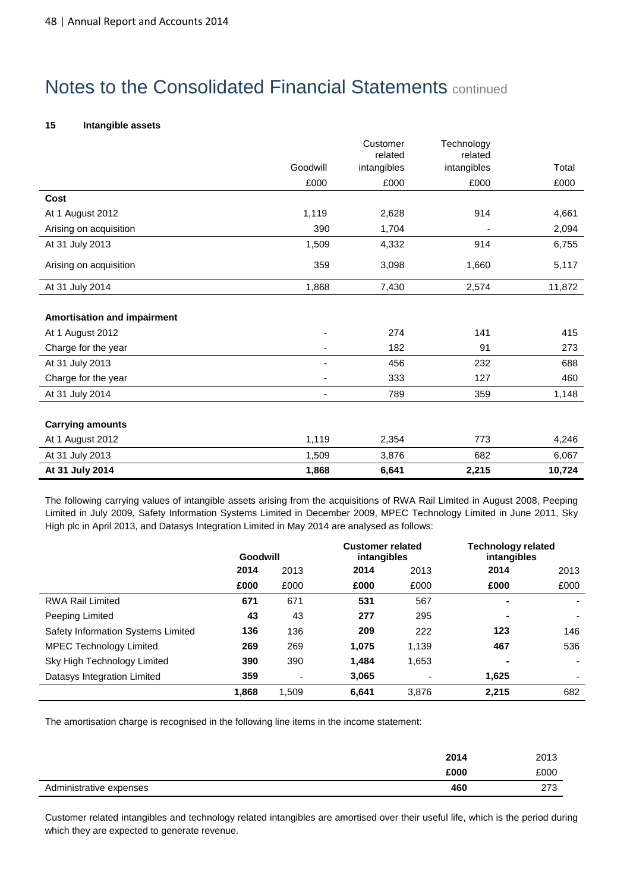# Notes to the Consolidated Financial Statements continued

**15 Intangible assets**

| | Goodwill | Customer related intangibles | Technology related intangibles | Total |
|---|---|---|---|---|
| | £000 | £000 | £000 | £000 |
| **Cost** | | | | |
| At 1 August 2012 | 1,119 | 2,628 | 914 | 4,661 |
| Arising on acquisition | 390 | 1,704 | - | 2,094 |
| At 31 July 2013 | 1,509 | 4,332 | 914 | 6,755 |
| Arising on acquisition | 359 | 3,098 | 1,660 | 5,117 |
| At 31 July 2014 | 1,868 | 7,430 | 2,574 | 11,872 |
| | | | | |
| **Amortisation and impairment** | | | | |
| At 1 August 2012 | - | 274 | 141 | 415 |
| Charge for the year | - | 182 | 91 | 273 |
| At 31 July 2013 | - | 456 | 232 | 688 |
| Charge for the year | - | 333 | 127 | 460 |
| At 31 July 2014 | - | 789 | 359 | 1,148 |
| | | | | |
| **Carrying amounts** | | | | |
| At 1 August 2012 | 1,119 | 2,354 | 773 | 4,246 |
| At 31 July 2013 | 1,509 | 3,876 | 682 | 6,067 |
| **At 31 July 2014** | **1,868** | **6,641** | **2,215** | **10,724** |

The following carrying values of intangible assets arising from the acquisitions of RWA Rail Limited in August 2008, Peeping Limited in July 2009, Safety Information Systems Limited in December 2009, MPEC Technology Limited in June 2011, Sky High plc in April 2013, and Datasys Integration Limited in May 2014 are analysed as follows:

| | **Goodwill** | | **Customer related intangibles** | | **Technology related intangibles** | |
|---|---|---|---|---|---|---|
| | **2014** | 2013 | **2014** | 2013 | **2014** | 2013 |
| | **£000** | £000 | **£000** | £000 | **£000** | £000 |
| RWA Rail Limited | **671** | 671 | **531** | 567 | **-** | - |
| Peeping Limited | **43** | 43 | **277** | 295 | **-** | - |
| Safety Information Systems Limited | **136** | 136 | **209** | 222 | **123** | 146 |
| MPEC Technology Limited | **269** | 269 | **1,075** | 1,139 | **467** | 536 |
| Sky High Technology Limited | **390** | 390 | **1,484** | 1,653 | **-** | - |
| Datasys Integration Limited | **359** | - | **3,065** | - | **1,625** | - |
| | **1,868** | 1,509 | **6,641** | 3,876 | **2,215** | 682 |

The amortisation charge is recognised in the following line items in the income statement:

| | **2014** | 2013 |
|---|---|---|
| | **£000** | £000 |
| Administrative expenses | **460** | 273 |

Customer related intangibles and technology related intangibles are amortised over their useful life, which is the period during which they are expected to generate revenue.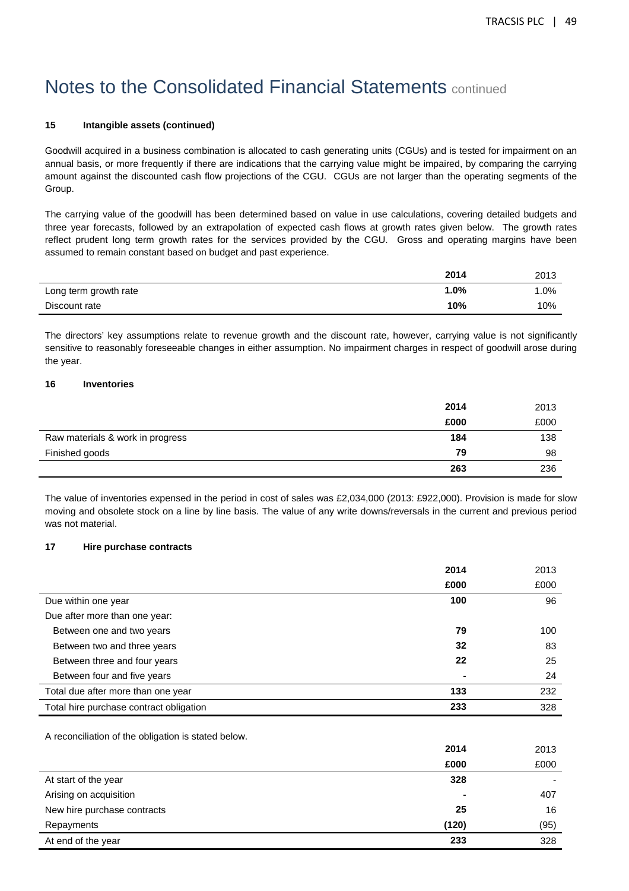# Notes to the Consolidated Financial Statements continued

#### 15 Intangible assets (continued)

Goodwill acquired in a business combination is allocated to cash generating units (CGUs) and is tested for impairment on an annual basis, or more frequently if there are indications that the carrying value might be impaired, by comparing the carrying amount against the discounted cash flow projections of the CGU. CGUs are not larger than the operating segments of the Group.

The carrying value of the goodwill has been determined based on value in use calculations, covering detailed budgets and three year forecasts, followed by an extrapolation of expected cash flows at growth rates given below. The growth rates reflect prudent long term growth rates for the services provided by the CGU. Gross and operating margins have been assumed to remain constant based on budget and past experience.

| | **2014** | 2013 |
|---|---|---|
| Long term growth rate | **1.0%** | 1.0% |
| Discount rate | **10%** | 10% |

The directors' key assumptions relate to revenue growth and the discount rate, however, carrying value is not significantly sensitive to reasonably foreseeable changes in either assumption. No impairment charges in respect of goodwill arose during the year.

#### 16 Inventories

| | **2014** | 2013 |
|---|---|---|
| | **£000** | £000 |
| Raw materials & work in progress | **184** | 138 |
| Finished goods | **79** | 98 |
| | **263** | 236 |

The value of inventories expensed in the period in cost of sales was £2,034,000 (2013: £922,000). Provision is made for slow moving and obsolete stock on a line by line basis. The value of any write downs/reversals in the current and previous period was not material.

#### 17 Hire purchase contracts

| | **2014** | 2013 |
|---|---|---|
| | **£000** | £000 |
| Due within one year | **100** | 96 |
| Due after more than one year: | | |
| Between one and two years | **79** | 100 |
| Between two and three years | **32** | 83 |
| Between three and four years | **22** | 25 |
| Between four and five years | **-** | 24 |
| Total due after more than one year | **133** | 232 |
| Total hire purchase contract obligation | **233** | 328 |

A reconciliation of the obligation is stated below.

| | **2014** | 2013 |
|---|---|---|
| | **£000** | £000 |
| At start of the year | **328** | - |
| Arising on acquisition | **-** | 407 |
| New hire purchase contracts | **25** | 16 |
| Repayments | **(120)** | (95) |
| At end of the year | **233** | 328 |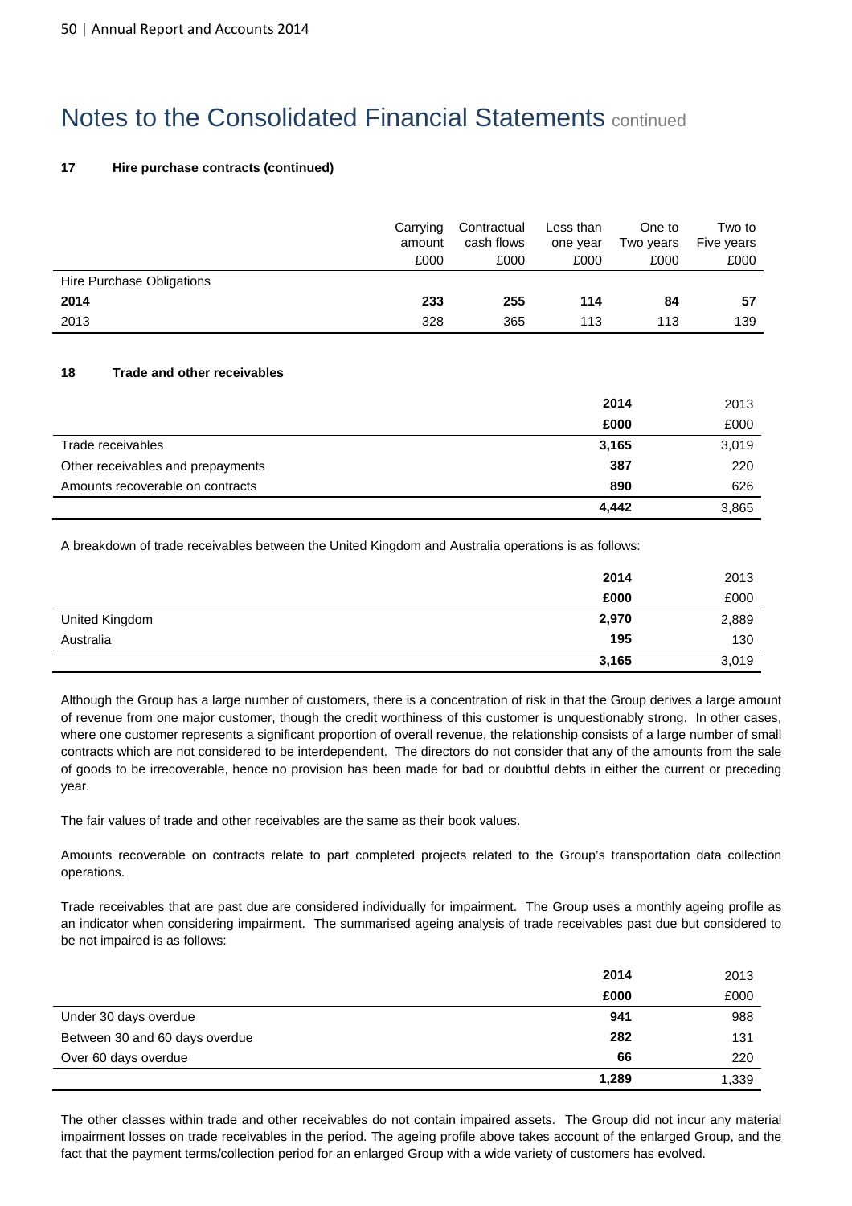# Notes to the Consolidated Financial Statements continued

**17 Hire purchase contracts (continued)**

| | Carrying amount £000 | Contractual cash flows £000 | Less than one year £000 | One to Two years £000 | Two to Five years £000 |
|---|---|---|---|---|---|
| Hire Purchase Obligations | | | | | |
| **2014** | **233** | **255** | **114** | **84** | **57** |
| 2013 | 328 | 365 | 113 | 113 | 139 |

**18 Trade and other receivables**

| | **2014** | 2013 |
|---|---|---|
| | **£000** | £000 |
| Trade receivables | **3,165** | 3,019 |
| Other receivables and prepayments | **387** | 220 |
| Amounts recoverable on contracts | **890** | 626 |
| | **4,442** | 3,865 |

A breakdown of trade receivables between the United Kingdom and Australia operations is as follows:

| | **2014** | 2013 |
|---|---|---|
| | **£000** | £000 |
| United Kingdom | **2,970** | 2,889 |
| Australia | **195** | 130 |
| | **3,165** | 3,019 |

Although the Group has a large number of customers, there is a concentration of risk in that the Group derives a large amount of revenue from one major customer, though the credit worthiness of this customer is unquestionably strong. In other cases, where one customer represents a significant proportion of overall revenue, the relationship consists of a large number of small contracts which are not considered to be interdependent. The directors do not consider that any of the amounts from the sale of goods to be irrecoverable, hence no provision has been made for bad or doubtful debts in either the current or preceding year.

The fair values of trade and other receivables are the same as their book values.

Amounts recoverable on contracts relate to part completed projects related to the Group's transportation data collection operations.

Trade receivables that are past due are considered individually for impairment. The Group uses a monthly ageing profile as an indicator when considering impairment. The summarised ageing analysis of trade receivables past due but considered to be not impaired is as follows:

| | **2014** | 2013 |
|---|---|---|
| | **£000** | £000 |
| Under 30 days overdue | **941** | 988 |
| Between 30 and 60 days overdue | **282** | 131 |
| Over 60 days overdue | **66** | 220 |
| | **1,289** | 1,339 |

The other classes within trade and other receivables do not contain impaired assets. The Group did not incur any material impairment losses on trade receivables in the period. The ageing profile above takes account of the enlarged Group, and the fact that the payment terms/collection period for an enlarged Group with a wide variety of customers has evolved.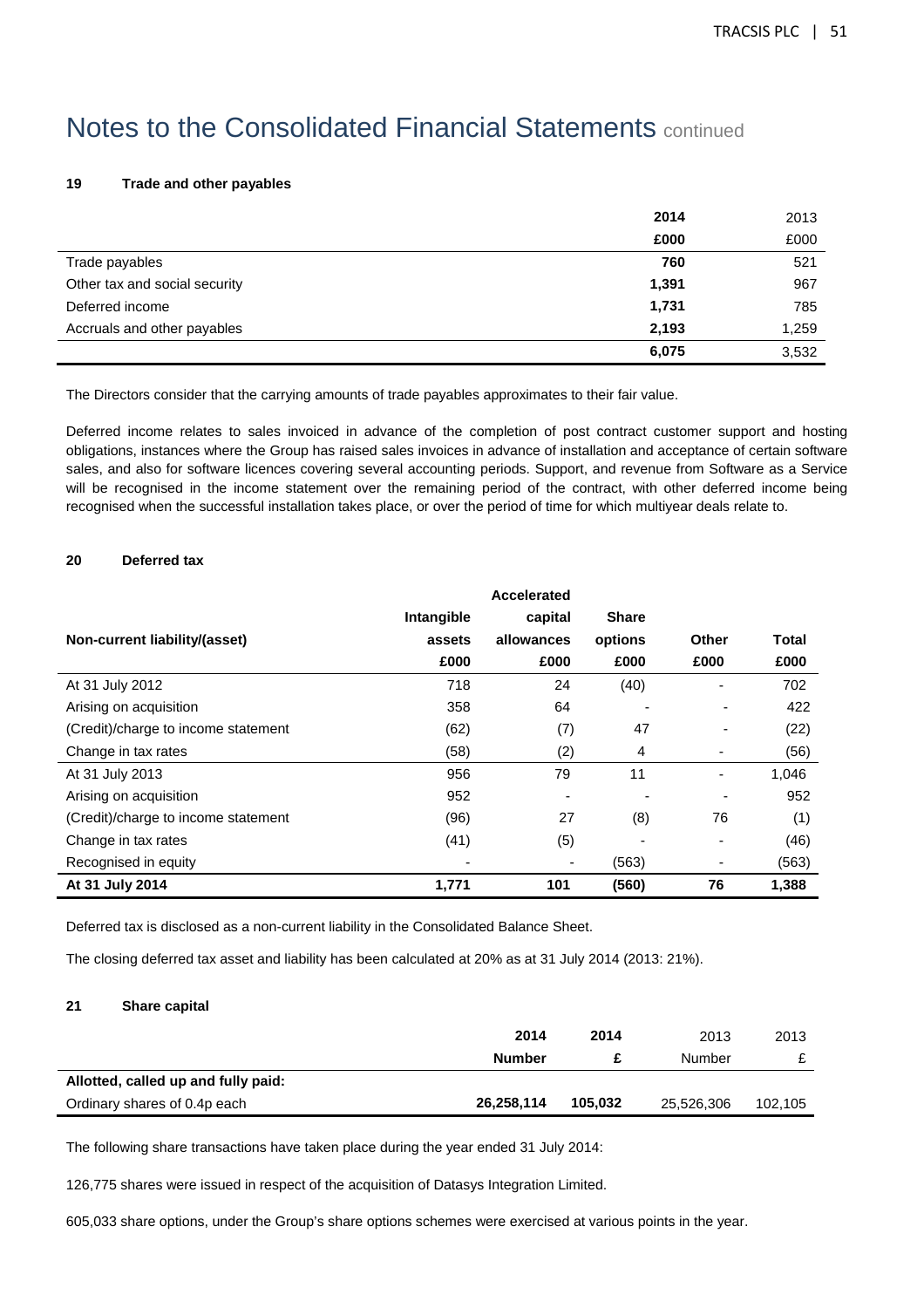# Notes to the Consolidated Financial Statements continued

## 19 Trade and other payables

| | **2014** | 2013 |
|---|---|---|
| | **£000** | £000 |
| Trade payables | **760** | 521 |
| Other tax and social security | **1,391** | 967 |
| Deferred income | **1,731** | 785 |
| Accruals and other payables | **2,193** | 1,259 |
| | **6,075** | 3,532 |

The Directors consider that the carrying amounts of trade payables approximates to their fair value.

Deferred income relates to sales invoiced in advance of the completion of post contract customer support and hosting obligations, instances where the Group has raised sales invoices in advance of installation and acceptance of certain software sales, and also for software licences covering several accounting periods. Support, and revenue from Software as a Service will be recognised in the income statement over the remaining period of the contract, with other deferred income being recognised when the successful installation takes place, or over the period of time for which multiyear deals relate to.

## 20 Deferred tax

| **Non-current liability/(asset)** | **Intangible assets** | **Accelerated capital allowances** | **Share options** | **Other** | **Total** |
|---|---|---|---|---|---|
| | **£000** | **£000** | **£000** | **£000** | **£000** |
| At 31 July 2012 | 718 | 24 | (40) | - | 702 |
| Arising on acquisition | 358 | 64 | - | - | 422 |
| (Credit)/charge to income statement | (62) | (7) | 47 | - | (22) |
| Change in tax rates | (58) | (2) | 4 | - | (56) |
| At 31 July 2013 | 956 | 79 | 11 | - | 1,046 |
| Arising on acquisition | 952 | - | - | - | 952 |
| (Credit)/charge to income statement | (96) | 27 | (8) | 76 | (1) |
| Change in tax rates | (41) | (5) | - | - | (46) |
| Recognised in equity | - | - | (563) | - | (563) |
| **At 31 July 2014** | **1,771** | **101** | **(560)** | **76** | **1,388** |

Deferred tax is disclosed as a non-current liability in the Consolidated Balance Sheet.

The closing deferred tax asset and liability has been calculated at 20% as at 31 July 2014 (2013: 21%).

## 21 Share capital

| | **2014** | **2014** | 2013 | 2013 |
|---|---|---|---|---|
| | **Number** | **£** | Number | £ |
| **Allotted, called up and fully paid:** | | | | |
| Ordinary shares of 0.4p each | **26,258,114** | **105,032** | 25,526,306 | 102,105 |

The following share transactions have taken place during the year ended 31 July 2014:

126,775 shares were issued in respect of the acquisition of Datasys Integration Limited.

605,033 share options, under the Group's share options schemes were exercised at various points in the year.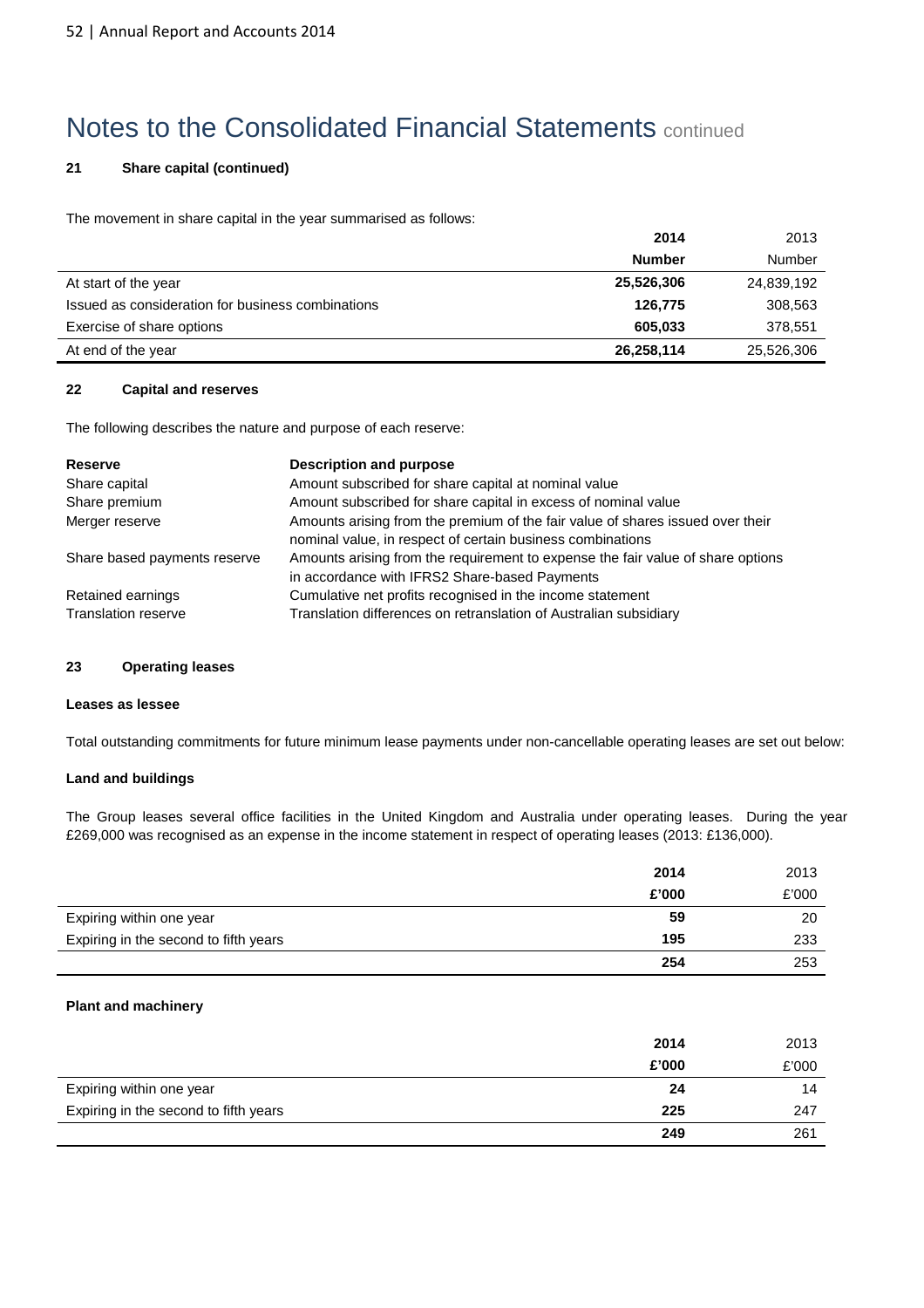# Notes to the Consolidated Financial Statements continued

### 21 Share capital (continued)

The movement in share capital in the year summarised as follows:

| | 2014 | 2013 |
|---|---|---|
| | **Number** | Number |
| At start of the year | **25,526,306** | 24,839,192 |
| Issued as consideration for business combinations | **126,775** | 308,563 |
| Exercise of share options | **605,033** | 378,551 |
| At end of the year | **26,258,114** | 25,526,306 |

### 22 Capital and reserves

The following describes the nature and purpose of each reserve:

| Reserve | Description and purpose |
|---|---|
| Share capital | Amount subscribed for share capital at nominal value |
| Share premium | Amount subscribed for share capital in excess of nominal value |
| Merger reserve | Amounts arising from the premium of the fair value of shares issued over their nominal value, in respect of certain business combinations |
| Share based payments reserve | Amounts arising from the requirement to expense the fair value of share options in accordance with IFRS2 Share-based Payments |
| Retained earnings | Cumulative net profits recognised in the income statement |
| Translation reserve | Translation differences on retranslation of Australian subsidiary |

### 23 Operating leases

**Leases as lessee**

Total outstanding commitments for future minimum lease payments under non-cancellable operating leases are set out below:

**Land and buildings**

The Group leases several office facilities in the United Kingdom and Australia under operating leases. During the year £269,000 was recognised as an expense in the income statement in respect of operating leases (2013: £136,000).

| | 2014 | 2013 |
|---|---|---|
| | **£'000** | £'000 |
| Expiring within one year | **59** | 20 |
| Expiring in the second to fifth years | **195** | 233 |
| | **254** | 253 |

**Plant and machinery**

| | 2014 | 2013 |
|---|---|---|
| | **£'000** | £'000 |
| Expiring within one year | **24** | 14 |
| Expiring in the second to fifth years | **225** | 247 |
| | **249** | 261 |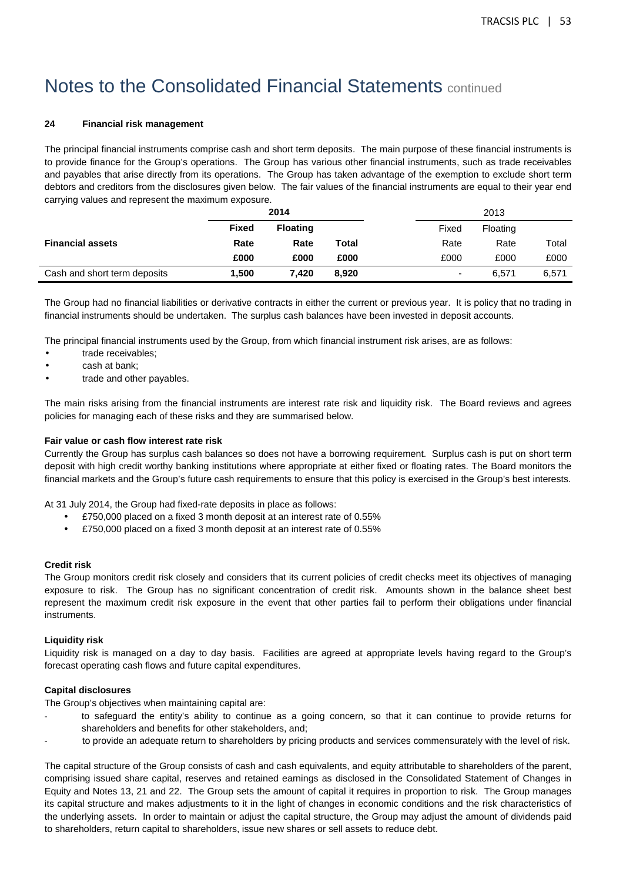# Notes to the Consolidated Financial Statements continued

### 24 Financial risk management

The principal financial instruments comprise cash and short term deposits. The main purpose of these financial instruments is to provide finance for the Group's operations. The Group has various other financial instruments, such as trade receivables and payables that arise directly from its operations. The Group has taken advantage of the exemption to exclude short term debtors and creditors from the disclosures given below. The fair values of the financial instruments are equal to their year end carrying values and represent the maximum exposure.

| | 2014 | | | 2013 | | |
|---|---|---|---|---|---|---|
| | **Fixed** | **Floating** | | Fixed | Floating | |
| **Financial assets** | **Rate** | **Rate** | **Total** | Rate | Rate | Total |
| | **£000** | **£000** | **£000** | £000 | £000 | £000 |
| Cash and short term deposits | **1,500** | **7,420** | **8,920** | - | 6,571 | 6,571 |

The Group had no financial liabilities or derivative contracts in either the current or previous year. It is policy that no trading in financial instruments should be undertaken. The surplus cash balances have been invested in deposit accounts.

The principal financial instruments used by the Group, from which financial instrument risk arises, are as follows:

- trade receivables;
- cash at bank;
- trade and other payables.

The main risks arising from the financial instruments are interest rate risk and liquidity risk. The Board reviews and agrees policies for managing each of these risks and they are summarised below.

**Fair value or cash flow interest rate risk**

Currently the Group has surplus cash balances so does not have a borrowing requirement. Surplus cash is put on short term deposit with high credit worthy banking institutions where appropriate at either fixed or floating rates. The Board monitors the financial markets and the Group's future cash requirements to ensure that this policy is exercised in the Group's best interests.

At 31 July 2014, the Group had fixed-rate deposits in place as follows:

- £750,000 placed on a fixed 3 month deposit at an interest rate of 0.55%
- £750,000 placed on a fixed 3 month deposit at an interest rate of 0.55%

**Credit risk**

The Group monitors credit risk closely and considers that its current policies of credit checks meet its objectives of managing exposure to risk. The Group has no significant concentration of credit risk. Amounts shown in the balance sheet best represent the maximum credit risk exposure in the event that other parties fail to perform their obligations under financial instruments.

**Liquidity risk**

Liquidity risk is managed on a day to day basis. Facilities are agreed at appropriate levels having regard to the Group's forecast operating cash flows and future capital expenditures.

**Capital disclosures**

The Group's objectives when maintaining capital are:

- to safeguard the entity's ability to continue as a going concern, so that it can continue to provide returns for shareholders and benefits for other stakeholders, and;
- to provide an adequate return to shareholders by pricing products and services commensurately with the level of risk.

The capital structure of the Group consists of cash and cash equivalents, and equity attributable to shareholders of the parent, comprising issued share capital, reserves and retained earnings as disclosed in the Consolidated Statement of Changes in Equity and Notes 13, 21 and 22. The Group sets the amount of capital it requires in proportion to risk. The Group manages its capital structure and makes adjustments to it in the light of changes in economic conditions and the risk characteristics of the underlying assets. In order to maintain or adjust the capital structure, the Group may adjust the amount of dividends paid to shareholders, return capital to shareholders, issue new shares or sell assets to reduce debt.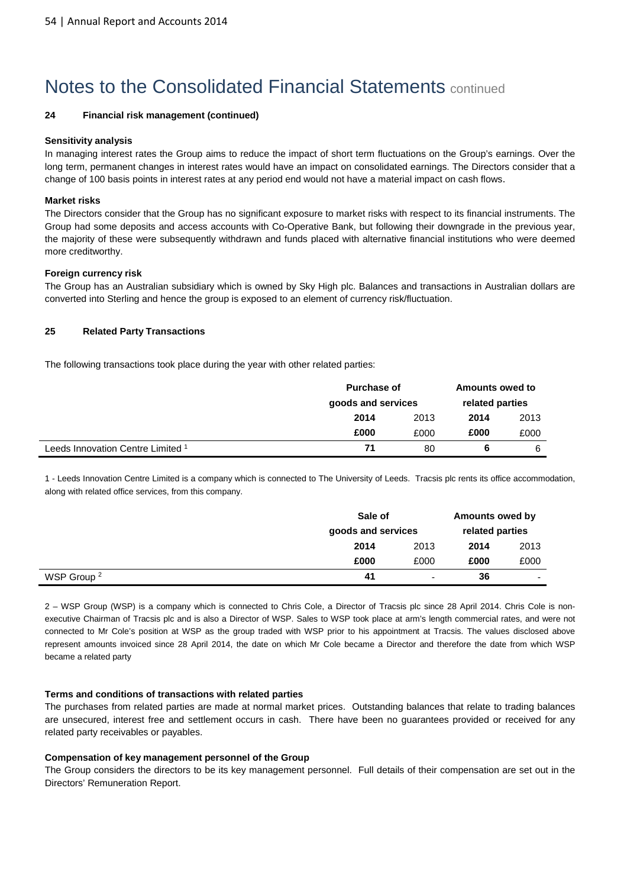# Notes to the Consolidated Financial Statements continued

**24 Financial risk management (continued)**

**Sensitivity analysis**

In managing interest rates the Group aims to reduce the impact of short term fluctuations on the Group's earnings. Over the long term, permanent changes in interest rates would have an impact on consolidated earnings. The Directors consider that a change of 100 basis points in interest rates at any period end would not have a material impact on cash flows.

**Market risks**

The Directors consider that the Group has no significant exposure to market risks with respect to its financial instruments. The Group had some deposits and access accounts with Co-Operative Bank, but following their downgrade in the previous year, the majority of these were subsequently withdrawn and funds placed with alternative financial institutions who were deemed more creditworthy.

**Foreign currency risk**

The Group has an Australian subsidiary which is owned by Sky High plc. Balances and transactions in Australian dollars are converted into Sterling and hence the group is exposed to an element of currency risk/fluctuation.

**25 Related Party Transactions**

The following transactions took place during the year with other related parties:

| | Purchase of goods and services | | Amounts owed to related parties | |
|---|---|---|---|---|
| | **2014** | 2013 | **2014** | 2013 |
| | **£000** | £000 | **£000** | £000 |
| Leeds Innovation Centre Limited [1] | **71** | 80 | **6** | 6 |

1 - Leeds Innovation Centre Limited is a company which is connected to The University of Leeds. Tracsis plc rents its office accommodation, along with related office services, from this company.

| | Sale of goods and services | | Amounts owed by related parties | |
|---|---|---|---|---|
| | **2014** | 2013 | **2014** | 2013 |
| | **£000** | £000 | **£000** | £000 |
| WSP Group [2] | **41** | - | **36** | - |

2 – WSP Group (WSP) is a company which is connected to Chris Cole, a Director of Tracsis plc since 28 April 2014. Chris Cole is non-executive Chairman of Tracsis plc and is also a Director of WSP. Sales to WSP took place at arm's length commercial rates, and were not connected to Mr Cole's position at WSP as the group traded with WSP prior to his appointment at Tracsis. The values disclosed above represent amounts invoiced since 28 April 2014, the date on which Mr Cole became a Director and therefore the date from which WSP became a related party

**Terms and conditions of transactions with related parties**

The purchases from related parties are made at normal market prices. Outstanding balances that relate to trading balances are unsecured, interest free and settlement occurs in cash. There have been no guarantees provided or received for any related party receivables or payables.

**Compensation of key management personnel of the Group**

The Group considers the directors to be its key management personnel. Full details of their compensation are set out in the Directors' Remuneration Report.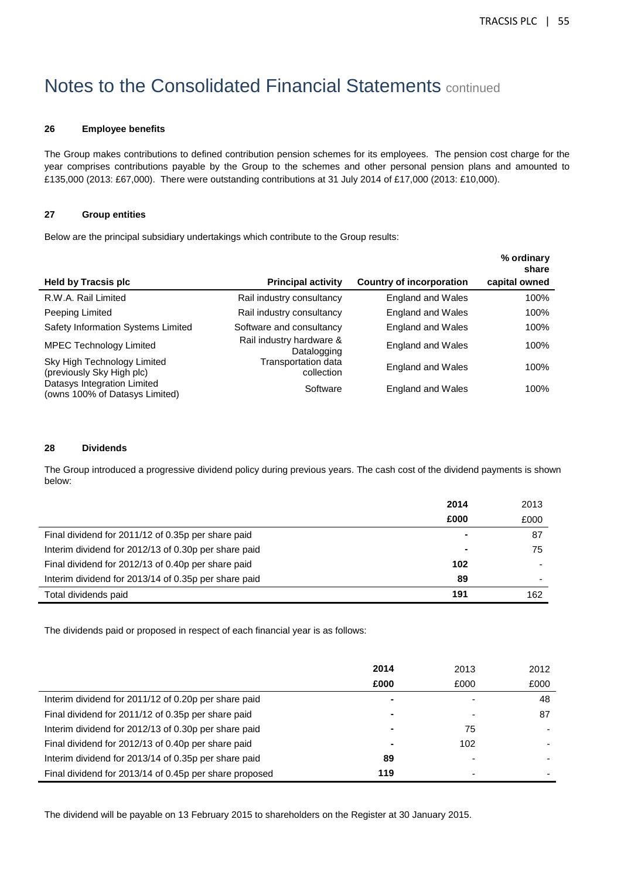# Notes to the Consolidated Financial Statements continued

### 26 Employee benefits

The Group makes contributions to defined contribution pension schemes for its employees. The pension cost charge for the year comprises contributions payable by the Group to the schemes and other personal pension plans and amounted to £135,000 (2013: £67,000). There were outstanding contributions at 31 July 2014 of £17,000 (2013: £10,000).

### 27 Group entities

Below are the principal subsidiary undertakings which contribute to the Group results:

| Held by Tracsis plc | Principal activity | Country of incorporation | % ordinary share capital owned |
|---|---|---|---|
| R.W.A. Rail Limited | Rail industry consultancy | England and Wales | 100% |
| Peeping Limited | Rail industry consultancy | England and Wales | 100% |
| Safety Information Systems Limited | Software and consultancy | England and Wales | 100% |
| MPEC Technology Limited | Rail industry hardware & Datalogging | England and Wales | 100% |
| Sky High Technology Limited (previously Sky High plc) | Transportation data collection | England and Wales | 100% |
| Datasys Integration Limited (owns 100% of Datasys Limited) | Software | England and Wales | 100% |

### 28 Dividends

The Group introduced a progressive dividend policy during previous years. The cash cost of the dividend payments is shown below:

| | 2014 £000 | 2013 £000 |
|---|---|---|
| Final dividend for 2011/12 of 0.35p per share paid | - | 87 |
| Interim dividend for 2012/13 of 0.30p per share paid | - | 75 |
| Final dividend for 2012/13 of 0.40p per share paid | 102 | - |
| Interim dividend for 2013/14 of 0.35p per share paid | 89 | - |
| Total dividends paid | 191 | 162 |

The dividends paid or proposed in respect of each financial year is as follows:

| | 2014 £000 | 2013 £000 | 2012 £000 |
|---|---|---|---|
| Interim dividend for 2011/12 of 0.20p per share paid | - | - | 48 |
| Final dividend for 2011/12 of 0.35p per share paid | - | - | 87 |
| Interim dividend for 2012/13 of 0.30p per share paid | - | 75 | - |
| Final dividend for 2012/13 of 0.40p per share paid | - | 102 | - |
| Interim dividend for 2013/14 of 0.35p per share paid | 89 | - | - |
| Final dividend for 2013/14 of 0.45p per share proposed | 119 | - | - |

The dividend will be payable on 13 February 2015 to shareholders on the Register at 30 January 2015.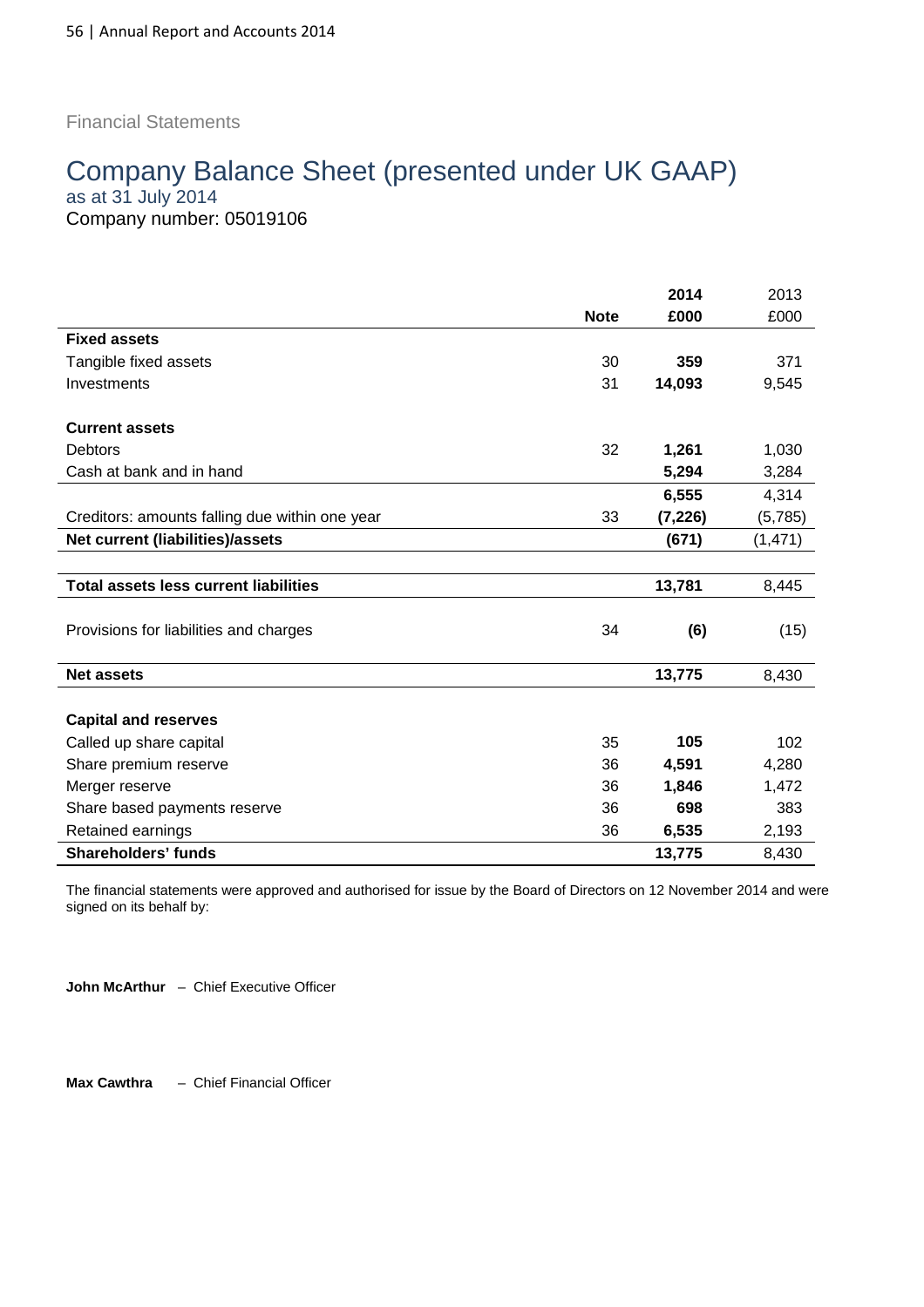Financial Statements

# Company Balance Sheet (presented under UK GAAP)

as at 31 July 2014

Company number: 05019106

| | Note | 2014 £000 | 2013 £000 |
|---|---|---|---|
| **Fixed assets** | | | |
| Tangible fixed assets | 30 | **359** | 371 |
| Investments | 31 | **14,093** | 9,545 |
| | | | |
| **Current assets** | | | |
| Debtors | 32 | **1,261** | 1,030 |
| Cash at bank and in hand | | **5,294** | 3,284 |
| | | **6,555** | 4,314 |
| Creditors: amounts falling due within one year | 33 | **(7,226)** | (5,785) |
| **Net current (liabilities)/assets** | | **(671)** | (1,471) |
| | | | |
| **Total assets less current liabilities** | | **13,781** | 8,445 |
| | | | |
| Provisions for liabilities and charges | 34 | **(6)** | (15) |
| | | | |
| **Net assets** | | **13,775** | 8,430 |
| | | | |
| **Capital and reserves** | | | |
| Called up share capital | 35 | **105** | 102 |
| Share premium reserve | 36 | **4,591** | 4,280 |
| Merger reserve | 36 | **1,846** | 1,472 |
| Share based payments reserve | 36 | **698** | 383 |
| Retained earnings | 36 | **6,535** | 2,193 |
| **Shareholders' funds** | | **13,775** | 8,430 |

The financial statements were approved and authorised for issue by the Board of Directors on 12 November 2014 and were signed on its behalf by:

**John McArthur** – Chief Executive Officer

**Max Cawthra** – Chief Financial Officer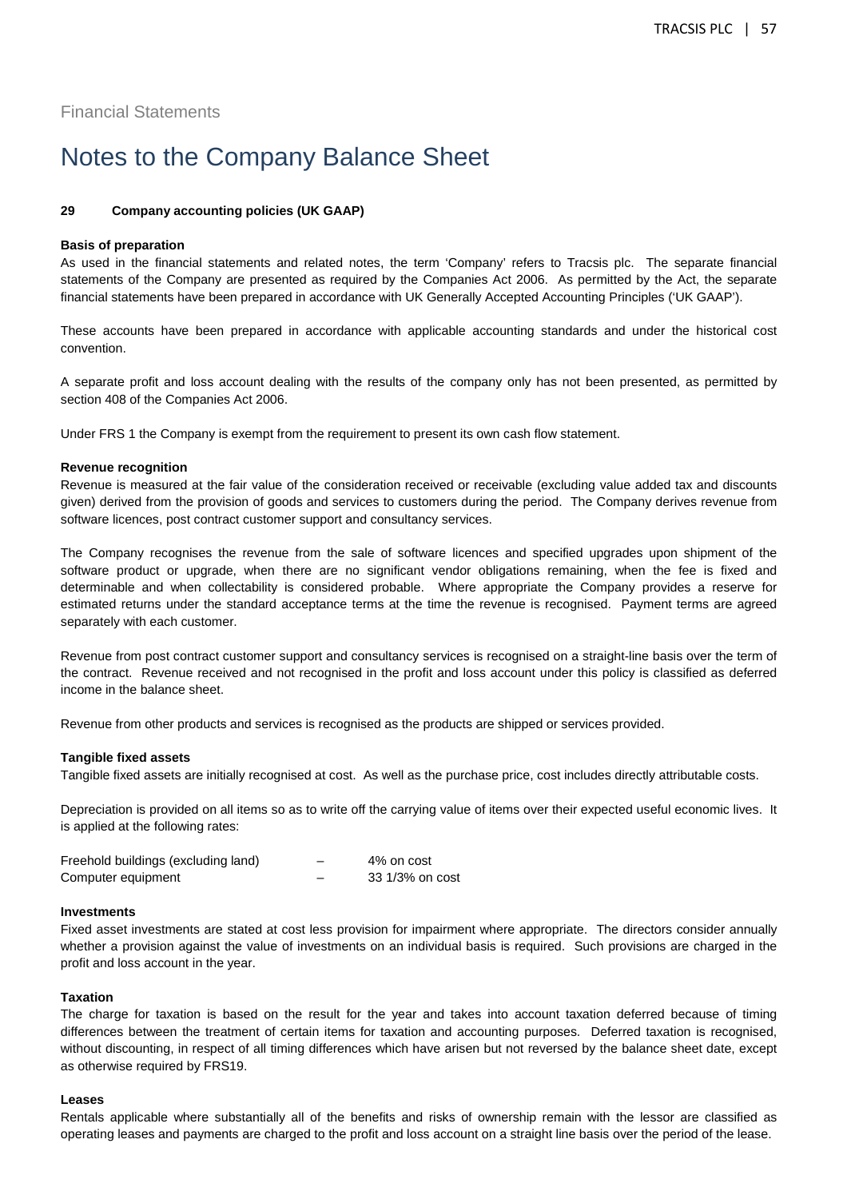Financial Statements

# Notes to the Company Balance Sheet

## 29 Company accounting policies (UK GAAP)

**Basis of preparation**

As used in the financial statements and related notes, the term 'Company' refers to Tracsis plc. The separate financial statements of the Company are presented as required by the Companies Act 2006. As permitted by the Act, the separate financial statements have been prepared in accordance with UK Generally Accepted Accounting Principles ('UK GAAP').

These accounts have been prepared in accordance with applicable accounting standards and under the historical cost convention.

A separate profit and loss account dealing with the results of the company only has not been presented, as permitted by section 408 of the Companies Act 2006.

Under FRS 1 the Company is exempt from the requirement to present its own cash flow statement.

**Revenue recognition**

Revenue is measured at the fair value of the consideration received or receivable (excluding value added tax and discounts given) derived from the provision of goods and services to customers during the period. The Company derives revenue from software licences, post contract customer support and consultancy services.

The Company recognises the revenue from the sale of software licences and specified upgrades upon shipment of the software product or upgrade, when there are no significant vendor obligations remaining, when the fee is fixed and determinable and when collectability is considered probable. Where appropriate the Company provides a reserve for estimated returns under the standard acceptance terms at the time the revenue is recognised. Payment terms are agreed separately with each customer.

Revenue from post contract customer support and consultancy services is recognised on a straight-line basis over the term of the contract. Revenue received and not recognised in the profit and loss account under this policy is classified as deferred income in the balance sheet.

Revenue from other products and services is recognised as the products are shipped or services provided.

**Tangible fixed assets**

Tangible fixed assets are initially recognised at cost. As well as the purchase price, cost includes directly attributable costs.

Depreciation is provided on all items so as to write off the carrying value of items over their expected useful economic lives. It is applied at the following rates:

| | | |
|---|---|---|
| Freehold buildings (excluding land) | – | 4% on cost |
| Computer equipment | – | 33 1/3% on cost |

**Investments**

Fixed asset investments are stated at cost less provision for impairment where appropriate. The directors consider annually whether a provision against the value of investments on an individual basis is required. Such provisions are charged in the profit and loss account in the year.

**Taxation**

The charge for taxation is based on the result for the year and takes into account taxation deferred because of timing differences between the treatment of certain items for taxation and accounting purposes. Deferred taxation is recognised, without discounting, in respect of all timing differences which have arisen but not reversed by the balance sheet date, except as otherwise required by FRS19.

**Leases**

Rentals applicable where substantially all of the benefits and risks of ownership remain with the lessor are classified as operating leases and payments are charged to the profit and loss account on a straight line basis over the period of the lease.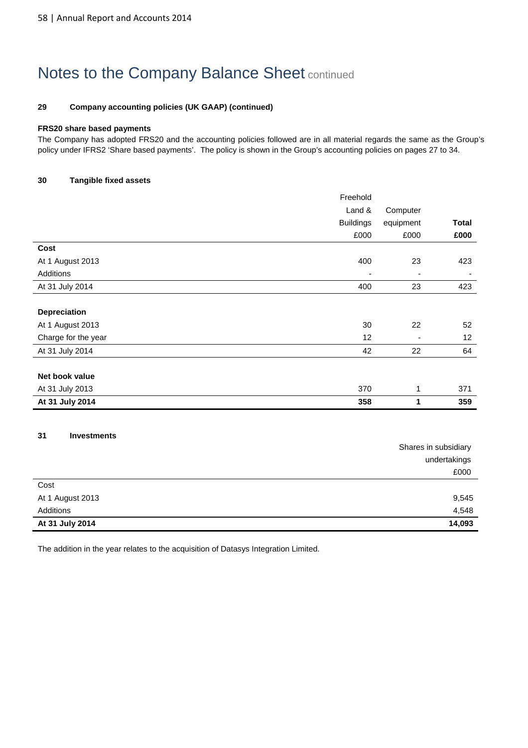# Notes to the Company Balance Sheet continued

#### 29 Company accounting policies (UK GAAP) (continued)

**FRS20 share based payments**

The Company has adopted FRS20 and the accounting policies followed are in all material regards the same as the Group's policy under IFRS2 'Share based payments'. The policy is shown in the Group's accounting policies on pages 27 to 34.

#### 30 Tangible fixed assets

| | Freehold Land & Buildings £000 | Computer equipment £000 | **Total £000** |
|---|---|---|---|
| **Cost** | | | |
| At 1 August 2013 | 400 | 23 | 423 |
| Additions | - | - | - |
| At 31 July 2014 | 400 | 23 | 423 |
| **Depreciation** | | | |
| At 1 August 2013 | 30 | 22 | 52 |
| Charge for the year | 12 | - | 12 |
| At 31 July 2014 | 42 | 22 | 64 |
| **Net book value** | | | |
| At 31 July 2013 | 370 | 1 | 371 |
| **At 31 July 2014** | **358** | **1** | **359** |

#### 31 Investments

| | Shares in subsidiary undertakings £000 |
|---|---|
| Cost | |
| At 1 August 2013 | 9,545 |
| Additions | 4,548 |
| **At 31 July 2014** | **14,093** |

The addition in the year relates to the acquisition of Datasys Integration Limited.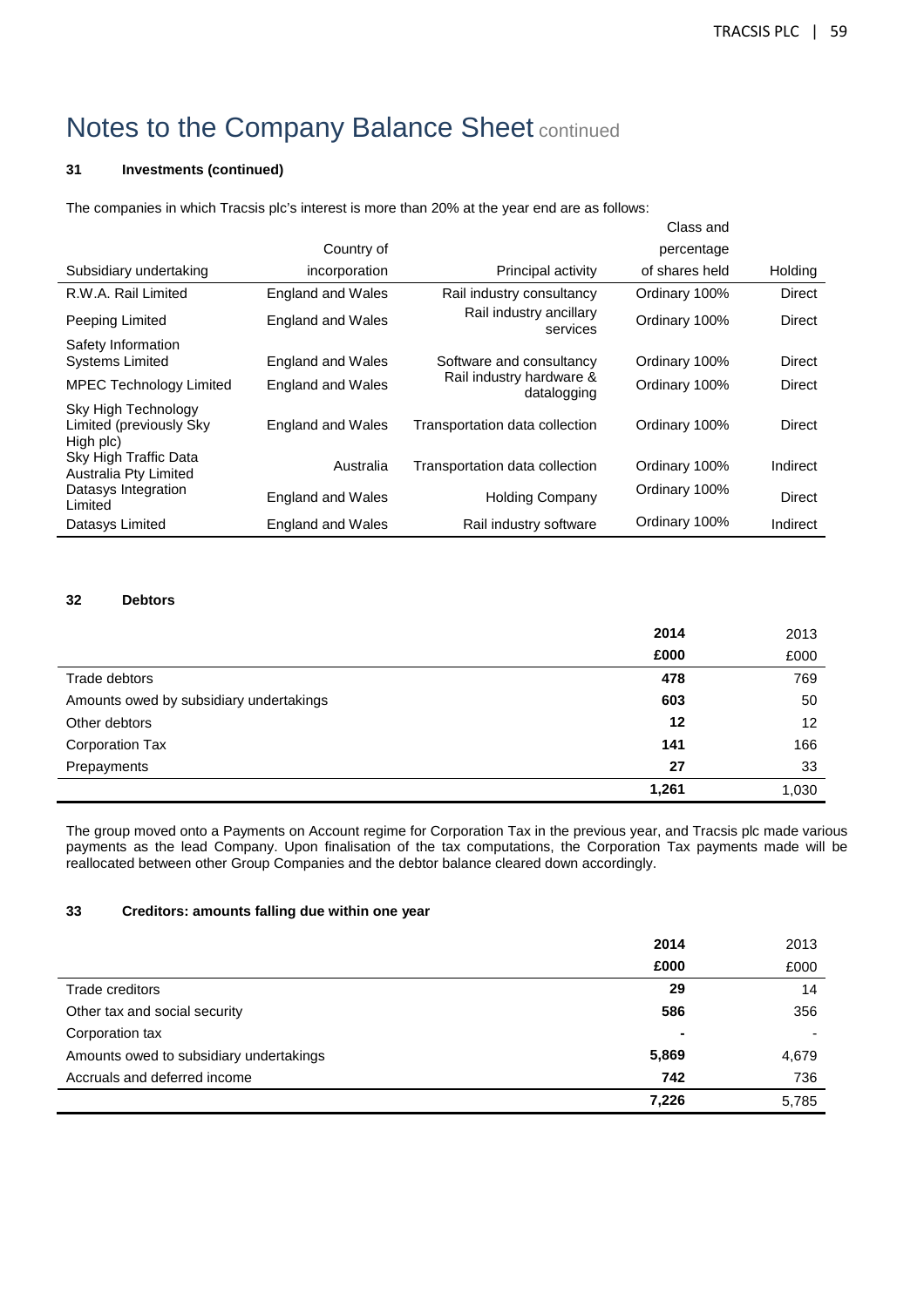# Notes to the Company Balance Sheet continued

### 31 Investments (continued)

The companies in which Tracsis plc's interest is more than 20% at the year end are as follows:

| Subsidiary undertaking | Country of incorporation | Principal activity | Class and percentage of shares held | Holding |
|---|---|---|---|---|
| R.W.A. Rail Limited | England and Wales | Rail industry consultancy | Ordinary 100% | Direct |
| Peeping Limited | England and Wales | Rail industry ancillary services | Ordinary 100% | Direct |
| Safety Information Systems Limited | England and Wales | Software and consultancy | Ordinary 100% | Direct |
| MPEC Technology Limited | England and Wales | Rail industry hardware & datalogging | Ordinary 100% | Direct |
| Sky High Technology Limited (previously Sky High plc) | England and Wales | Transportation data collection | Ordinary 100% | Direct |
| Sky High Traffic Data Australia Pty Limited | Australia | Transportation data collection | Ordinary 100% | Indirect |
| Datasys Integration Limited | England and Wales | Holding Company | Ordinary 100% | Direct |
| Datasys Limited | England and Wales | Rail industry software | Ordinary 100% | Indirect |

### 32 Debtors

| | 2014 | 2013 |
|---|---|---|
| | £000 | £000 |
| Trade debtors | 478 | 769 |
| Amounts owed by subsidiary undertakings | 603 | 50 |
| Other debtors | 12 | 12 |
| Corporation Tax | 141 | 166 |
| Prepayments | 27 | 33 |
| | 1,261 | 1,030 |

The group moved onto a Payments on Account regime for Corporation Tax in the previous year, and Tracsis plc made various payments as the lead Company. Upon finalisation of the tax computations, the Corporation Tax payments made will be reallocated between other Group Companies and the debtor balance cleared down accordingly.

### 33 Creditors: amounts falling due within one year

| | 2014 | 2013 |
|---|---|---|
| | £000 | £000 |
| Trade creditors | 29 | 14 |
| Other tax and social security | 586 | 356 |
| Corporation tax | - | - |
| Amounts owed to subsidiary undertakings | 5,869 | 4,679 |
| Accruals and deferred income | 742 | 736 |
| | 7,226 | 5,785 |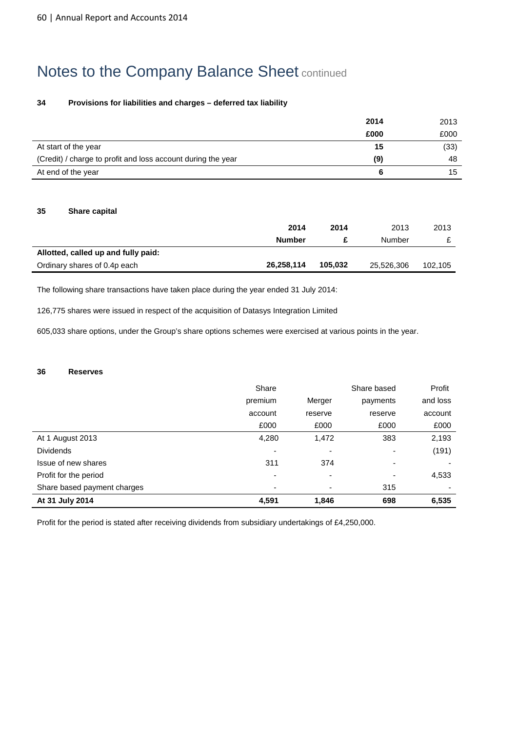# Notes to the Company Balance Sheet continued

### 34 Provisions for liabilities and charges – deferred tax liability

| | **2014** | 2013 |
|---|---|---|
| | **£000** | £000 |
| At start of the year | **15** | (33) |
| (Credit) / charge to profit and loss account during the year | **(9)** | 48 |
| At end of the year | **6** | 15 |

### 35 Share capital

| | **2014** | **2014** | 2013 | 2013 |
|---|---|---|---|---|
| | **Number** | **£** | Number | £ |
| **Allotted, called up and fully paid:** | | | | |
| Ordinary shares of 0.4p each | **26,258,114** | **105,032** | 25,526,306 | 102,105 |

The following share transactions have taken place during the year ended 31 July 2014:

126,775 shares were issued in respect of the acquisition of Datasys Integration Limited

605,033 share options, under the Group's share options schemes were exercised at various points in the year.

### 36 Reserves

| | Share premium account | Merger reserve | Share based payments reserve | Profit and loss account |
|---|---|---|---|---|
| | £000 | £000 | £000 | £000 |
| At 1 August 2013 | 4,280 | 1,472 | 383 | 2,193 |
| Dividends | - | - | - | (191) |
| Issue of new shares | 311 | 374 | - | - |
| Profit for the period | - | - | - | 4,533 |
| Share based payment charges | - | - | 315 | - |
| **At 31 July 2014** | **4,591** | **1,846** | **698** | **6,535** |

Profit for the period is stated after receiving dividends from subsidiary undertakings of £4,250,000.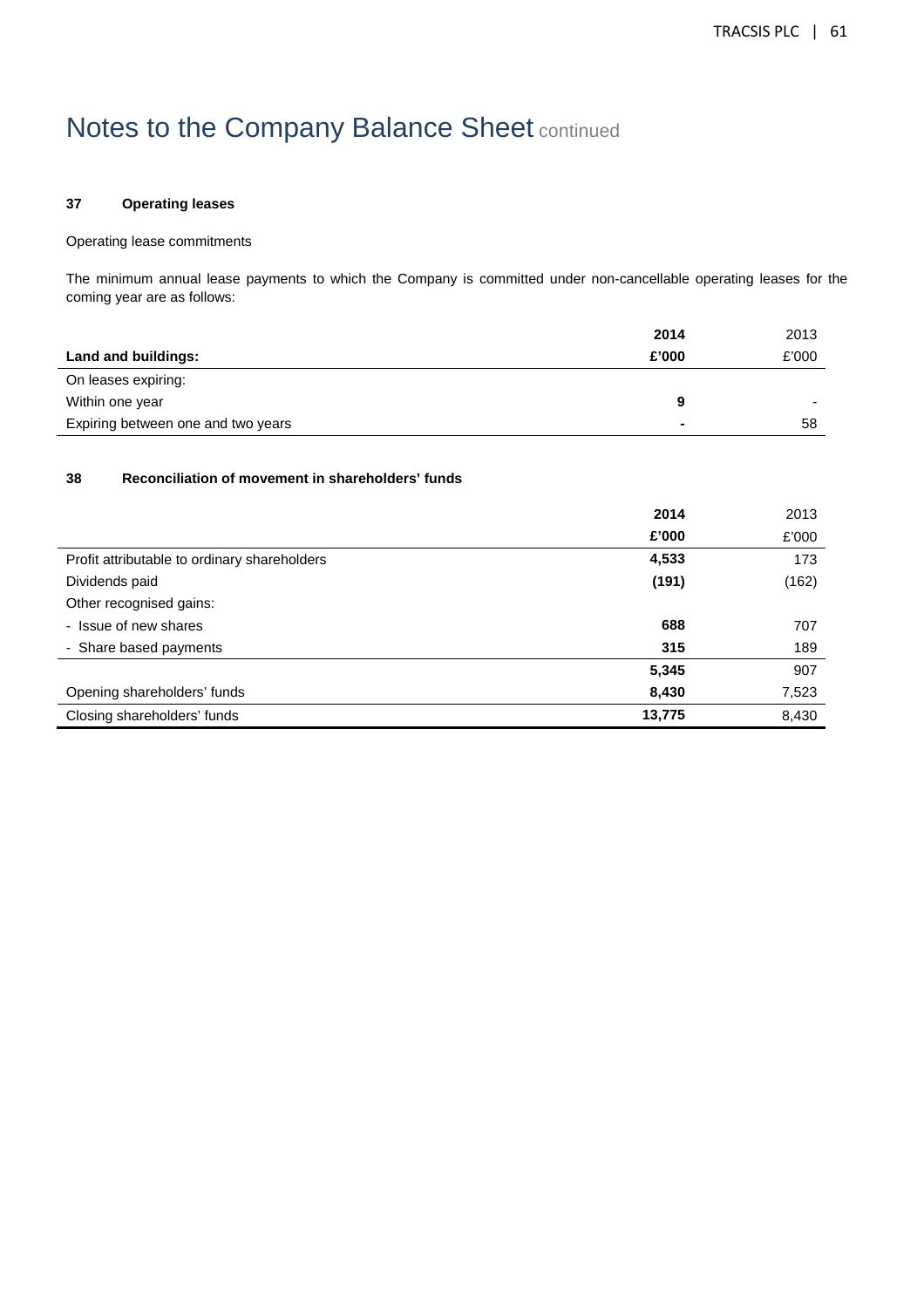# Notes to the Company Balance Sheet continued

### 37 Operating leases

Operating lease commitments

The minimum annual lease payments to which the Company is committed under non-cancellable operating leases for the coming year are as follows:

| | 2014 | 2013 |
|---|---|---|
| **Land and buildings:** | **£'000** | £'000 |
| On leases expiring: | | |
| Within one year | **9** | - |
| Expiring between one and two years | **-** | 58 |

### 38 Reconciliation of movement in shareholders' funds

| | 2014 | 2013 |
|---|---|---|
| | **£'000** | £'000 |
| Profit attributable to ordinary shareholders | **4,533** | 173 |
| Dividends paid | **(191)** | (162) |
| Other recognised gains: | | |
| - Issue of new shares | **688** | 707 |
| - Share based payments | **315** | 189 |
| | **5,345** | 907 |
| Opening shareholders' funds | **8,430** | 7,523 |
| Closing shareholders' funds | **13,775** | 8,430 |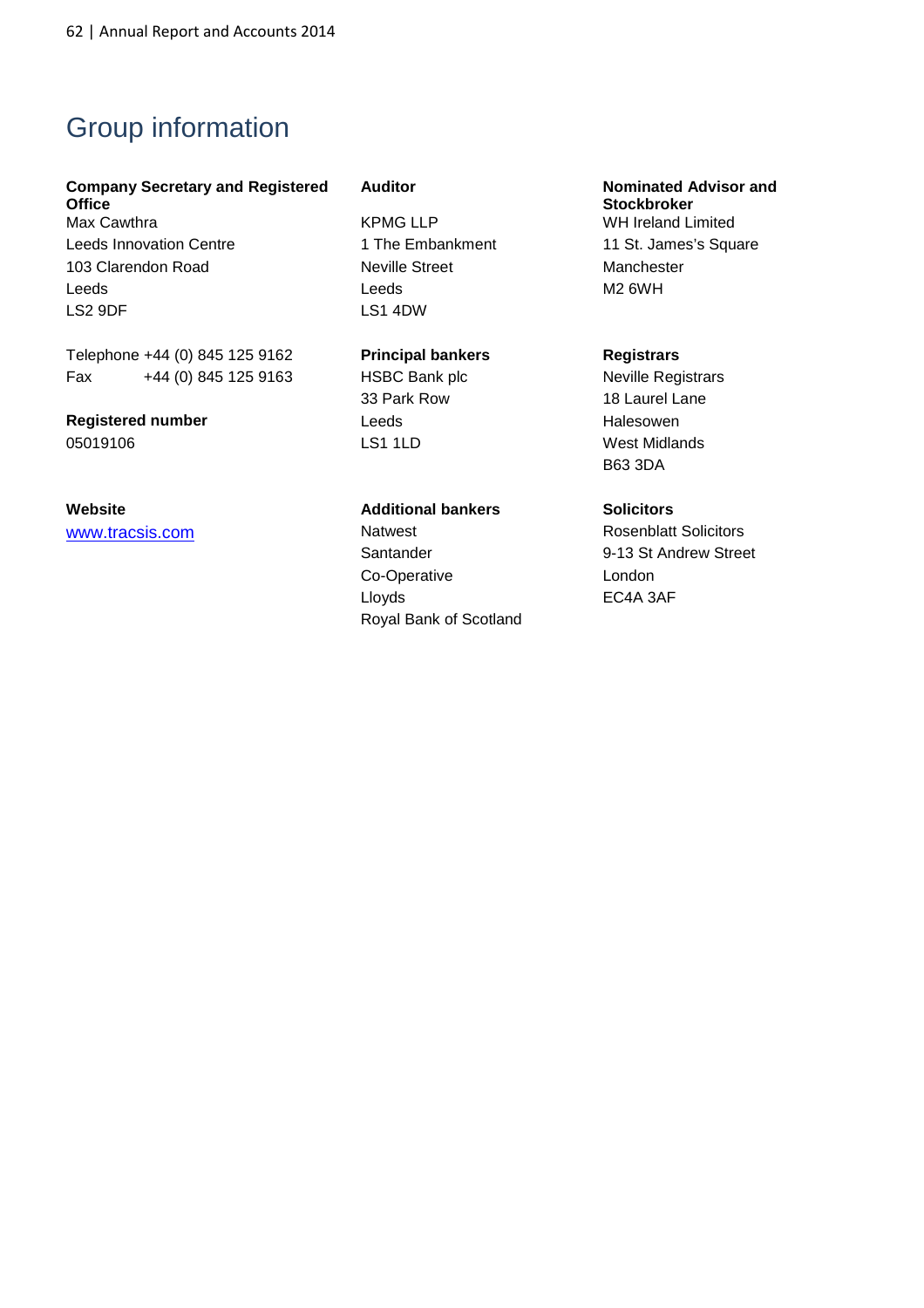# Group information

**Company Secretary and Registered Office**
Max Cawthra
Leeds Innovation Centre
103 Clarendon Road
Leeds
LS2 9DF

Telephone +44 (0) 845 125 9162
Fax +44 (0) 845 125 9163

**Registered number**
05019106

**Website**
www.tracsis.com

**Auditor**
KPMG LLP
1 The Embankment
Neville Street
Leeds
LS1 4DW

**Principal bankers**
HSBC Bank plc
33 Park Row
Leeds
LS1 1LD

**Additional bankers**
Natwest
Santander
Co-Operative
Lloyds
Royal Bank of Scotland

**Nominated Advisor and Stockbroker**
WH Ireland Limited
11 St. James's Square
Manchester
M2 6WH

**Registrars**
Neville Registrars
18 Laurel Lane
Halesowen
West Midlands
B63 3DA

**Solicitors**
Rosenblatt Solicitors
9-13 St Andrew Street
London
EC4A 3AF